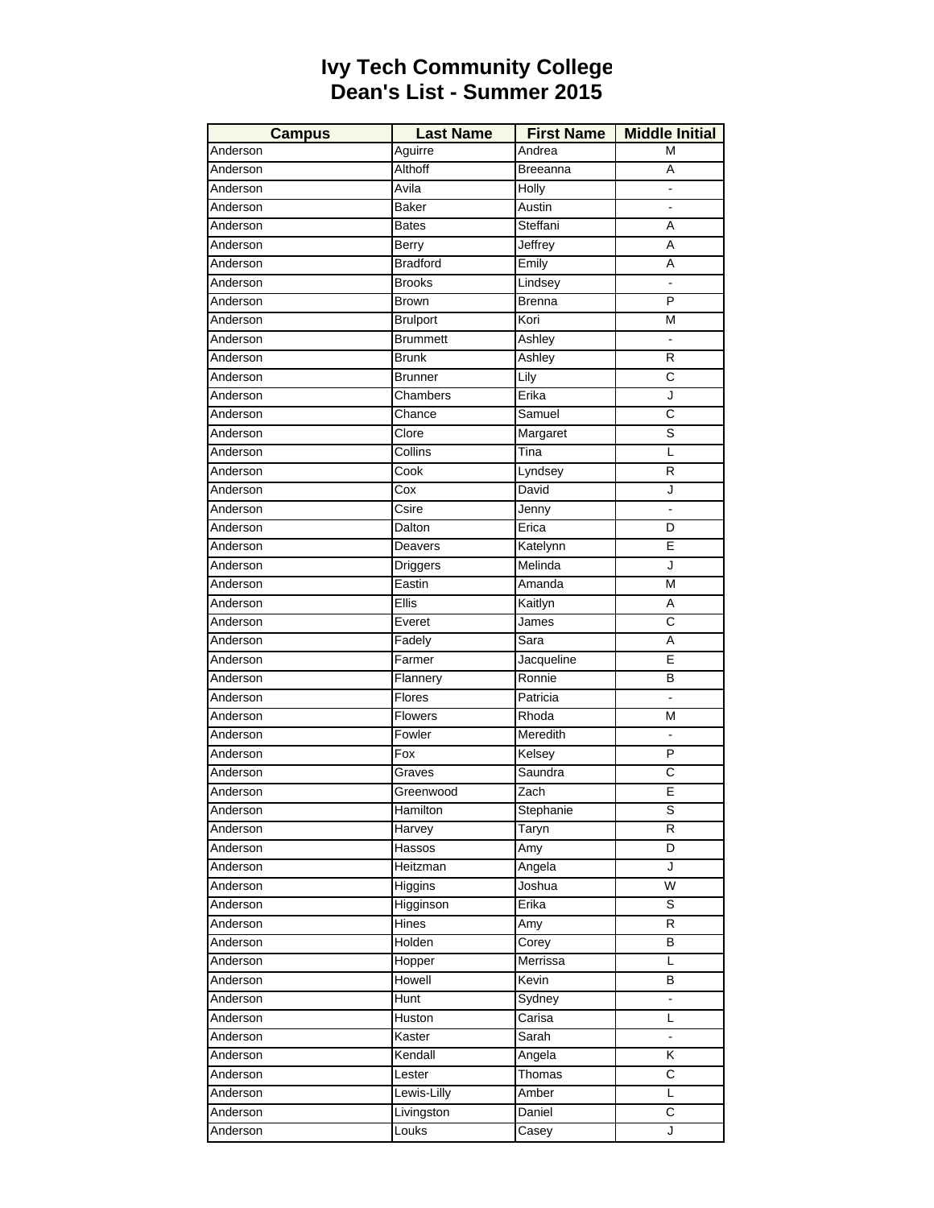# Ivy Tech Community College
# Dean's List - Summer 2015

| Campus | Last Name | First Name | Middle Initial |
|---|---|---|---|
| Anderson | Aguirre | Andrea | M |
| Anderson | Althoff | Breeanna | A |
| Anderson | Avila | Holly | - |
| Anderson | Baker | Austin | - |
| Anderson | Bates | Steffani | A |
| Anderson | Berry | Jeffrey | A |
| Anderson | Bradford | Emily | A |
| Anderson | Brooks | Lindsey | - |
| Anderson | Brown | Brenna | P |
| Anderson | Brulport | Kori | M |
| Anderson | Brummett | Ashley | - |
| Anderson | Brunk | Ashley | R |
| Anderson | Brunner | Lily | C |
| Anderson | Chambers | Erika | J |
| Anderson | Chance | Samuel | C |
| Anderson | Clore | Margaret | S |
| Anderson | Collins | Tina | L |
| Anderson | Cook | Lyndsey | R |
| Anderson | Cox | David | J |
| Anderson | Csire | Jenny | - |
| Anderson | Dalton | Erica | D |
| Anderson | Deavers | Katelynn | E |
| Anderson | Driggers | Melinda | J |
| Anderson | Eastin | Amanda | M |
| Anderson | Ellis | Kaitlyn | A |
| Anderson | Everet | James | C |
| Anderson | Fadely | Sara | A |
| Anderson | Farmer | Jacqueline | E |
| Anderson | Flannery | Ronnie | B |
| Anderson | Flores | Patricia | - |
| Anderson | Flowers | Rhoda | M |
| Anderson | Fowler | Meredith | - |
| Anderson | Fox | Kelsey | P |
| Anderson | Graves | Saundra | C |
| Anderson | Greenwood | Zach | E |
| Anderson | Hamilton | Stephanie | S |
| Anderson | Harvey | Taryn | R |
| Anderson | Hassos | Amy | D |
| Anderson | Heitzman | Angela | J |
| Anderson | Higgins | Joshua | W |
| Anderson | Higginson | Erika | S |
| Anderson | Hines | Amy | R |
| Anderson | Holden | Corey | B |
| Anderson | Hopper | Merrissa | L |
| Anderson | Howell | Kevin | B |
| Anderson | Hunt | Sydney | - |
| Anderson | Huston | Carisa | L |
| Anderson | Kaster | Sarah | - |
| Anderson | Kendall | Angela | K |
| Anderson | Lester | Thomas | C |
| Anderson | Lewis-Lilly | Amber | L |
| Anderson | Livingston | Daniel | C |
| Anderson | Louks | Casey | J |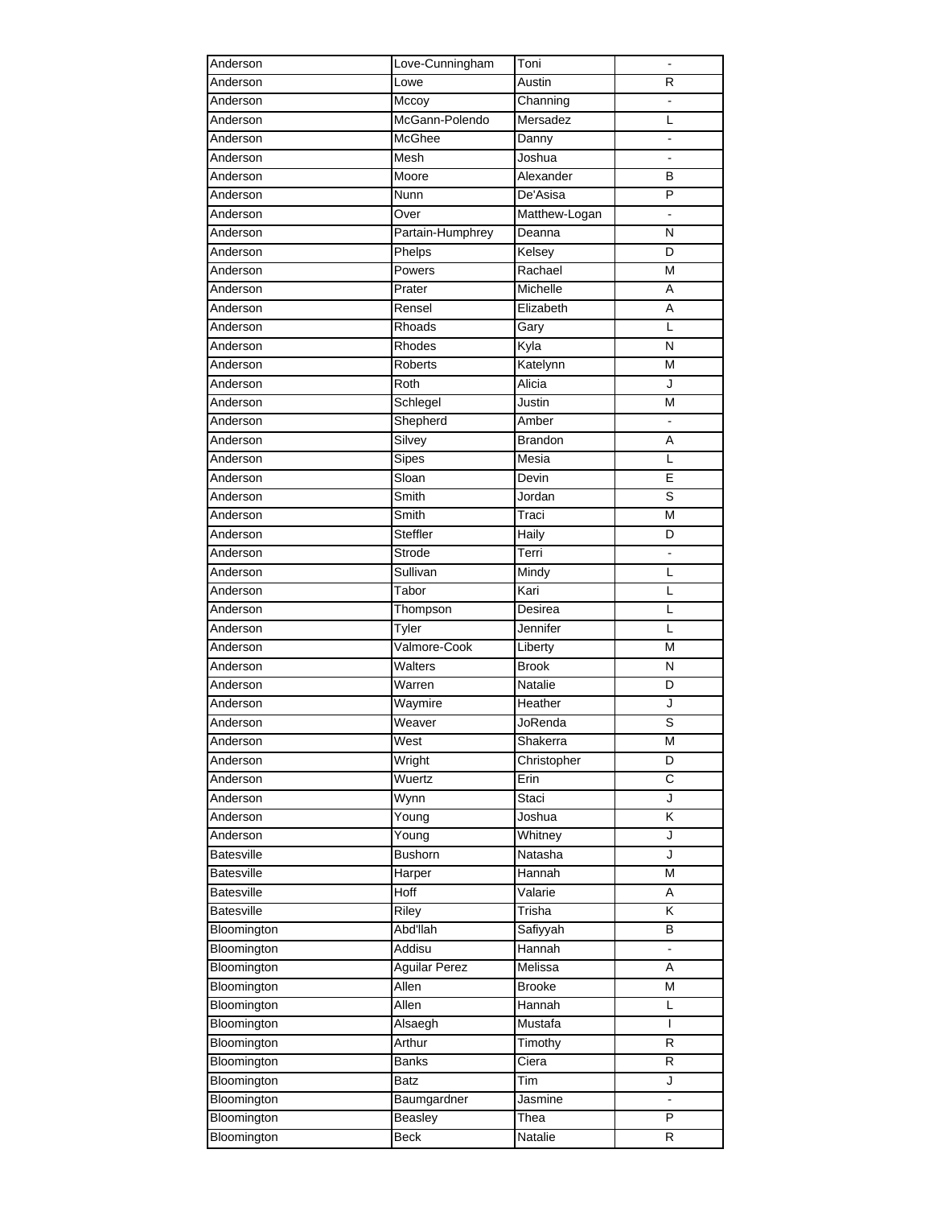| | | | |
|---|---|---|---|
| Anderson | Love-Cunningham | Toni | - |
| Anderson | Lowe | Austin | R |
| Anderson | Mccoy | Channing | - |
| Anderson | McGann-Polendo | Mersadez | L |
| Anderson | McGhee | Danny | - |
| Anderson | Mesh | Joshua | - |
| Anderson | Moore | Alexander | B |
| Anderson | Nunn | De'Asisa | P |
| Anderson | Over | Matthew-Logan | - |
| Anderson | Partain-Humphrey | Deanna | N |
| Anderson | Phelps | Kelsey | D |
| Anderson | Powers | Rachael | M |
| Anderson | Prater | Michelle | A |
| Anderson | Rensel | Elizabeth | A |
| Anderson | Rhoads | Gary | L |
| Anderson | Rhodes | Kyla | N |
| Anderson | Roberts | Katelynn | M |
| Anderson | Roth | Alicia | J |
| Anderson | Schlegel | Justin | M |
| Anderson | Shepherd | Amber | - |
| Anderson | Silvey | Brandon | A |
| Anderson | Sipes | Mesia | L |
| Anderson | Sloan | Devin | E |
| Anderson | Smith | Jordan | S |
| Anderson | Smith | Traci | M |
| Anderson | Steffler | Haily | D |
| Anderson | Strode | Terri | - |
| Anderson | Sullivan | Mindy | L |
| Anderson | Tabor | Kari | L |
| Anderson | Thompson | Desirea | L |
| Anderson | Tyler | Jennifer | L |
| Anderson | Valmore-Cook | Liberty | M |
| Anderson | Walters | Brook | N |
| Anderson | Warren | Natalie | D |
| Anderson | Waymire | Heather | J |
| Anderson | Weaver | JoRenda | S |
| Anderson | West | Shakerra | M |
| Anderson | Wright | Christopher | D |
| Anderson | Wuertz | Erin | C |
| Anderson | Wynn | Staci | J |
| Anderson | Young | Joshua | K |
| Anderson | Young | Whitney | J |
| Batesville | Bushorn | Natasha | J |
| Batesville | Harper | Hannah | M |
| Batesville | Hoff | Valarie | A |
| Batesville | Riley | Trisha | K |
| Bloomington | Abd'llah | Safiyyah | B |
| Bloomington | Addisu | Hannah | - |
| Bloomington | Aguilar Perez | Melissa | A |
| Bloomington | Allen | Brooke | M |
| Bloomington | Allen | Hannah | L |
| Bloomington | Alsaegh | Mustafa | I |
| Bloomington | Arthur | Timothy | R |
| Bloomington | Banks | Ciera | R |
| Bloomington | Batz | Tim | J |
| Bloomington | Baumgardner | Jasmine | - |
| Bloomington | Beasley | Thea | P |
| Bloomington | Beck | Natalie | R |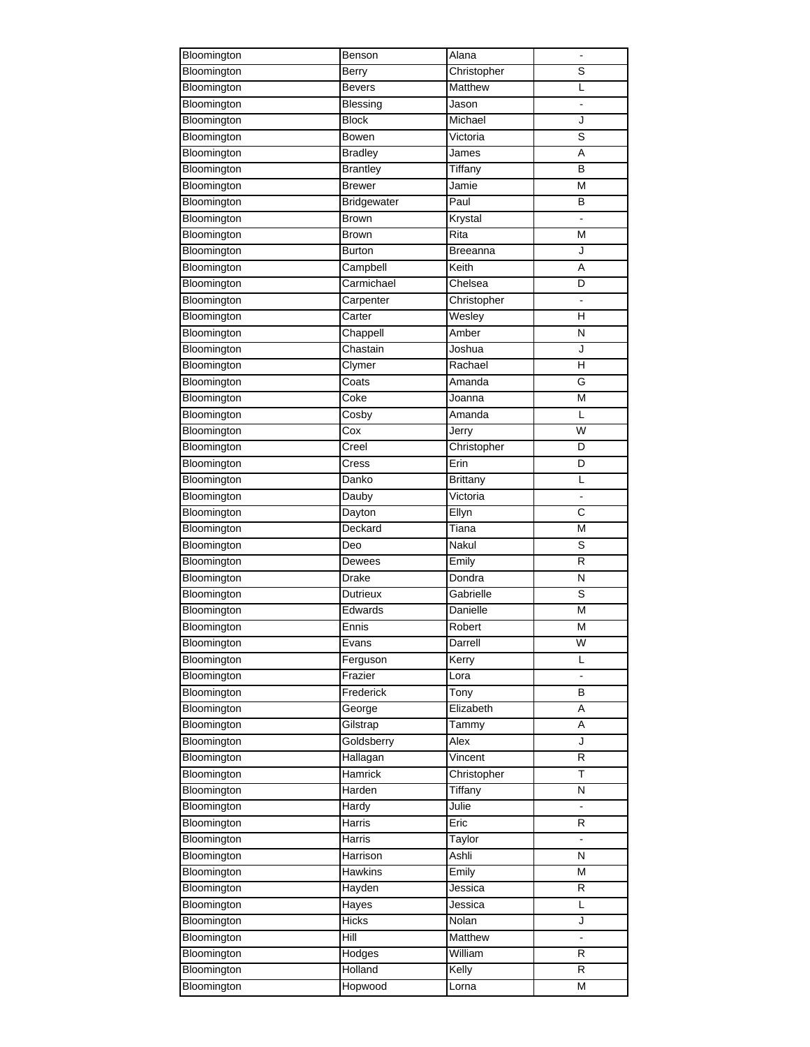| | | | |
|---|---|---|---|
| Bloomington | Benson | Alana | - |
| Bloomington | Berry | Christopher | S |
| Bloomington | Bevers | Matthew | L |
| Bloomington | Blessing | Jason | - |
| Bloomington | Block | Michael | J |
| Bloomington | Bowen | Victoria | S |
| Bloomington | Bradley | James | A |
| Bloomington | Brantley | Tiffany | B |
| Bloomington | Brewer | Jamie | M |
| Bloomington | Bridgewater | Paul | B |
| Bloomington | Brown | Krystal | - |
| Bloomington | Brown | Rita | M |
| Bloomington | Burton | Breeanna | J |
| Bloomington | Campbell | Keith | A |
| Bloomington | Carmichael | Chelsea | D |
| Bloomington | Carpenter | Christopher | - |
| Bloomington | Carter | Wesley | H |
| Bloomington | Chappell | Amber | N |
| Bloomington | Chastain | Joshua | J |
| Bloomington | Clymer | Rachael | H |
| Bloomington | Coats | Amanda | G |
| Bloomington | Coke | Joanna | M |
| Bloomington | Cosby | Amanda | L |
| Bloomington | Cox | Jerry | W |
| Bloomington | Creel | Christopher | D |
| Bloomington | Cress | Erin | D |
| Bloomington | Danko | Brittany | L |
| Bloomington | Dauby | Victoria | - |
| Bloomington | Dayton | Ellyn | C |
| Bloomington | Deckard | Tiana | M |
| Bloomington | Deo | Nakul | S |
| Bloomington | Dewees | Emily | R |
| Bloomington | Drake | Dondra | N |
| Bloomington | Dutrieux | Gabrielle | S |
| Bloomington | Edwards | Danielle | M |
| Bloomington | Ennis | Robert | M |
| Bloomington | Evans | Darrell | W |
| Bloomington | Ferguson | Kerry | L |
| Bloomington | Frazier | Lora | - |
| Bloomington | Frederick | Tony | B |
| Bloomington | George | Elizabeth | A |
| Bloomington | Gilstrap | Tammy | A |
| Bloomington | Goldsberry | Alex | J |
| Bloomington | Hallagan | Vincent | R |
| Bloomington | Hamrick | Christopher | T |
| Bloomington | Harden | Tiffany | N |
| Bloomington | Hardy | Julie | - |
| Bloomington | Harris | Eric | R |
| Bloomington | Harris | Taylor | - |
| Bloomington | Harrison | Ashli | N |
| Bloomington | Hawkins | Emily | M |
| Bloomington | Hayden | Jessica | R |
| Bloomington | Hayes | Jessica | L |
| Bloomington | Hicks | Nolan | J |
| Bloomington | Hill | Matthew | - |
| Bloomington | Hodges | William | R |
| Bloomington | Holland | Kelly | R |
| Bloomington | Hopwood | Lorna | M |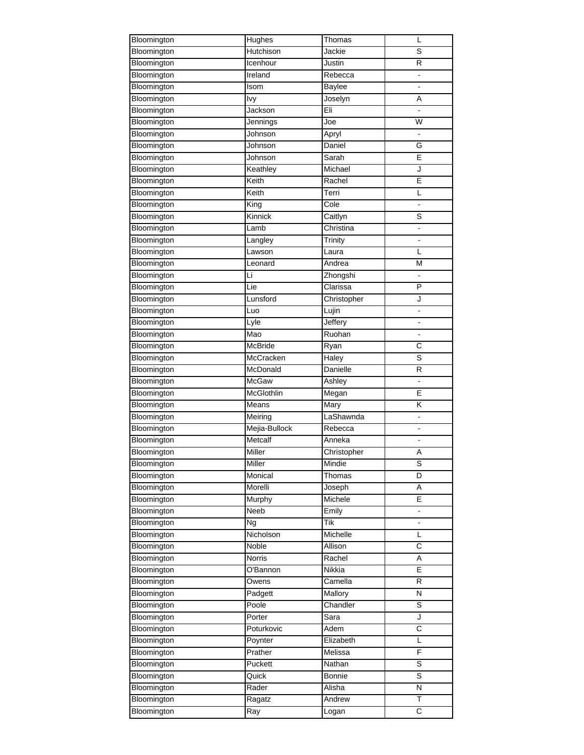| | | | |
|---|---|---|---|
| Bloomington | Hughes | Thomas | L |
| Bloomington | Hutchison | Jackie | S |
| Bloomington | Icenhour | Justin | R |
| Bloomington | Ireland | Rebecca | - |
| Bloomington | Isom | Baylee | - |
| Bloomington | Ivy | Joselyn | A |
| Bloomington | Jackson | Eli | - |
| Bloomington | Jennings | Joe | W |
| Bloomington | Johnson | Apryl | - |
| Bloomington | Johnson | Daniel | G |
| Bloomington | Johnson | Sarah | E |
| Bloomington | Keathley | Michael | J |
| Bloomington | Keith | Rachel | E |
| Bloomington | Keith | Terri | L |
| Bloomington | King | Cole | - |
| Bloomington | Kinnick | Caitlyn | S |
| Bloomington | Lamb | Christina | - |
| Bloomington | Langley | Trinity | - |
| Bloomington | Lawson | Laura | L |
| Bloomington | Leonard | Andrea | M |
| Bloomington | Li | Zhongshi | - |
| Bloomington | Lie | Clarissa | P |
| Bloomington | Lunsford | Christopher | J |
| Bloomington | Luo | Lujin | - |
| Bloomington | Lyle | Jeffery | - |
| Bloomington | Mao | Ruohan | - |
| Bloomington | McBride | Ryan | C |
| Bloomington | McCracken | Haley | S |
| Bloomington | McDonald | Danielle | R |
| Bloomington | McGaw | Ashley | - |
| Bloomington | McGlothlin | Megan | E |
| Bloomington | Means | Mary | K |
| Bloomington | Meiring | LaShawnda | - |
| Bloomington | Mejia-Bullock | Rebecca | - |
| Bloomington | Metcalf | Anneka | - |
| Bloomington | Miller | Christopher | A |
| Bloomington | Miller | Mindie | S |
| Bloomington | Monical | Thomas | D |
| Bloomington | Morelli | Joseph | A |
| Bloomington | Murphy | Michele | E |
| Bloomington | Neeb | Emily | - |
| Bloomington | Ng | Tik | - |
| Bloomington | Nicholson | Michelle | L |
| Bloomington | Noble | Allison | C |
| Bloomington | Norris | Rachel | A |
| Bloomington | O'Bannon | Nikkia | E |
| Bloomington | Owens | Camella | R |
| Bloomington | Padgett | Mallory | N |
| Bloomington | Poole | Chandler | S |
| Bloomington | Porter | Sara | J |
| Bloomington | Poturkovic | Adem | C |
| Bloomington | Poynter | Elizabeth | L |
| Bloomington | Prather | Melissa | F |
| Bloomington | Puckett | Nathan | S |
| Bloomington | Quick | Bonnie | S |
| Bloomington | Rader | Alisha | N |
| Bloomington | Ragatz | Andrew | T |
| Bloomington | Ray | Logan | C |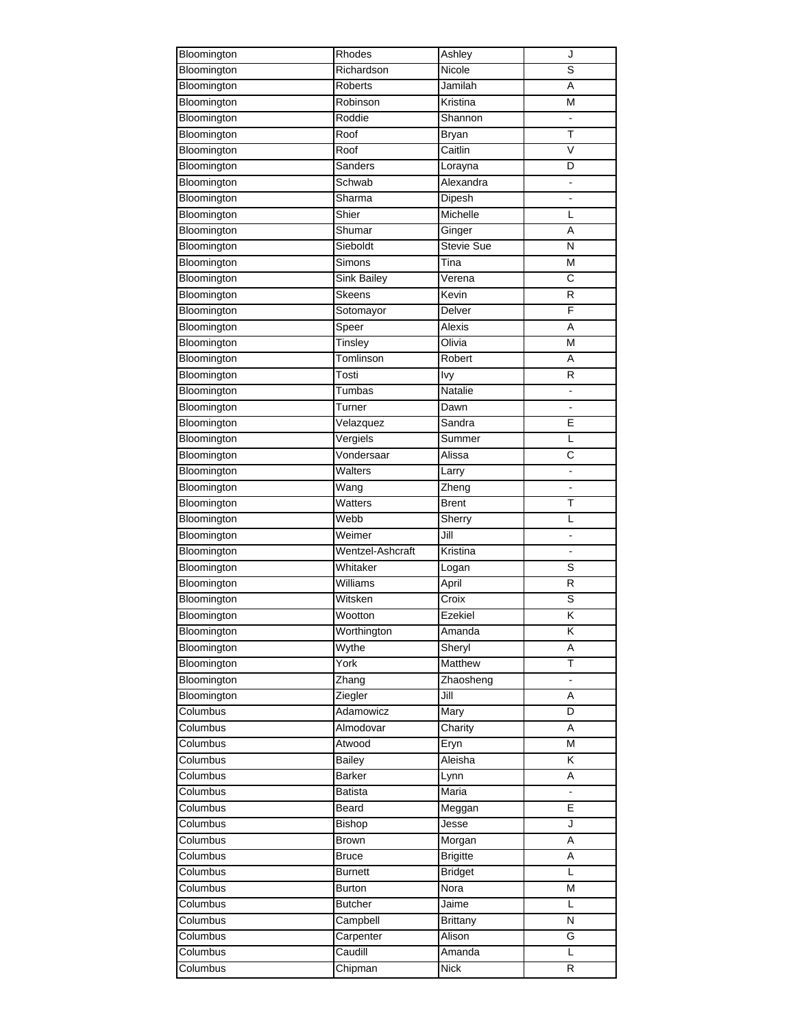| | | | |
|---|---|---|---|
| Bloomington | Rhodes | Ashley | J |
| Bloomington | Richardson | Nicole | S |
| Bloomington | Roberts | Jamilah | A |
| Bloomington | Robinson | Kristina | M |
| Bloomington | Roddie | Shannon | - |
| Bloomington | Roof | Bryan | T |
| Bloomington | Roof | Caitlin | V |
| Bloomington | Sanders | Lorayna | D |
| Bloomington | Schwab | Alexandra | - |
| Bloomington | Sharma | Dipesh | - |
| Bloomington | Shier | Michelle | L |
| Bloomington | Shumar | Ginger | A |
| Bloomington | Sieboldt | Stevie Sue | N |
| Bloomington | Simons | Tina | M |
| Bloomington | Sink Bailey | Verena | C |
| Bloomington | Skeens | Kevin | R |
| Bloomington | Sotomayor | Delver | F |
| Bloomington | Speer | Alexis | A |
| Bloomington | Tinsley | Olivia | M |
| Bloomington | Tomlinson | Robert | A |
| Bloomington | Tosti | Ivy | R |
| Bloomington | Tumbas | Natalie | - |
| Bloomington | Turner | Dawn | - |
| Bloomington | Velazquez | Sandra | E |
| Bloomington | Vergiels | Summer | L |
| Bloomington | Vondersaar | Alissa | C |
| Bloomington | Walters | Larry | - |
| Bloomington | Wang | Zheng | - |
| Bloomington | Watters | Brent | T |
| Bloomington | Webb | Sherry | L |
| Bloomington | Weimer | Jill | - |
| Bloomington | Wentzel-Ashcraft | Kristina | - |
| Bloomington | Whitaker | Logan | S |
| Bloomington | Williams | April | R |
| Bloomington | Witsken | Croix | S |
| Bloomington | Wootton | Ezekiel | K |
| Bloomington | Worthington | Amanda | K |
| Bloomington | Wythe | Sheryl | A |
| Bloomington | York | Matthew | T |
| Bloomington | Zhang | Zhaosheng | - |
| Bloomington | Ziegler | Jill | A |
| Columbus | Adamowicz | Mary | D |
| Columbus | Almodovar | Charity | A |
| Columbus | Atwood | Eryn | M |
| Columbus | Bailey | Aleisha | K |
| Columbus | Barker | Lynn | A |
| Columbus | Batista | Maria | - |
| Columbus | Beard | Meggan | E |
| Columbus | Bishop | Jesse | J |
| Columbus | Brown | Morgan | A |
| Columbus | Bruce | Brigitte | A |
| Columbus | Burnett | Bridget | L |
| Columbus | Burton | Nora | M |
| Columbus | Butcher | Jaime | L |
| Columbus | Campbell | Brittany | N |
| Columbus | Carpenter | Alison | G |
| Columbus | Caudill | Amanda | L |
| Columbus | Chipman | Nick | R |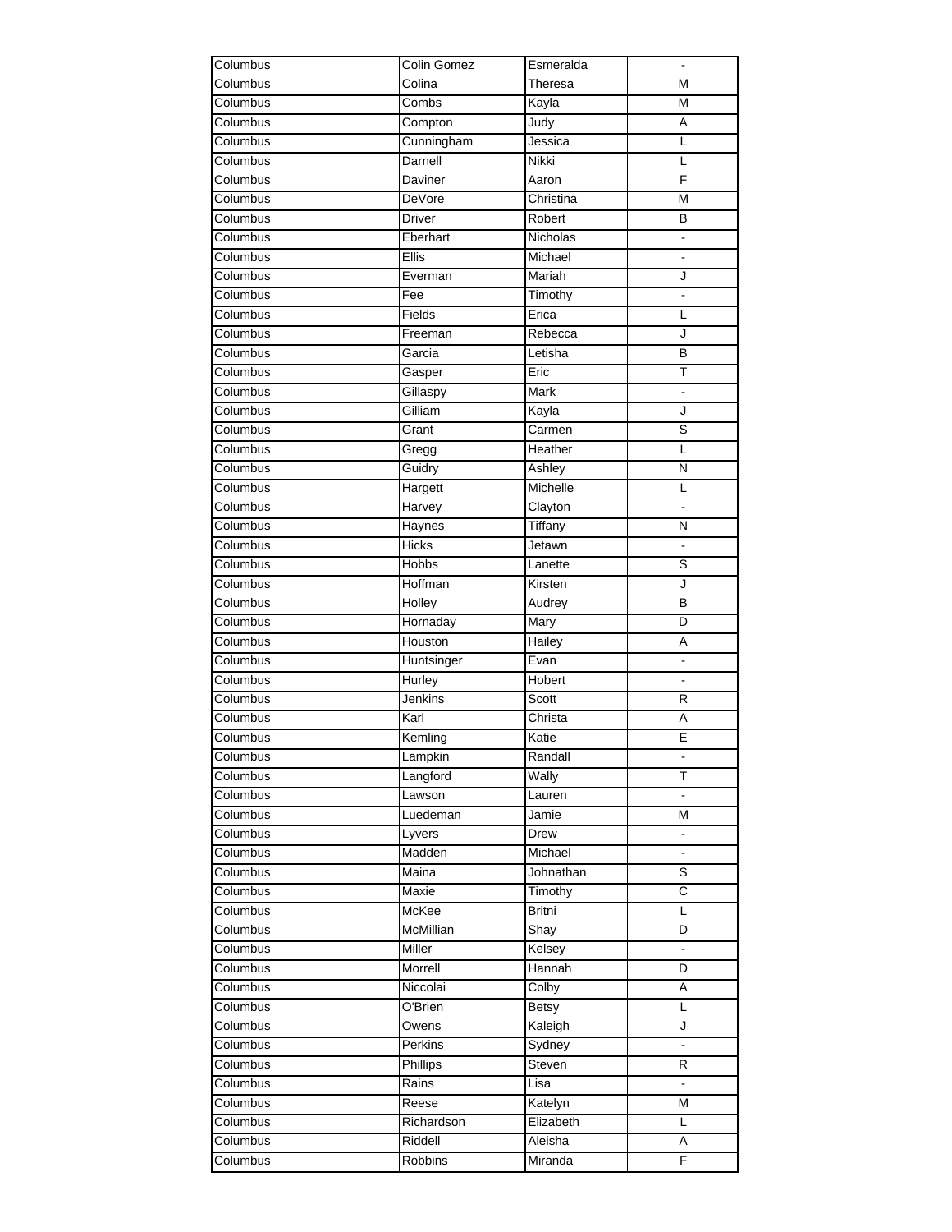| | | | |
|---|---|---|---|
| Columbus | Colin Gomez | Esmeralda | - |
| Columbus | Colina | Theresa | M |
| Columbus | Combs | Kayla | M |
| Columbus | Compton | Judy | A |
| Columbus | Cunningham | Jessica | L |
| Columbus | Darnell | Nikki | L |
| Columbus | Daviner | Aaron | F |
| Columbus | DeVore | Christina | M |
| Columbus | Driver | Robert | B |
| Columbus | Eberhart | Nicholas | - |
| Columbus | Ellis | Michael | - |
| Columbus | Everman | Mariah | J |
| Columbus | Fee | Timothy | - |
| Columbus | Fields | Erica | L |
| Columbus | Freeman | Rebecca | J |
| Columbus | Garcia | Letisha | B |
| Columbus | Gasper | Eric | T |
| Columbus | Gillaspy | Mark | - |
| Columbus | Gilliam | Kayla | J |
| Columbus | Grant | Carmen | S |
| Columbus | Gregg | Heather | L |
| Columbus | Guidry | Ashley | N |
| Columbus | Hargett | Michelle | L |
| Columbus | Harvey | Clayton | - |
| Columbus | Haynes | Tiffany | N |
| Columbus | Hicks | Jetawn | - |
| Columbus | Hobbs | Lanette | S |
| Columbus | Hoffman | Kirsten | J |
| Columbus | Holley | Audrey | B |
| Columbus | Hornaday | Mary | D |
| Columbus | Houston | Hailey | A |
| Columbus | Huntsinger | Evan | - |
| Columbus | Hurley | Hobert | - |
| Columbus | Jenkins | Scott | R |
| Columbus | Karl | Christa | A |
| Columbus | Kemling | Katie | E |
| Columbus | Lampkin | Randall | - |
| Columbus | Langford | Wally | T |
| Columbus | Lawson | Lauren | - |
| Columbus | Luedeman | Jamie | M |
| Columbus | Lyvers | Drew | - |
| Columbus | Madden | Michael | - |
| Columbus | Maina | Johnathan | S |
| Columbus | Maxie | Timothy | C |
| Columbus | McKee | Britni | L |
| Columbus | McMillian | Shay | D |
| Columbus | Miller | Kelsey | - |
| Columbus | Morrell | Hannah | D |
| Columbus | Niccolai | Colby | A |
| Columbus | O'Brien | Betsy | L |
| Columbus | Owens | Kaleigh | J |
| Columbus | Perkins | Sydney | - |
| Columbus | Phillips | Steven | R |
| Columbus | Rains | Lisa | - |
| Columbus | Reese | Katelyn | M |
| Columbus | Richardson | Elizabeth | L |
| Columbus | Riddell | Aleisha | A |
| Columbus | Robbins | Miranda | F |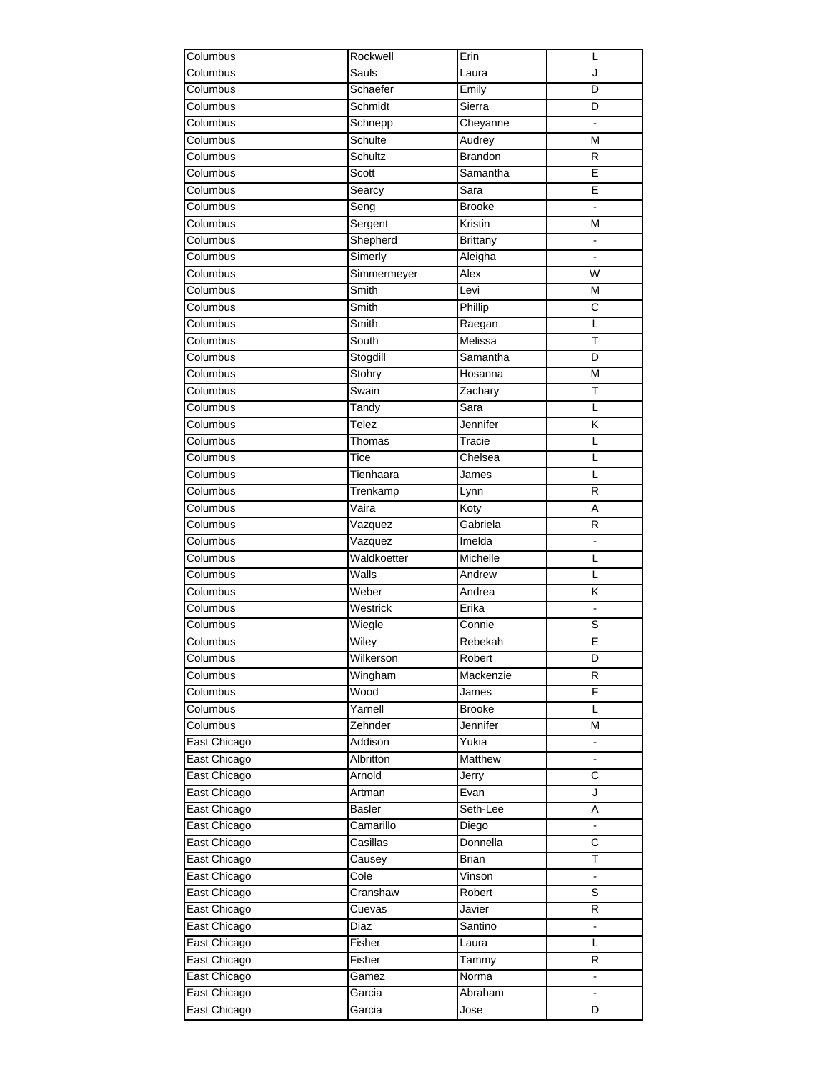| | | | |
|---|---|---|---|
| Columbus | Rockwell | Erin | L |
| Columbus | Sauls | Laura | J |
| Columbus | Schaefer | Emily | D |
| Columbus | Schmidt | Sierra | D |
| Columbus | Schnepp | Cheyanne | - |
| Columbus | Schulte | Audrey | M |
| Columbus | Schultz | Brandon | R |
| Columbus | Scott | Samantha | E |
| Columbus | Searcy | Sara | E |
| Columbus | Seng | Brooke | - |
| Columbus | Sergent | Kristin | M |
| Columbus | Shepherd | Brittany | - |
| Columbus | Simerly | Aleigha | - |
| Columbus | Simmermeyer | Alex | W |
| Columbus | Smith | Levi | M |
| Columbus | Smith | Phillip | C |
| Columbus | Smith | Raegan | L |
| Columbus | South | Melissa | T |
| Columbus | Stogdill | Samantha | D |
| Columbus | Stohry | Hosanna | M |
| Columbus | Swain | Zachary | T |
| Columbus | Tandy | Sara | L |
| Columbus | Telez | Jennifer | K |
| Columbus | Thomas | Tracie | L |
| Columbus | Tice | Chelsea | L |
| Columbus | Tienhaara | James | L |
| Columbus | Trenkamp | Lynn | R |
| Columbus | Vaira | Koty | A |
| Columbus | Vazquez | Gabriela | R |
| Columbus | Vazquez | Imelda | - |
| Columbus | Waldkoetter | Michelle | L |
| Columbus | Walls | Andrew | L |
| Columbus | Weber | Andrea | K |
| Columbus | Westrick | Erika | - |
| Columbus | Wiegle | Connie | S |
| Columbus | Wiley | Rebekah | E |
| Columbus | Wilkerson | Robert | D |
| Columbus | Wingham | Mackenzie | R |
| Columbus | Wood | James | F |
| Columbus | Yarnell | Brooke | L |
| Columbus | Zehnder | Jennifer | M |
| East Chicago | Addison | Yukia | - |
| East Chicago | Albritton | Matthew | - |
| East Chicago | Arnold | Jerry | C |
| East Chicago | Artman | Evan | J |
| East Chicago | Basler | Seth-Lee | A |
| East Chicago | Camarillo | Diego | - |
| East Chicago | Casillas | Donnella | C |
| East Chicago | Causey | Brian | T |
| East Chicago | Cole | Vinson | - |
| East Chicago | Cranshaw | Robert | S |
| East Chicago | Cuevas | Javier | R |
| East Chicago | Diaz | Santino | - |
| East Chicago | Fisher | Laura | L |
| East Chicago | Fisher | Tammy | R |
| East Chicago | Gamez | Norma | - |
| East Chicago | Garcia | Abraham | - |
| East Chicago | Garcia | Jose | D |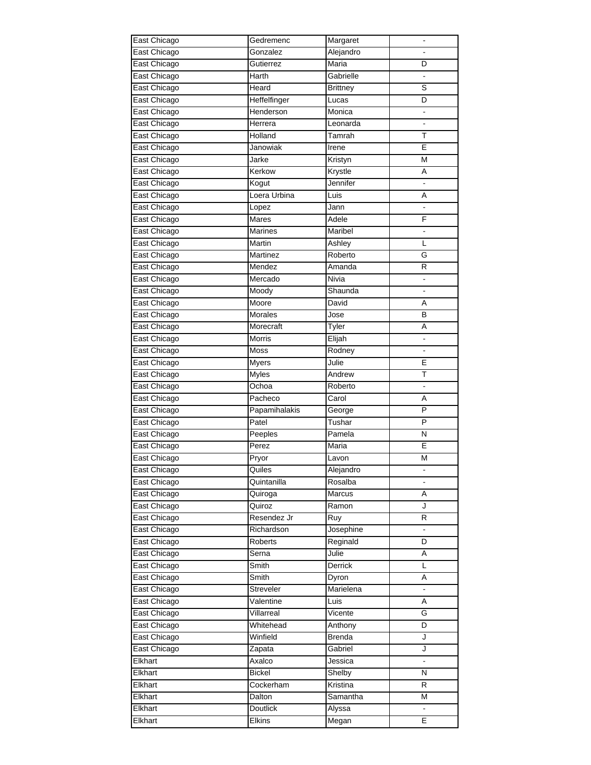| | | | |
|---|---|---|---|
| East Chicago | Gedremenc | Margaret | - |
| East Chicago | Gonzalez | Alejandro | - |
| East Chicago | Gutierrez | Maria | D |
| East Chicago | Harth | Gabrielle | - |
| East Chicago | Heard | Brittney | S |
| East Chicago | Heffelfinger | Lucas | D |
| East Chicago | Henderson | Monica | - |
| East Chicago | Herrera | Leonarda | - |
| East Chicago | Holland | Tamrah | T |
| East Chicago | Janowiak | Irene | E |
| East Chicago | Jarke | Kristyn | M |
| East Chicago | Kerkow | Krystle | A |
| East Chicago | Kogut | Jennifer | - |
| East Chicago | Loera Urbina | Luis | A |
| East Chicago | Lopez | Jann | - |
| East Chicago | Mares | Adele | F |
| East Chicago | Marines | Maribel | - |
| East Chicago | Martin | Ashley | L |
| East Chicago | Martinez | Roberto | G |
| East Chicago | Mendez | Amanda | R |
| East Chicago | Mercado | Nivia | - |
| East Chicago | Moody | Shaunda | - |
| East Chicago | Moore | David | A |
| East Chicago | Morales | Jose | B |
| East Chicago | Morecraft | Tyler | A |
| East Chicago | Morris | Elijah | - |
| East Chicago | Moss | Rodney | - |
| East Chicago | Myers | Julie | E |
| East Chicago | Myles | Andrew | T |
| East Chicago | Ochoa | Roberto | - |
| East Chicago | Pacheco | Carol | A |
| East Chicago | Papamihalakis | George | P |
| East Chicago | Patel | Tushar | P |
| East Chicago | Peeples | Pamela | N |
| East Chicago | Perez | Maria | E |
| East Chicago | Pryor | Lavon | M |
| East Chicago | Quiles | Alejandro | - |
| East Chicago | Quintanilla | Rosalba | - |
| East Chicago | Quiroga | Marcus | A |
| East Chicago | Quiroz | Ramon | J |
| East Chicago | Resendez Jr | Ruy | R |
| East Chicago | Richardson | Josephine | - |
| East Chicago | Roberts | Reginald | D |
| East Chicago | Serna | Julie | A |
| East Chicago | Smith | Derrick | L |
| East Chicago | Smith | Dyron | A |
| East Chicago | Streveler | Marielena | - |
| East Chicago | Valentine | Luis | A |
| East Chicago | Villarreal | Vicente | G |
| East Chicago | Whitehead | Anthony | D |
| East Chicago | Winfield | Brenda | J |
| East Chicago | Zapata | Gabriel | J |
| Elkhart | Axalco | Jessica | - |
| Elkhart | Bickel | Shelby | N |
| Elkhart | Cockerham | Kristina | R |
| Elkhart | Dalton | Samantha | M |
| Elkhart | Doutlick | Alyssa | - |
| Elkhart | Elkins | Megan | E |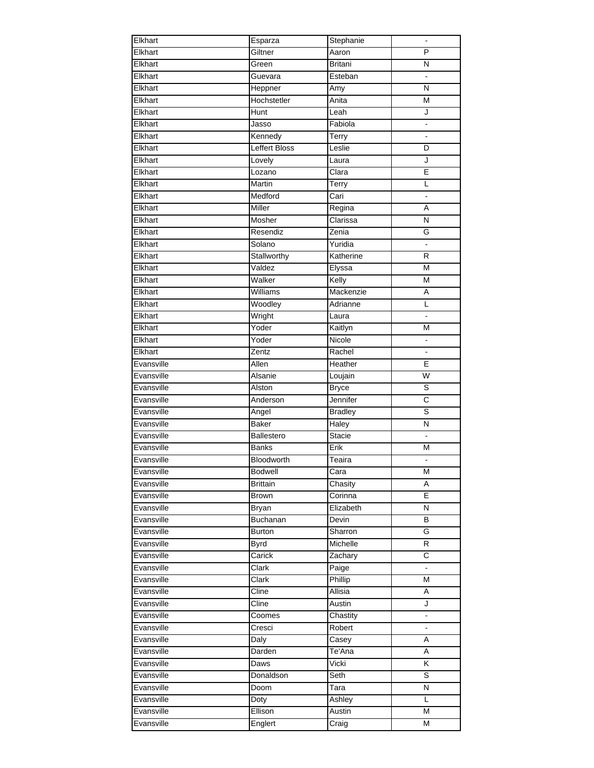| | | | |
|---|---|---|---|
| Elkhart | Esparza | Stephanie | - |
| Elkhart | Giltner | Aaron | P |
| Elkhart | Green | Britani | N |
| Elkhart | Guevara | Esteban | - |
| Elkhart | Heppner | Amy | N |
| Elkhart | Hochstetler | Anita | M |
| Elkhart | Hunt | Leah | J |
| Elkhart | Jasso | Fabiola | - |
| Elkhart | Kennedy | Terry | - |
| Elkhart | Leffert Bloss | Leslie | D |
| Elkhart | Lovely | Laura | J |
| Elkhart | Lozano | Clara | E |
| Elkhart | Martin | Terry | L |
| Elkhart | Medford | Cari | - |
| Elkhart | Miller | Regina | A |
| Elkhart | Mosher | Clarissa | N |
| Elkhart | Resendiz | Zenia | G |
| Elkhart | Solano | Yuridia | - |
| Elkhart | Stallworthy | Katherine | R |
| Elkhart | Valdez | Elyssa | M |
| Elkhart | Walker | Kelly | M |
| Elkhart | Williams | Mackenzie | A |
| Elkhart | Woodley | Adrianne | L |
| Elkhart | Wright | Laura | - |
| Elkhart | Yoder | Kaitlyn | M |
| Elkhart | Yoder | Nicole | - |
| Elkhart | Zentz | Rachel | - |
| Evansville | Allen | Heather | E |
| Evansville | Alsanie | Loujain | W |
| Evansville | Alston | Bryce | S |
| Evansville | Anderson | Jennifer | C |
| Evansville | Angel | Bradley | S |
| Evansville | Baker | Haley | N |
| Evansville | Ballestero | Stacie | - |
| Evansville | Banks | Erik | M |
| Evansville | Bloodworth | Teaira | - |
| Evansville | Bodwell | Cara | M |
| Evansville | Brittain | Chasity | A |
| Evansville | Brown | Corinna | E |
| Evansville | Bryan | Elizabeth | N |
| Evansville | Buchanan | Devin | B |
| Evansville | Burton | Sharron | G |
| Evansville | Byrd | Michelle | R |
| Evansville | Carick | Zachary | C |
| Evansville | Clark | Paige | - |
| Evansville | Clark | Phillip | M |
| Evansville | Cline | Allisia | A |
| Evansville | Cline | Austin | J |
| Evansville | Coomes | Chastity | - |
| Evansville | Cresci | Robert | - |
| Evansville | Daly | Casey | A |
| Evansville | Darden | Te'Ana | A |
| Evansville | Daws | Vicki | K |
| Evansville | Donaldson | Seth | S |
| Evansville | Doom | Tara | N |
| Evansville | Doty | Ashley | L |
| Evansville | Ellison | Austin | M |
| Evansville | Englert | Craig | M |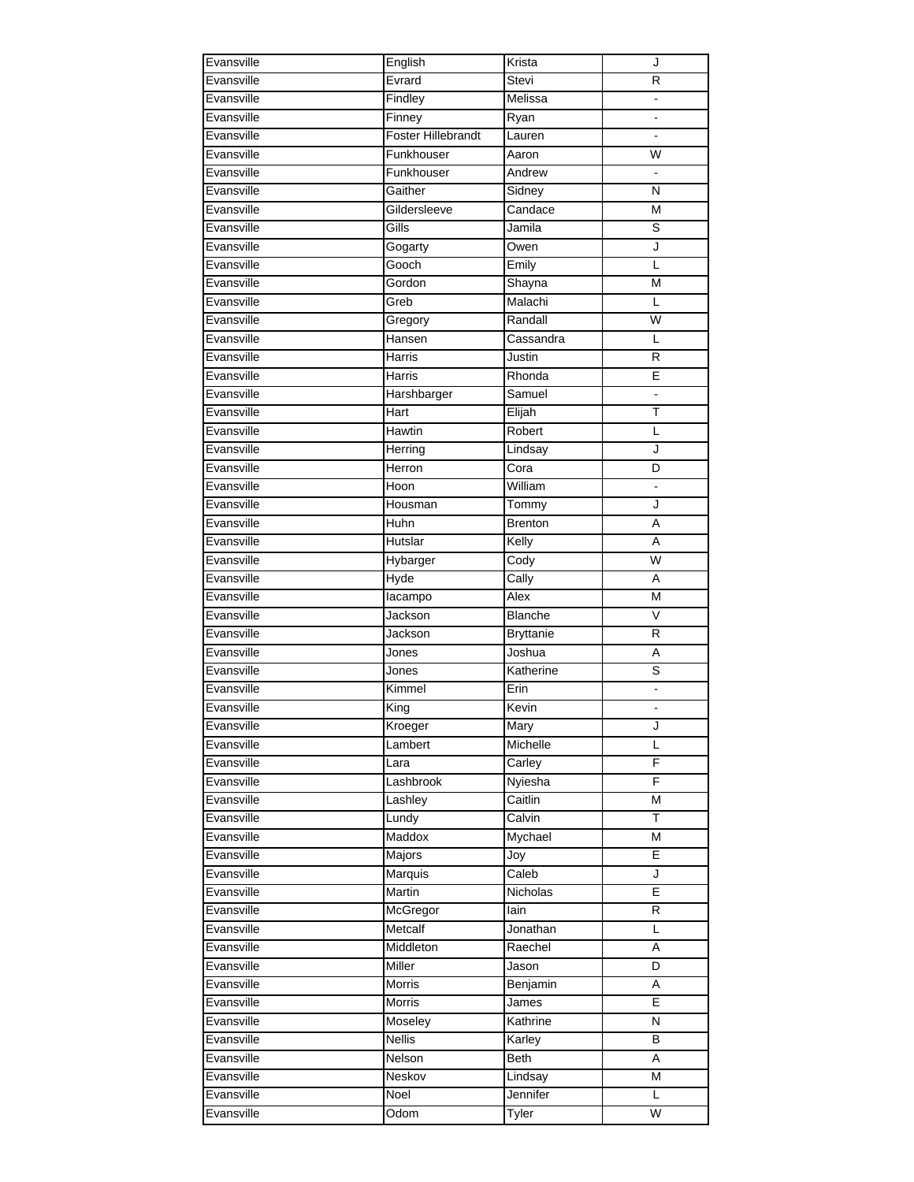| | | | |
|---|---|---|---|
| Evansville | English | Krista | J |
| Evansville | Evrard | Stevi | R |
| Evansville | Findley | Melissa | - |
| Evansville | Finney | Ryan | - |
| Evansville | Foster Hillebrandt | Lauren | - |
| Evansville | Funkhouser | Aaron | W |
| Evansville | Funkhouser | Andrew | - |
| Evansville | Gaither | Sidney | N |
| Evansville | Gildersleeve | Candace | M |
| Evansville | Gills | Jamila | S |
| Evansville | Gogarty | Owen | J |
| Evansville | Gooch | Emily | L |
| Evansville | Gordon | Shayna | M |
| Evansville | Greb | Malachi | L |
| Evansville | Gregory | Randall | W |
| Evansville | Hansen | Cassandra | L |
| Evansville | Harris | Justin | R |
| Evansville | Harris | Rhonda | E |
| Evansville | Harshbarger | Samuel | - |
| Evansville | Hart | Elijah | T |
| Evansville | Hawtin | Robert | L |
| Evansville | Herring | Lindsay | J |
| Evansville | Herron | Cora | D |
| Evansville | Hoon | William | - |
| Evansville | Housman | Tommy | J |
| Evansville | Huhn | Brenton | A |
| Evansville | Hutslar | Kelly | A |
| Evansville | Hybarger | Cody | W |
| Evansville | Hyde | Cally | A |
| Evansville | Iacampo | Alex | M |
| Evansville | Jackson | Blanche | V |
| Evansville | Jackson | Bryttanie | R |
| Evansville | Jones | Joshua | A |
| Evansville | Jones | Katherine | S |
| Evansville | Kimmel | Erin | - |
| Evansville | King | Kevin | - |
| Evansville | Kroeger | Mary | J |
| Evansville | Lambert | Michelle | L |
| Evansville | Lara | Carley | F |
| Evansville | Lashbrook | Nyiesha | F |
| Evansville | Lashley | Caitlin | M |
| Evansville | Lundy | Calvin | T |
| Evansville | Maddox | Mychael | M |
| Evansville | Majors | Joy | E |
| Evansville | Marquis | Caleb | J |
| Evansville | Martin | Nicholas | E |
| Evansville | McGregor | Iain | R |
| Evansville | Metcalf | Jonathan | L |
| Evansville | Middleton | Raechel | A |
| Evansville | Miller | Jason | D |
| Evansville | Morris | Benjamin | A |
| Evansville | Morris | James | E |
| Evansville | Moseley | Kathrine | N |
| Evansville | Nellis | Karley | B |
| Evansville | Nelson | Beth | A |
| Evansville | Neskov | Lindsay | M |
| Evansville | Noel | Jennifer | L |
| Evansville | Odom | Tyler | W |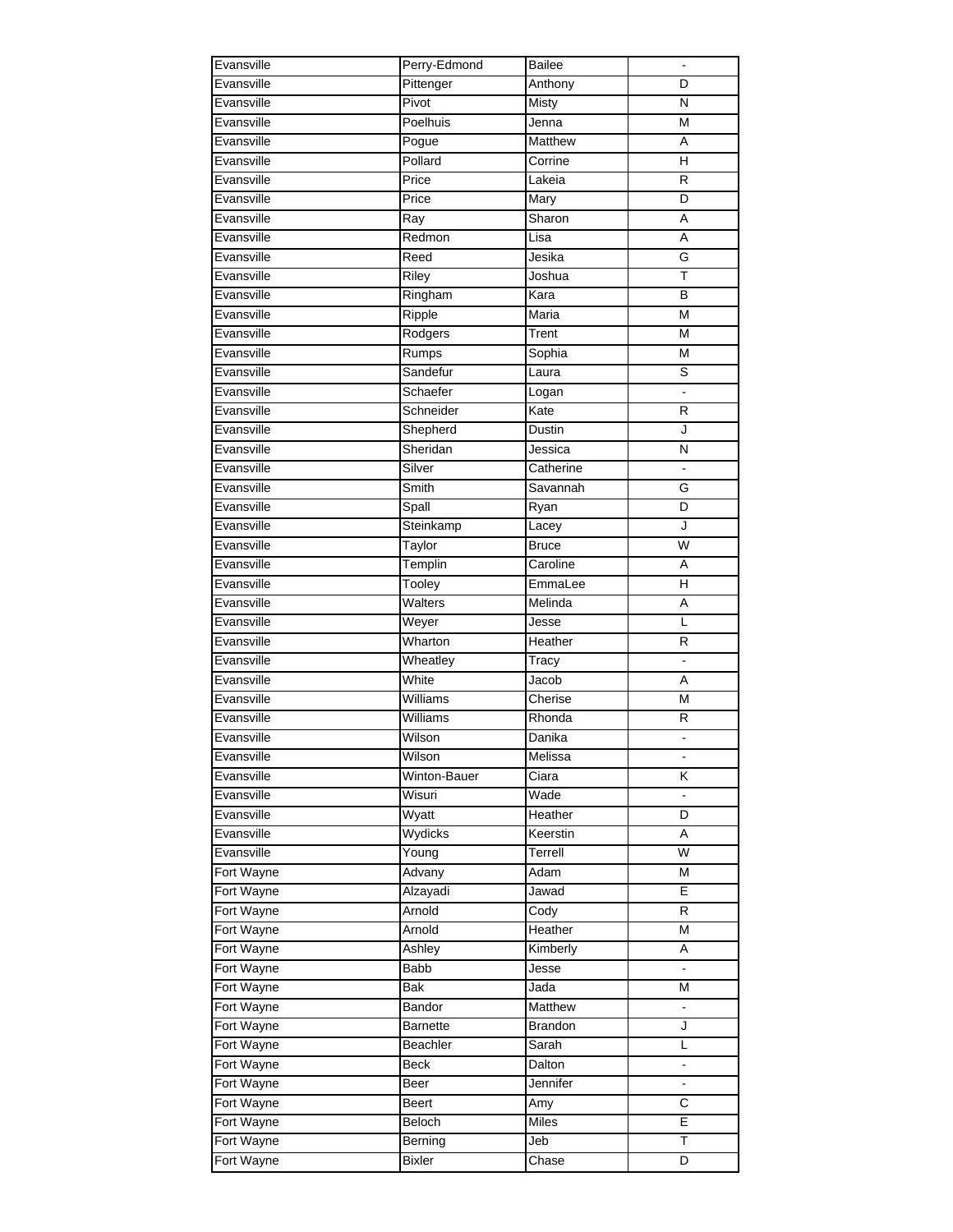| | | | |
|---|---|---|---|
| Evansville | Perry-Edmond | Bailee | - |
| Evansville | Pittenger | Anthony | D |
| Evansville | Pivot | Misty | N |
| Evansville | Poelhuis | Jenna | M |
| Evansville | Pogue | Matthew | A |
| Evansville | Pollard | Corrine | H |
| Evansville | Price | Lakeia | R |
| Evansville | Price | Mary | D |
| Evansville | Ray | Sharon | A |
| Evansville | Redmon | Lisa | A |
| Evansville | Reed | Jesika | G |
| Evansville | Riley | Joshua | T |
| Evansville | Ringham | Kara | B |
| Evansville | Ripple | Maria | M |
| Evansville | Rodgers | Trent | M |
| Evansville | Rumps | Sophia | M |
| Evansville | Sandefur | Laura | S |
| Evansville | Schaefer | Logan | - |
| Evansville | Schneider | Kate | R |
| Evansville | Shepherd | Dustin | J |
| Evansville | Sheridan | Jessica | N |
| Evansville | Silver | Catherine | - |
| Evansville | Smith | Savannah | G |
| Evansville | Spall | Ryan | D |
| Evansville | Steinkamp | Lacey | J |
| Evansville | Taylor | Bruce | W |
| Evansville | Templin | Caroline | A |
| Evansville | Tooley | EmmaLee | H |
| Evansville | Walters | Melinda | A |
| Evansville | Weyer | Jesse | L |
| Evansville | Wharton | Heather | R |
| Evansville | Wheatley | Tracy | - |
| Evansville | White | Jacob | A |
| Evansville | Williams | Cherise | M |
| Evansville | Williams | Rhonda | R |
| Evansville | Wilson | Danika | - |
| Evansville | Wilson | Melissa | - |
| Evansville | Winton-Bauer | Ciara | K |
| Evansville | Wisuri | Wade | - |
| Evansville | Wyatt | Heather | D |
| Evansville | Wydicks | Keerstin | A |
| Evansville | Young | Terrell | W |
| Fort Wayne | Advany | Adam | M |
| Fort Wayne | Alzayadi | Jawad | E |
| Fort Wayne | Arnold | Cody | R |
| Fort Wayne | Arnold | Heather | M |
| Fort Wayne | Ashley | Kimberly | A |
| Fort Wayne | Babb | Jesse | - |
| Fort Wayne | Bak | Jada | M |
| Fort Wayne | Bandor | Matthew | - |
| Fort Wayne | Barnette | Brandon | J |
| Fort Wayne | Beachler | Sarah | L |
| Fort Wayne | Beck | Dalton | - |
| Fort Wayne | Beer | Jennifer | - |
| Fort Wayne | Beert | Amy | C |
| Fort Wayne | Beloch | Miles | E |
| Fort Wayne | Berning | Jeb | T |
| Fort Wayne | Bixler | Chase | D |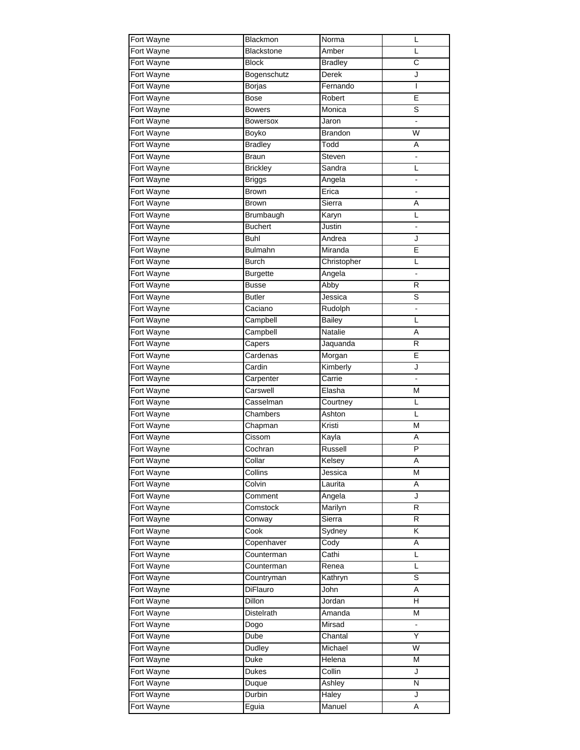| | | | |
|---|---|---|---|
| Fort Wayne | Blackmon | Norma | L |
| Fort Wayne | Blackstone | Amber | L |
| Fort Wayne | Block | Bradley | C |
| Fort Wayne | Bogenschutz | Derek | J |
| Fort Wayne | Borjas | Fernando | I |
| Fort Wayne | Bose | Robert | E |
| Fort Wayne | Bowers | Monica | S |
| Fort Wayne | Bowersox | Jaron | - |
| Fort Wayne | Boyko | Brandon | W |
| Fort Wayne | Bradley | Todd | A |
| Fort Wayne | Braun | Steven | - |
| Fort Wayne | Brickley | Sandra | L |
| Fort Wayne | Briggs | Angela | - |
| Fort Wayne | Brown | Erica | - |
| Fort Wayne | Brown | Sierra | A |
| Fort Wayne | Brumbaugh | Karyn | L |
| Fort Wayne | Buchert | Justin | - |
| Fort Wayne | Buhl | Andrea | J |
| Fort Wayne | Bulmahn | Miranda | E |
| Fort Wayne | Burch | Christopher | L |
| Fort Wayne | Burgette | Angela | - |
| Fort Wayne | Busse | Abby | R |
| Fort Wayne | Butler | Jessica | S |
| Fort Wayne | Caciano | Rudolph | - |
| Fort Wayne | Campbell | Bailey | L |
| Fort Wayne | Campbell | Natalie | A |
| Fort Wayne | Capers | Jaquanda | R |
| Fort Wayne | Cardenas | Morgan | E |
| Fort Wayne | Cardin | Kimberly | J |
| Fort Wayne | Carpenter | Carrie | - |
| Fort Wayne | Carswell | Elasha | M |
| Fort Wayne | Casselman | Courtney | L |
| Fort Wayne | Chambers | Ashton | L |
| Fort Wayne | Chapman | Kristi | M |
| Fort Wayne | Cissom | Kayla | A |
| Fort Wayne | Cochran | Russell | P |
| Fort Wayne | Collar | Kelsey | A |
| Fort Wayne | Collins | Jessica | M |
| Fort Wayne | Colvin | Laurita | A |
| Fort Wayne | Comment | Angela | J |
| Fort Wayne | Comstock | Marilyn | R |
| Fort Wayne | Conway | Sierra | R |
| Fort Wayne | Cook | Sydney | K |
| Fort Wayne | Copenhaver | Cody | A |
| Fort Wayne | Counterman | Cathi | L |
| Fort Wayne | Counterman | Renea | L |
| Fort Wayne | Countryman | Kathryn | S |
| Fort Wayne | DiFlauro | John | A |
| Fort Wayne | Dillon | Jordan | H |
| Fort Wayne | Distelrath | Amanda | M |
| Fort Wayne | Dogo | Mirsad | - |
| Fort Wayne | Dube | Chantal | Y |
| Fort Wayne | Dudley | Michael | W |
| Fort Wayne | Duke | Helena | M |
| Fort Wayne | Dukes | Collin | J |
| Fort Wayne | Duque | Ashley | N |
| Fort Wayne | Durbin | Haley | J |
| Fort Wayne | Eguia | Manuel | A |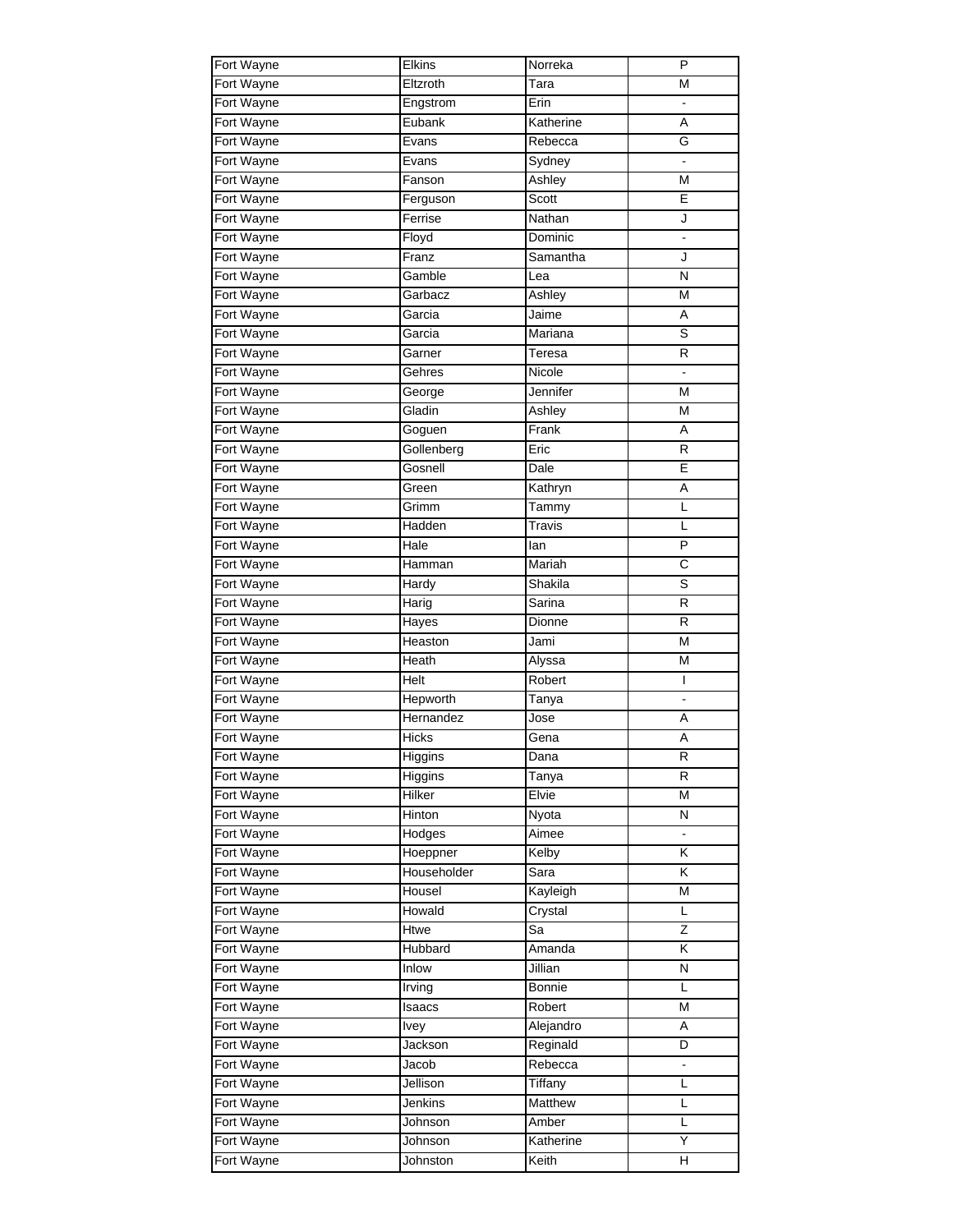| | | | |
|---|---|---|---|
| Fort Wayne | Elkins | Norreka | P |
| Fort Wayne | Eltzroth | Tara | M |
| Fort Wayne | Engstrom | Erin | - |
| Fort Wayne | Eubank | Katherine | A |
| Fort Wayne | Evans | Rebecca | G |
| Fort Wayne | Evans | Sydney | - |
| Fort Wayne | Fanson | Ashley | M |
| Fort Wayne | Ferguson | Scott | E |
| Fort Wayne | Ferrise | Nathan | J |
| Fort Wayne | Floyd | Dominic | - |
| Fort Wayne | Franz | Samantha | J |
| Fort Wayne | Gamble | Lea | N |
| Fort Wayne | Garbacz | Ashley | M |
| Fort Wayne | Garcia | Jaime | A |
| Fort Wayne | Garcia | Mariana | S |
| Fort Wayne | Garner | Teresa | R |
| Fort Wayne | Gehres | Nicole | - |
| Fort Wayne | George | Jennifer | M |
| Fort Wayne | Gladin | Ashley | M |
| Fort Wayne | Goguen | Frank | A |
| Fort Wayne | Gollenberg | Eric | R |
| Fort Wayne | Gosnell | Dale | E |
| Fort Wayne | Green | Kathryn | A |
| Fort Wayne | Grimm | Tammy | L |
| Fort Wayne | Hadden | Travis | L |
| Fort Wayne | Hale | Ian | P |
| Fort Wayne | Hamman | Mariah | C |
| Fort Wayne | Hardy | Shakila | S |
| Fort Wayne | Harig | Sarina | R |
| Fort Wayne | Hayes | Dionne | R |
| Fort Wayne | Heaston | Jami | M |
| Fort Wayne | Heath | Alyssa | M |
| Fort Wayne | Helt | Robert | I |
| Fort Wayne | Hepworth | Tanya | - |
| Fort Wayne | Hernandez | Jose | A |
| Fort Wayne | Hicks | Gena | A |
| Fort Wayne | Higgins | Dana | R |
| Fort Wayne | Higgins | Tanya | R |
| Fort Wayne | Hilker | Elvie | M |
| Fort Wayne | Hinton | Nyota | N |
| Fort Wayne | Hodges | Aimee | - |
| Fort Wayne | Hoeppner | Kelby | K |
| Fort Wayne | Householder | Sara | K |
| Fort Wayne | Housel | Kayleigh | M |
| Fort Wayne | Howald | Crystal | L |
| Fort Wayne | Htwe | Sa | Z |
| Fort Wayne | Hubbard | Amanda | K |
| Fort Wayne | Inlow | Jillian | N |
| Fort Wayne | Irving | Bonnie | L |
| Fort Wayne | Isaacs | Robert | M |
| Fort Wayne | Ivey | Alejandro | A |
| Fort Wayne | Jackson | Reginald | D |
| Fort Wayne | Jacob | Rebecca | - |
| Fort Wayne | Jellison | Tiffany | L |
| Fort Wayne | Jenkins | Matthew | L |
| Fort Wayne | Johnson | Amber | L |
| Fort Wayne | Johnson | Katherine | Y |
| Fort Wayne | Johnston | Keith | H |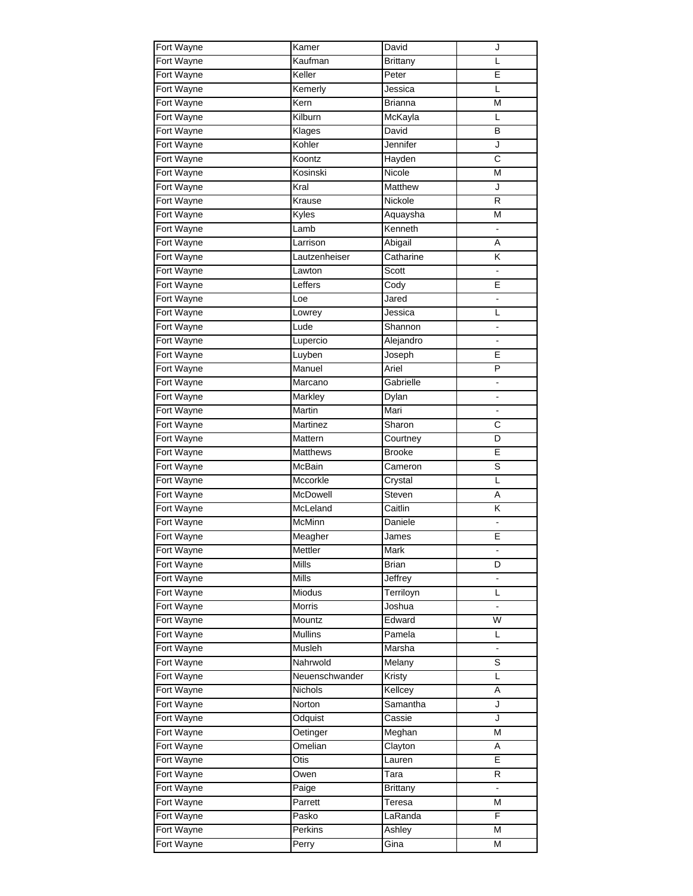| | | | |
|---|---|---|---|
| Fort Wayne | Kamer | David | J |
| Fort Wayne | Kaufman | Brittany | L |
| Fort Wayne | Keller | Peter | E |
| Fort Wayne | Kemerly | Jessica | L |
| Fort Wayne | Kern | Brianna | M |
| Fort Wayne | Kilburn | McKayla | L |
| Fort Wayne | Klages | David | B |
| Fort Wayne | Kohler | Jennifer | J |
| Fort Wayne | Koontz | Hayden | C |
| Fort Wayne | Kosinski | Nicole | M |
| Fort Wayne | Kral | Matthew | J |
| Fort Wayne | Krause | Nickole | R |
| Fort Wayne | Kyles | Aquaysha | M |
| Fort Wayne | Lamb | Kenneth | - |
| Fort Wayne | Larrison | Abigail | A |
| Fort Wayne | Lautzenheiser | Catharine | K |
| Fort Wayne | Lawton | Scott | - |
| Fort Wayne | Leffers | Cody | E |
| Fort Wayne | Loe | Jared | - |
| Fort Wayne | Lowrey | Jessica | L |
| Fort Wayne | Lude | Shannon | - |
| Fort Wayne | Lupercio | Alejandro | - |
| Fort Wayne | Luyben | Joseph | E |
| Fort Wayne | Manuel | Ariel | P |
| Fort Wayne | Marcano | Gabrielle | - |
| Fort Wayne | Markley | Dylan | - |
| Fort Wayne | Martin | Mari | - |
| Fort Wayne | Martinez | Sharon | C |
| Fort Wayne | Mattern | Courtney | D |
| Fort Wayne | Matthews | Brooke | E |
| Fort Wayne | McBain | Cameron | S |
| Fort Wayne | Mccorkle | Crystal | L |
| Fort Wayne | McDowell | Steven | A |
| Fort Wayne | McLeland | Caitlin | K |
| Fort Wayne | McMinn | Daniele | - |
| Fort Wayne | Meagher | James | E |
| Fort Wayne | Mettler | Mark | - |
| Fort Wayne | Mills | Brian | D |
| Fort Wayne | Mills | Jeffrey | - |
| Fort Wayne | Miodus | Terriloyn | L |
| Fort Wayne | Morris | Joshua | - |
| Fort Wayne | Mountz | Edward | W |
| Fort Wayne | Mullins | Pamela | L |
| Fort Wayne | Musleh | Marsha | - |
| Fort Wayne | Nahrwold | Melany | S |
| Fort Wayne | Neuenschwander | Kristy | L |
| Fort Wayne | Nichols | Kellcey | A |
| Fort Wayne | Norton | Samantha | J |
| Fort Wayne | Odquist | Cassie | J |
| Fort Wayne | Oetinger | Meghan | M |
| Fort Wayne | Omelian | Clayton | A |
| Fort Wayne | Otis | Lauren | E |
| Fort Wayne | Owen | Tara | R |
| Fort Wayne | Paige | Brittany | - |
| Fort Wayne | Parrett | Teresa | M |
| Fort Wayne | Pasko | LaRanda | F |
| Fort Wayne | Perkins | Ashley | M |
| Fort Wayne | Perry | Gina | M |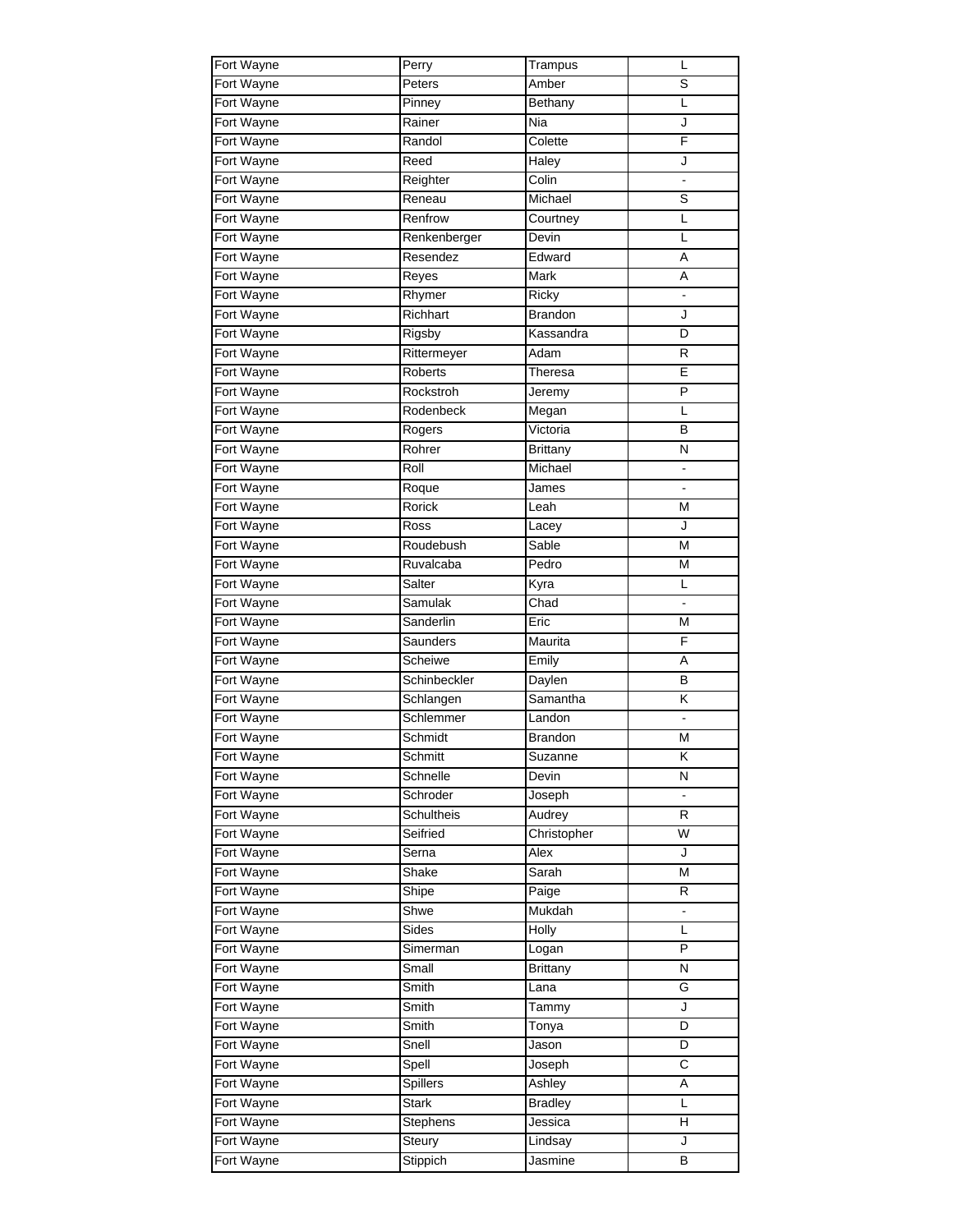| | | | |
|---|---|---|---|
| Fort Wayne | Perry | Trampus | L |
| Fort Wayne | Peters | Amber | S |
| Fort Wayne | Pinney | Bethany | L |
| Fort Wayne | Rainer | Nia | J |
| Fort Wayne | Randol | Colette | F |
| Fort Wayne | Reed | Haley | J |
| Fort Wayne | Reighter | Colin | - |
| Fort Wayne | Reneau | Michael | S |
| Fort Wayne | Renfrow | Courtney | L |
| Fort Wayne | Renkenberger | Devin | L |
| Fort Wayne | Resendez | Edward | A |
| Fort Wayne | Reyes | Mark | A |
| Fort Wayne | Rhymer | Ricky | - |
| Fort Wayne | Richhart | Brandon | J |
| Fort Wayne | Rigsby | Kassandra | D |
| Fort Wayne | Rittermeyer | Adam | R |
| Fort Wayne | Roberts | Theresa | E |
| Fort Wayne | Rockstroh | Jeremy | P |
| Fort Wayne | Rodenbeck | Megan | L |
| Fort Wayne | Rogers | Victoria | B |
| Fort Wayne | Rohrer | Brittany | N |
| Fort Wayne | Roll | Michael | - |
| Fort Wayne | Roque | James | - |
| Fort Wayne | Rorick | Leah | M |
| Fort Wayne | Ross | Lacey | J |
| Fort Wayne | Roudebush | Sable | M |
| Fort Wayne | Ruvalcaba | Pedro | M |
| Fort Wayne | Salter | Kyra | L |
| Fort Wayne | Samulak | Chad | - |
| Fort Wayne | Sanderlin | Eric | M |
| Fort Wayne | Saunders | Maurita | F |
| Fort Wayne | Scheiwe | Emily | A |
| Fort Wayne | Schinbeckler | Daylen | B |
| Fort Wayne | Schlangen | Samantha | K |
| Fort Wayne | Schlemmer | Landon | - |
| Fort Wayne | Schmidt | Brandon | M |
| Fort Wayne | Schmitt | Suzanne | K |
| Fort Wayne | Schnelle | Devin | N |
| Fort Wayne | Schroder | Joseph | - |
| Fort Wayne | Schultheis | Audrey | R |
| Fort Wayne | Seifried | Christopher | W |
| Fort Wayne | Serna | Alex | J |
| Fort Wayne | Shake | Sarah | M |
| Fort Wayne | Shipe | Paige | R |
| Fort Wayne | Shwe | Mukdah | - |
| Fort Wayne | Sides | Holly | L |
| Fort Wayne | Simerman | Logan | P |
| Fort Wayne | Small | Brittany | N |
| Fort Wayne | Smith | Lana | G |
| Fort Wayne | Smith | Tammy | J |
| Fort Wayne | Smith | Tonya | D |
| Fort Wayne | Snell | Jason | D |
| Fort Wayne | Spell | Joseph | C |
| Fort Wayne | Spillers | Ashley | A |
| Fort Wayne | Stark | Bradley | L |
| Fort Wayne | Stephens | Jessica | H |
| Fort Wayne | Steury | Lindsay | J |
| Fort Wayne | Stippich | Jasmine | B |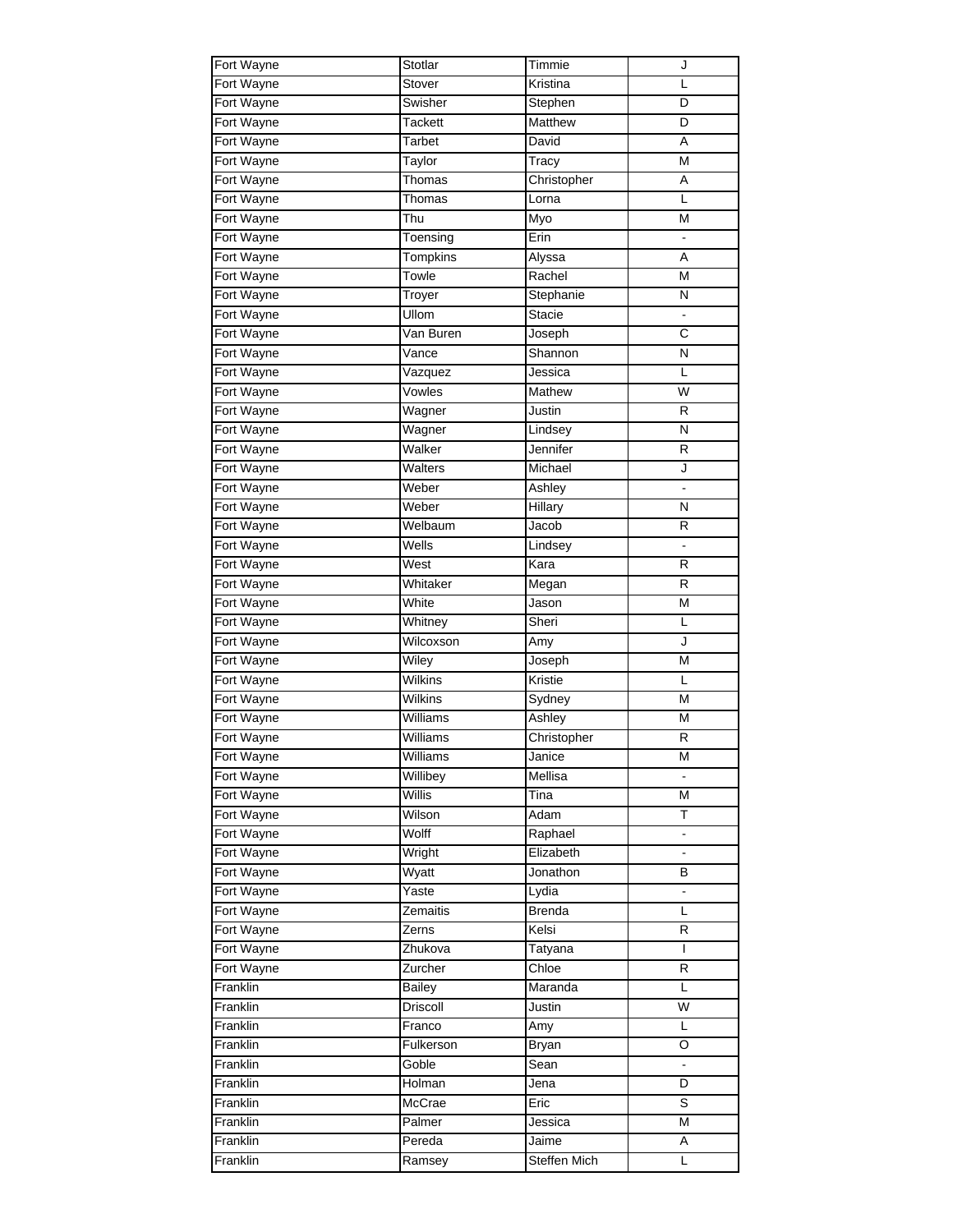| | | | |
|---|---|---|---|
| Fort Wayne | Stotlar | Timmie | J |
| Fort Wayne | Stover | Kristina | L |
| Fort Wayne | Swisher | Stephen | D |
| Fort Wayne | Tackett | Matthew | D |
| Fort Wayne | Tarbet | David | A |
| Fort Wayne | Taylor | Tracy | M |
| Fort Wayne | Thomas | Christopher | A |
| Fort Wayne | Thomas | Lorna | L |
| Fort Wayne | Thu | Myo | M |
| Fort Wayne | Toensing | Erin | - |
| Fort Wayne | Tompkins | Alyssa | A |
| Fort Wayne | Towle | Rachel | M |
| Fort Wayne | Troyer | Stephanie | N |
| Fort Wayne | Ullom | Stacie | - |
| Fort Wayne | Van Buren | Joseph | C |
| Fort Wayne | Vance | Shannon | N |
| Fort Wayne | Vazquez | Jessica | L |
| Fort Wayne | Vowles | Mathew | W |
| Fort Wayne | Wagner | Justin | R |
| Fort Wayne | Wagner | Lindsey | N |
| Fort Wayne | Walker | Jennifer | R |
| Fort Wayne | Walters | Michael | J |
| Fort Wayne | Weber | Ashley | - |
| Fort Wayne | Weber | Hillary | N |
| Fort Wayne | Welbaum | Jacob | R |
| Fort Wayne | Wells | Lindsey | - |
| Fort Wayne | West | Kara | R |
| Fort Wayne | Whitaker | Megan | R |
| Fort Wayne | White | Jason | M |
| Fort Wayne | Whitney | Sheri | L |
| Fort Wayne | Wilcoxson | Amy | J |
| Fort Wayne | Wiley | Joseph | M |
| Fort Wayne | Wilkins | Kristie | L |
| Fort Wayne | Wilkins | Sydney | M |
| Fort Wayne | Williams | Ashley | M |
| Fort Wayne | Williams | Christopher | R |
| Fort Wayne | Williams | Janice | M |
| Fort Wayne | Willibey | Mellisa | - |
| Fort Wayne | Willis | Tina | M |
| Fort Wayne | Wilson | Adam | T |
| Fort Wayne | Wolff | Raphael | - |
| Fort Wayne | Wright | Elizabeth | - |
| Fort Wayne | Wyatt | Jonathon | B |
| Fort Wayne | Yaste | Lydia | - |
| Fort Wayne | Zemaitis | Brenda | L |
| Fort Wayne | Zerns | Kelsi | R |
| Fort Wayne | Zhukova | Tatyana | I |
| Fort Wayne | Zurcher | Chloe | R |
| Franklin | Bailey | Maranda | L |
| Franklin | Driscoll | Justin | W |
| Franklin | Franco | Amy | L |
| Franklin | Fulkerson | Bryan | O |
| Franklin | Goble | Sean | - |
| Franklin | Holman | Jena | D |
| Franklin | McCrae | Eric | S |
| Franklin | Palmer | Jessica | M |
| Franklin | Pereda | Jaime | A |
| Franklin | Ramsey | Steffen Mich | L |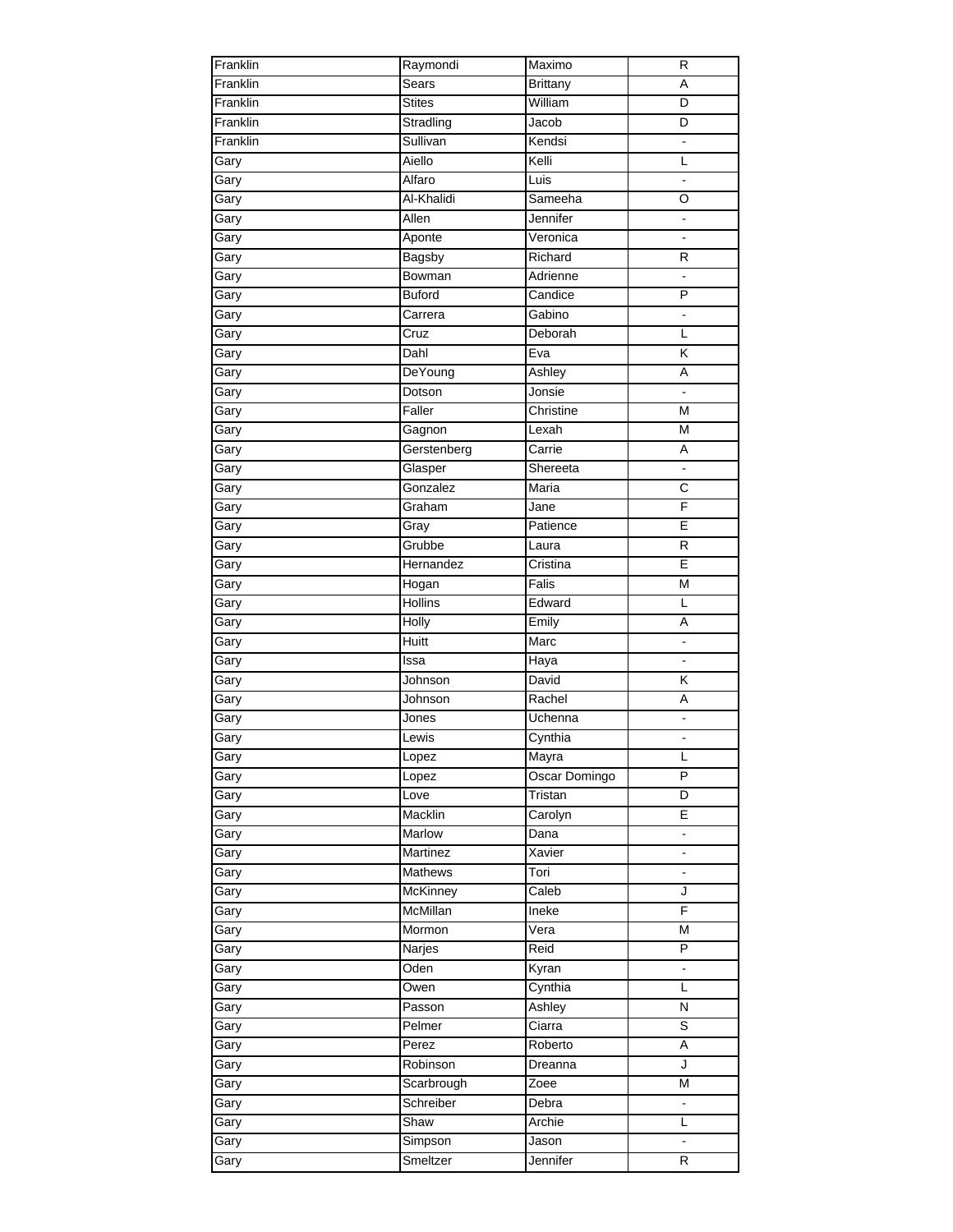| | | | |
|---|---|---|---|
| Franklin | Raymondi | Maximo | R |
| Franklin | Sears | Brittany | A |
| Franklin | Stites | William | D |
| Franklin | Stradling | Jacob | D |
| Franklin | Sullivan | Kendsi | - |
| Gary | Aiello | Kelli | L |
| Gary | Alfaro | Luis | - |
| Gary | Al-Khalidi | Sameeha | O |
| Gary | Allen | Jennifer | - |
| Gary | Aponte | Veronica | - |
| Gary | Bagsby | Richard | R |
| Gary | Bowman | Adrienne | - |
| Gary | Buford | Candice | P |
| Gary | Carrera | Gabino | - |
| Gary | Cruz | Deborah | L |
| Gary | Dahl | Eva | K |
| Gary | DeYoung | Ashley | A |
| Gary | Dotson | Jonsie | - |
| Gary | Faller | Christine | M |
| Gary | Gagnon | Lexah | M |
| Gary | Gerstenberg | Carrie | A |
| Gary | Glasper | Shereeta | - |
| Gary | Gonzalez | Maria | C |
| Gary | Graham | Jane | F |
| Gary | Gray | Patience | E |
| Gary | Grubbe | Laura | R |
| Gary | Hernandez | Cristina | E |
| Gary | Hogan | Falis | M |
| Gary | Hollins | Edward | L |
| Gary | Holly | Emily | A |
| Gary | Huitt | Marc | - |
| Gary | Issa | Haya | - |
| Gary | Johnson | David | K |
| Gary | Johnson | Rachel | A |
| Gary | Jones | Uchenna | - |
| Gary | Lewis | Cynthia | - |
| Gary | Lopez | Mayra | L |
| Gary | Lopez | Oscar Domingo | P |
| Gary | Love | Tristan | D |
| Gary | Macklin | Carolyn | E |
| Gary | Marlow | Dana | - |
| Gary | Martinez | Xavier | - |
| Gary | Mathews | Tori | - |
| Gary | McKinney | Caleb | J |
| Gary | McMillan | Ineke | F |
| Gary | Mormon | Vera | M |
| Gary | Narjes | Reid | P |
| Gary | Oden | Kyran | - |
| Gary | Owen | Cynthia | L |
| Gary | Passon | Ashley | N |
| Gary | Pelmer | Ciarra | S |
| Gary | Perez | Roberto | A |
| Gary | Robinson | Dreanna | J |
| Gary | Scarbrough | Zoee | M |
| Gary | Schreiber | Debra | - |
| Gary | Shaw | Archie | L |
| Gary | Simpson | Jason | - |
| Gary | Smeltzer | Jennifer | R |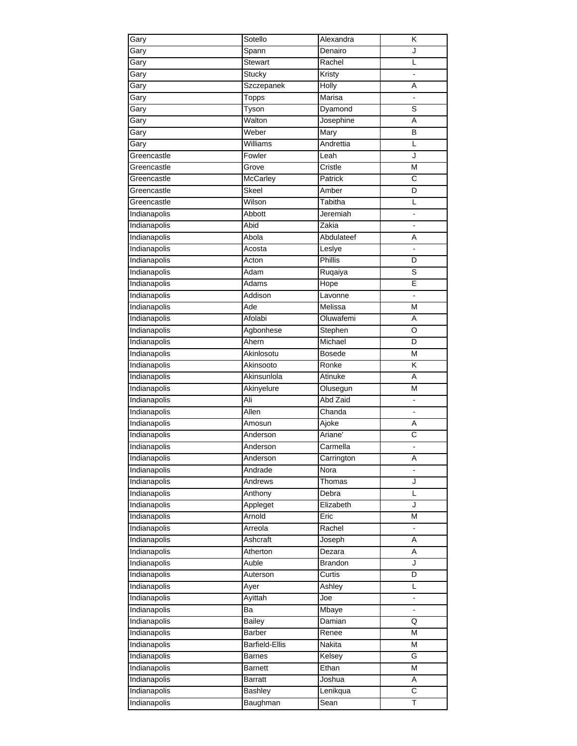| | | | |
|---|---|---|---|
| Gary | Sotello | Alexandra | K |
| Gary | Spann | Denairo | J |
| Gary | Stewart | Rachel | L |
| Gary | Stucky | Kristy | - |
| Gary | Szczepanek | Holly | A |
| Gary | Topps | Marisa | - |
| Gary | Tyson | Dyamond | S |
| Gary | Walton | Josephine | A |
| Gary | Weber | Mary | B |
| Gary | Williams | Andrettia | L |
| Greencastle | Fowler | Leah | J |
| Greencastle | Grove | Cristle | M |
| Greencastle | McCarley | Patrick | C |
| Greencastle | Skeel | Amber | D |
| Greencastle | Wilson | Tabitha | L |
| Indianapolis | Abbott | Jeremiah | - |
| Indianapolis | Abid | Zakia | - |
| Indianapolis | Abola | Abdulateef | A |
| Indianapolis | Acosta | Leslye | - |
| Indianapolis | Acton | Phillis | D |
| Indianapolis | Adam | Ruqaiya | S |
| Indianapolis | Adams | Hope | E |
| Indianapolis | Addison | Lavonne | - |
| Indianapolis | Ade | Melissa | M |
| Indianapolis | Afolabi | Oluwafemi | A |
| Indianapolis | Agbonhese | Stephen | O |
| Indianapolis | Ahern | Michael | D |
| Indianapolis | Akinlosotu | Bosede | M |
| Indianapolis | Akinsooto | Ronke | K |
| Indianapolis | Akinsunlola | Atinuke | A |
| Indianapolis | Akinyelure | Olusegun | M |
| Indianapolis | Ali | Abd Zaid | - |
| Indianapolis | Allen | Chanda | - |
| Indianapolis | Amosun | Ajoke | A |
| Indianapolis | Anderson | Ariane' | C |
| Indianapolis | Anderson | Carmella | - |
| Indianapolis | Anderson | Carrington | A |
| Indianapolis | Andrade | Nora | - |
| Indianapolis | Andrews | Thomas | J |
| Indianapolis | Anthony | Debra | L |
| Indianapolis | Appleget | Elizabeth | J |
| Indianapolis | Arnold | Eric | M |
| Indianapolis | Arreola | Rachel | - |
| Indianapolis | Ashcraft | Joseph | A |
| Indianapolis | Atherton | Dezara | A |
| Indianapolis | Auble | Brandon | J |
| Indianapolis | Auterson | Curtis | D |
| Indianapolis | Ayer | Ashley | L |
| Indianapolis | Ayittah | Joe | - |
| Indianapolis | Ba | Mbaye | - |
| Indianapolis | Bailey | Damian | Q |
| Indianapolis | Barber | Renee | M |
| Indianapolis | Barfield-Ellis | Nakita | M |
| Indianapolis | Barnes | Kelsey | G |
| Indianapolis | Barnett | Ethan | M |
| Indianapolis | Barratt | Joshua | A |
| Indianapolis | Bashley | Lenikqua | C |
| Indianapolis | Baughman | Sean | T |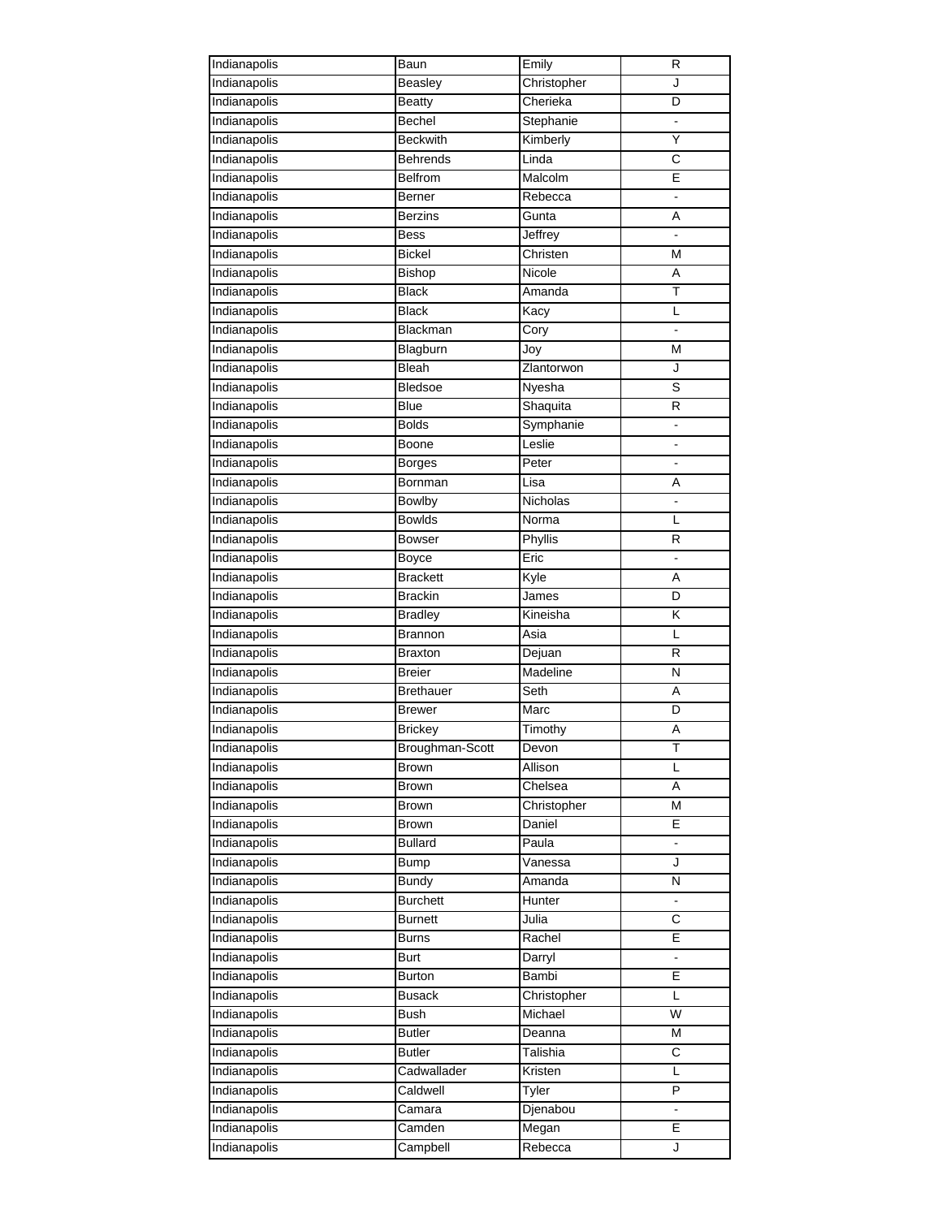| Indianapolis | Baun | Emily | R |
|---|---|---|---|
| Indianapolis | Beasley | Christopher | J |
| Indianapolis | Beatty | Cherieka | D |
| Indianapolis | Bechel | Stephanie | - |
| Indianapolis | Beckwith | Kimberly | Y |
| Indianapolis | Behrends | Linda | C |
| Indianapolis | Belfrom | Malcolm | E |
| Indianapolis | Berner | Rebecca | - |
| Indianapolis | Berzins | Gunta | A |
| Indianapolis | Bess | Jeffrey | - |
| Indianapolis | Bickel | Christen | M |
| Indianapolis | Bishop | Nicole | A |
| Indianapolis | Black | Amanda | T |
| Indianapolis | Black | Kacy | L |
| Indianapolis | Blackman | Cory | - |
| Indianapolis | Blagburn | Joy | M |
| Indianapolis | Bleah | Zlantorwon | J |
| Indianapolis | Bledsoe | Nyesha | S |
| Indianapolis | Blue | Shaquita | R |
| Indianapolis | Bolds | Symphanie | - |
| Indianapolis | Boone | Leslie | - |
| Indianapolis | Borges | Peter | - |
| Indianapolis | Bornman | Lisa | A |
| Indianapolis | Bowlby | Nicholas | - |
| Indianapolis | Bowlds | Norma | L |
| Indianapolis | Bowser | Phyllis | R |
| Indianapolis | Boyce | Eric | - |
| Indianapolis | Brackett | Kyle | A |
| Indianapolis | Brackin | James | D |
| Indianapolis | Bradley | Kineisha | K |
| Indianapolis | Brannon | Asia | L |
| Indianapolis | Braxton | Dejuan | R |
| Indianapolis | Breier | Madeline | N |
| Indianapolis | Brethauer | Seth | A |
| Indianapolis | Brewer | Marc | D |
| Indianapolis | Brickey | Timothy | A |
| Indianapolis | Broughman-Scott | Devon | T |
| Indianapolis | Brown | Allison | L |
| Indianapolis | Brown | Chelsea | A |
| Indianapolis | Brown | Christopher | M |
| Indianapolis | Brown | Daniel | E |
| Indianapolis | Bullard | Paula | - |
| Indianapolis | Bump | Vanessa | J |
| Indianapolis | Bundy | Amanda | N |
| Indianapolis | Burchett | Hunter | - |
| Indianapolis | Burnett | Julia | C |
| Indianapolis | Burns | Rachel | E |
| Indianapolis | Burt | Darryl | - |
| Indianapolis | Burton | Bambi | E |
| Indianapolis | Busack | Christopher | L |
| Indianapolis | Bush | Michael | W |
| Indianapolis | Butler | Deanna | M |
| Indianapolis | Butler | Talishia | C |
| Indianapolis | Cadwallader | Kristen | L |
| Indianapolis | Caldwell | Tyler | P |
| Indianapolis | Camara | Djenabou | - |
| Indianapolis | Camden | Megan | E |
| Indianapolis | Campbell | Rebecca | J |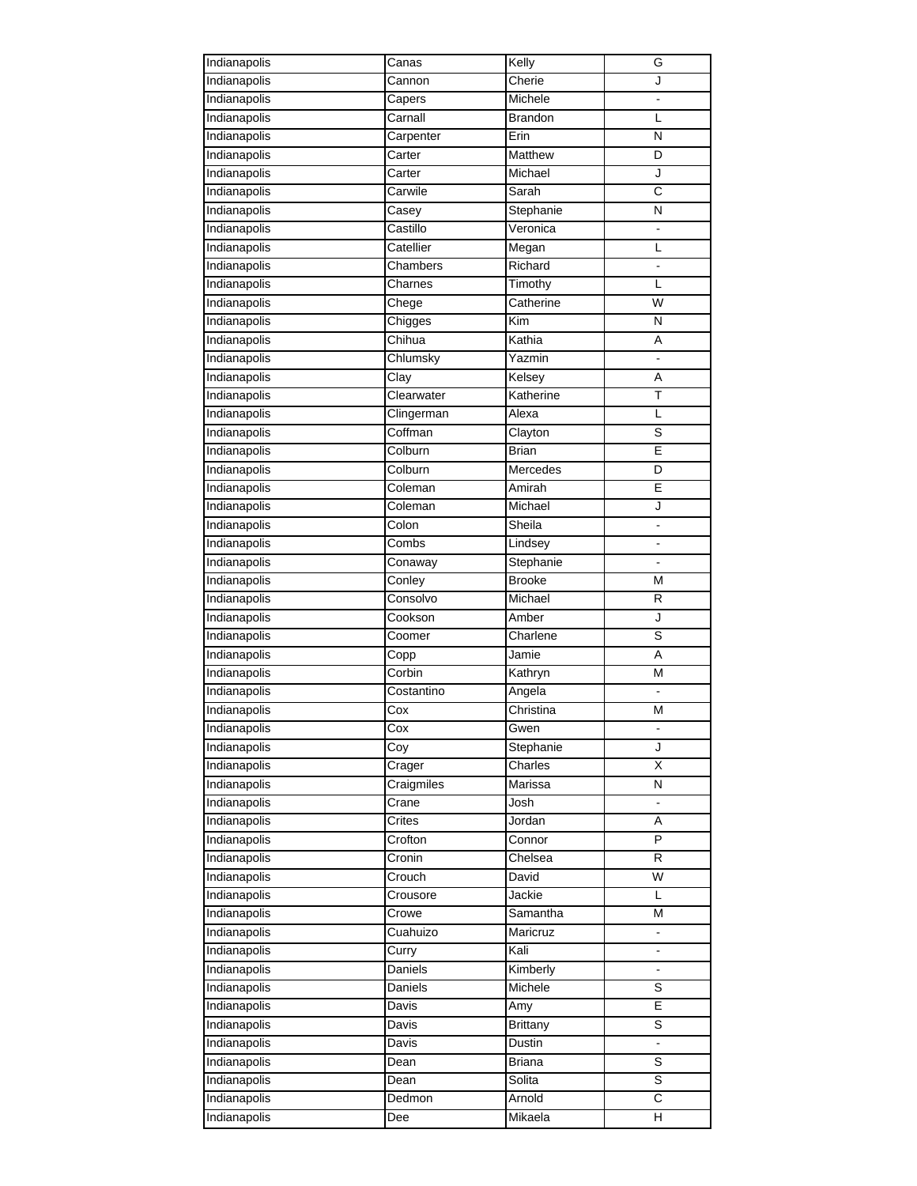| | | | |
|---|---|---|---|
| Indianapolis | Canas | Kelly | G |
| Indianapolis | Cannon | Cherie | J |
| Indianapolis | Capers | Michele | - |
| Indianapolis | Carnall | Brandon | L |
| Indianapolis | Carpenter | Erin | N |
| Indianapolis | Carter | Matthew | D |
| Indianapolis | Carter | Michael | J |
| Indianapolis | Carwile | Sarah | C |
| Indianapolis | Casey | Stephanie | N |
| Indianapolis | Castillo | Veronica | - |
| Indianapolis | Catellier | Megan | L |
| Indianapolis | Chambers | Richard | - |
| Indianapolis | Charnes | Timothy | L |
| Indianapolis | Chege | Catherine | W |
| Indianapolis | Chigges | Kim | N |
| Indianapolis | Chihua | Kathia | A |
| Indianapolis | Chlumsky | Yazmin | - |
| Indianapolis | Clay | Kelsey | A |
| Indianapolis | Clearwater | Katherine | T |
| Indianapolis | Clingerman | Alexa | L |
| Indianapolis | Coffman | Clayton | S |
| Indianapolis | Colburn | Brian | E |
| Indianapolis | Colburn | Mercedes | D |
| Indianapolis | Coleman | Amirah | E |
| Indianapolis | Coleman | Michael | J |
| Indianapolis | Colon | Sheila | - |
| Indianapolis | Combs | Lindsey | - |
| Indianapolis | Conaway | Stephanie | - |
| Indianapolis | Conley | Brooke | M |
| Indianapolis | Consolvo | Michael | R |
| Indianapolis | Cookson | Amber | J |
| Indianapolis | Coomer | Charlene | S |
| Indianapolis | Copp | Jamie | A |
| Indianapolis | Corbin | Kathryn | M |
| Indianapolis | Costantino | Angela | - |
| Indianapolis | Cox | Christina | M |
| Indianapolis | Cox | Gwen | - |
| Indianapolis | Coy | Stephanie | J |
| Indianapolis | Crager | Charles | X |
| Indianapolis | Craigmiles | Marissa | N |
| Indianapolis | Crane | Josh | - |
| Indianapolis | Crites | Jordan | A |
| Indianapolis | Crofton | Connor | P |
| Indianapolis | Cronin | Chelsea | R |
| Indianapolis | Crouch | David | W |
| Indianapolis | Crousore | Jackie | L |
| Indianapolis | Crowe | Samantha | M |
| Indianapolis | Cuahuizo | Maricruz | - |
| Indianapolis | Curry | Kali | - |
| Indianapolis | Daniels | Kimberly | - |
| Indianapolis | Daniels | Michele | S |
| Indianapolis | Davis | Amy | E |
| Indianapolis | Davis | Brittany | S |
| Indianapolis | Davis | Dustin | - |
| Indianapolis | Dean | Briana | S |
| Indianapolis | Dean | Solita | S |
| Indianapolis | Dedmon | Arnold | C |
| Indianapolis | Dee | Mikaela | H |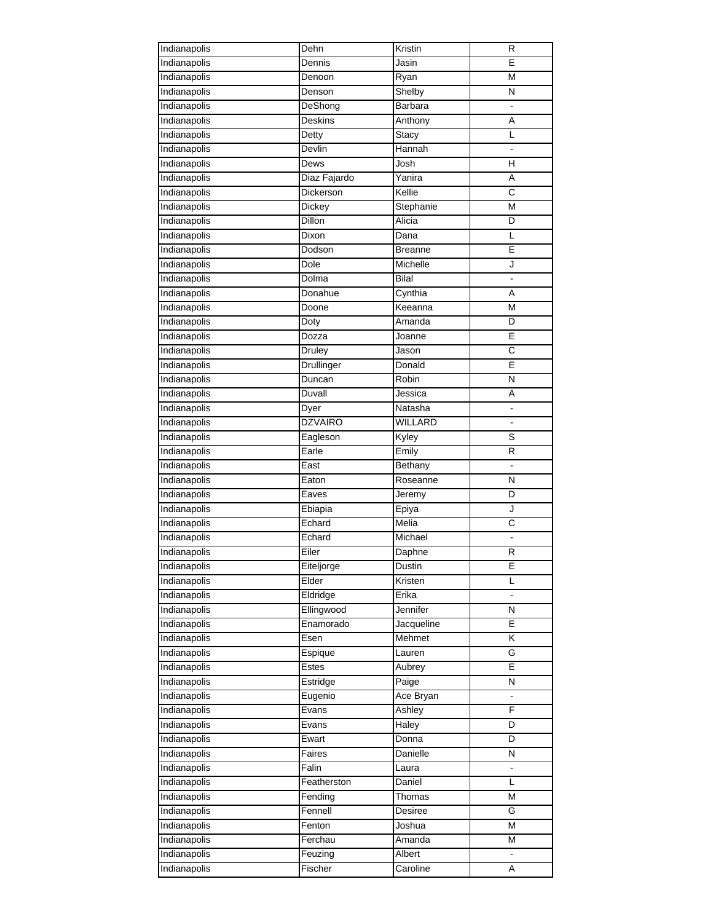| | | | |
|---|---|---|---|
| Indianapolis | Dehn | Kristin | R |
| Indianapolis | Dennis | Jasin | E |
| Indianapolis | Denoon | Ryan | M |
| Indianapolis | Denson | Shelby | N |
| Indianapolis | DeShong | Barbara | - |
| Indianapolis | Deskins | Anthony | A |
| Indianapolis | Detty | Stacy | L |
| Indianapolis | Devlin | Hannah | - |
| Indianapolis | Dews | Josh | H |
| Indianapolis | Diaz Fajardo | Yanira | A |
| Indianapolis | Dickerson | Kellie | C |
| Indianapolis | Dickey | Stephanie | M |
| Indianapolis | Dillon | Alicia | D |
| Indianapolis | Dixon | Dana | L |
| Indianapolis | Dodson | Breanne | E |
| Indianapolis | Dole | Michelle | J |
| Indianapolis | Dolma | Bilal | - |
| Indianapolis | Donahue | Cynthia | A |
| Indianapolis | Doone | Keeanna | M |
| Indianapolis | Doty | Amanda | D |
| Indianapolis | Dozza | Joanne | E |
| Indianapolis | Druley | Jason | C |
| Indianapolis | Drullinger | Donald | E |
| Indianapolis | Duncan | Robin | N |
| Indianapolis | Duvall | Jessica | A |
| Indianapolis | Dyer | Natasha | - |
| Indianapolis | DZVAIRO | WILLARD | - |
| Indianapolis | Eagleson | Kyley | S |
| Indianapolis | Earle | Emily | R |
| Indianapolis | East | Bethany | - |
| Indianapolis | Eaton | Roseanne | N |
| Indianapolis | Eaves | Jeremy | D |
| Indianapolis | Ebiapia | Epiya | J |
| Indianapolis | Echard | Melia | C |
| Indianapolis | Echard | Michael | - |
| Indianapolis | Eiler | Daphne | R |
| Indianapolis | Eiteljorge | Dustin | E |
| Indianapolis | Elder | Kristen | L |
| Indianapolis | Eldridge | Erika | - |
| Indianapolis | Ellingwood | Jennifer | N |
| Indianapolis | Enamorado | Jacqueline | E |
| Indianapolis | Esen | Mehmet | K |
| Indianapolis | Espique | Lauren | G |
| Indianapolis | Estes | Aubrey | E |
| Indianapolis | Estridge | Paige | N |
| Indianapolis | Eugenio | Ace Bryan | - |
| Indianapolis | Evans | Ashley | F |
| Indianapolis | Evans | Haley | D |
| Indianapolis | Ewart | Donna | D |
| Indianapolis | Faires | Danielle | N |
| Indianapolis | Falin | Laura | - |
| Indianapolis | Featherston | Daniel | L |
| Indianapolis | Fending | Thomas | M |
| Indianapolis | Fennell | Desiree | G |
| Indianapolis | Fenton | Joshua | M |
| Indianapolis | Ferchau | Amanda | M |
| Indianapolis | Feuzing | Albert | - |
| Indianapolis | Fischer | Caroline | A |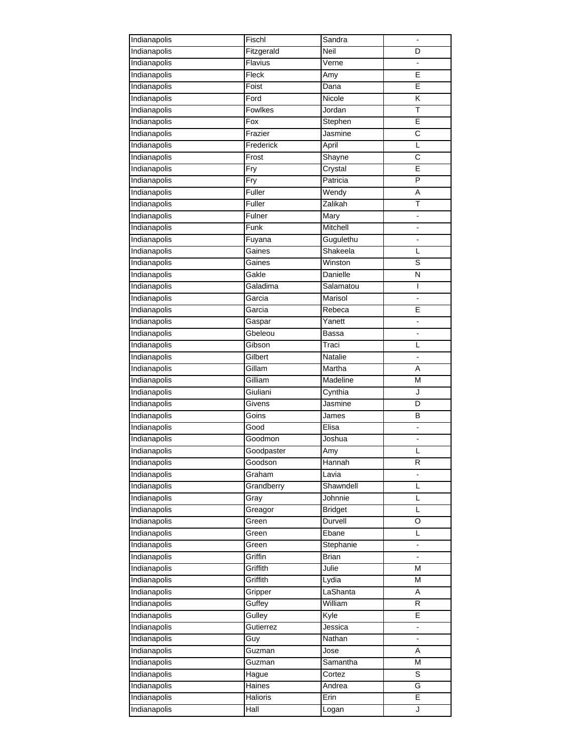| | | | |
|---|---|---|---|
| Indianapolis | Fischl | Sandra | - |
| Indianapolis | Fitzgerald | Neil | D |
| Indianapolis | Flavius | Verne | - |
| Indianapolis | Fleck | Amy | E |
| Indianapolis | Foist | Dana | E |
| Indianapolis | Ford | Nicole | K |
| Indianapolis | Fowlkes | Jordan | T |
| Indianapolis | Fox | Stephen | E |
| Indianapolis | Frazier | Jasmine | C |
| Indianapolis | Frederick | April | L |
| Indianapolis | Frost | Shayne | C |
| Indianapolis | Fry | Crystal | E |
| Indianapolis | Fry | Patricia | P |
| Indianapolis | Fuller | Wendy | A |
| Indianapolis | Fuller | Zalikah | T |
| Indianapolis | Fulner | Mary | - |
| Indianapolis | Funk | Mitchell | - |
| Indianapolis | Fuyana | Gugulethu | - |
| Indianapolis | Gaines | Shakeela | L |
| Indianapolis | Gaines | Winston | S |
| Indianapolis | Gakle | Danielle | N |
| Indianapolis | Galadima | Salamatou | I |
| Indianapolis | Garcia | Marisol | - |
| Indianapolis | Garcia | Rebeca | E |
| Indianapolis | Gaspar | Yanett | - |
| Indianapolis | Gbeleou | Bassa | - |
| Indianapolis | Gibson | Traci | L |
| Indianapolis | Gilbert | Natalie | - |
| Indianapolis | Gillam | Martha | A |
| Indianapolis | Gilliam | Madeline | M |
| Indianapolis | Giuliani | Cynthia | J |
| Indianapolis | Givens | Jasmine | D |
| Indianapolis | Goins | James | B |
| Indianapolis | Good | Elisa | - |
| Indianapolis | Goodmon | Joshua | - |
| Indianapolis | Goodpaster | Amy | L |
| Indianapolis | Goodson | Hannah | R |
| Indianapolis | Graham | Lavia | - |
| Indianapolis | Grandberry | Shawndell | L |
| Indianapolis | Gray | Johnnie | L |
| Indianapolis | Greagor | Bridget | L |
| Indianapolis | Green | Durvell | O |
| Indianapolis | Green | Ebane | L |
| Indianapolis | Green | Stephanie | - |
| Indianapolis | Griffin | Brian | - |
| Indianapolis | Griffith | Julie | M |
| Indianapolis | Griffith | Lydia | M |
| Indianapolis | Gripper | LaShanta | A |
| Indianapolis | Guffey | William | R |
| Indianapolis | Gulley | Kyle | E |
| Indianapolis | Gutierrez | Jessica | - |
| Indianapolis | Guy | Nathan | - |
| Indianapolis | Guzman | Jose | A |
| Indianapolis | Guzman | Samantha | M |
| Indianapolis | Hague | Cortez | S |
| Indianapolis | Haines | Andrea | G |
| Indianapolis | Halioris | Erin | E |
| Indianapolis | Hall | Logan | J |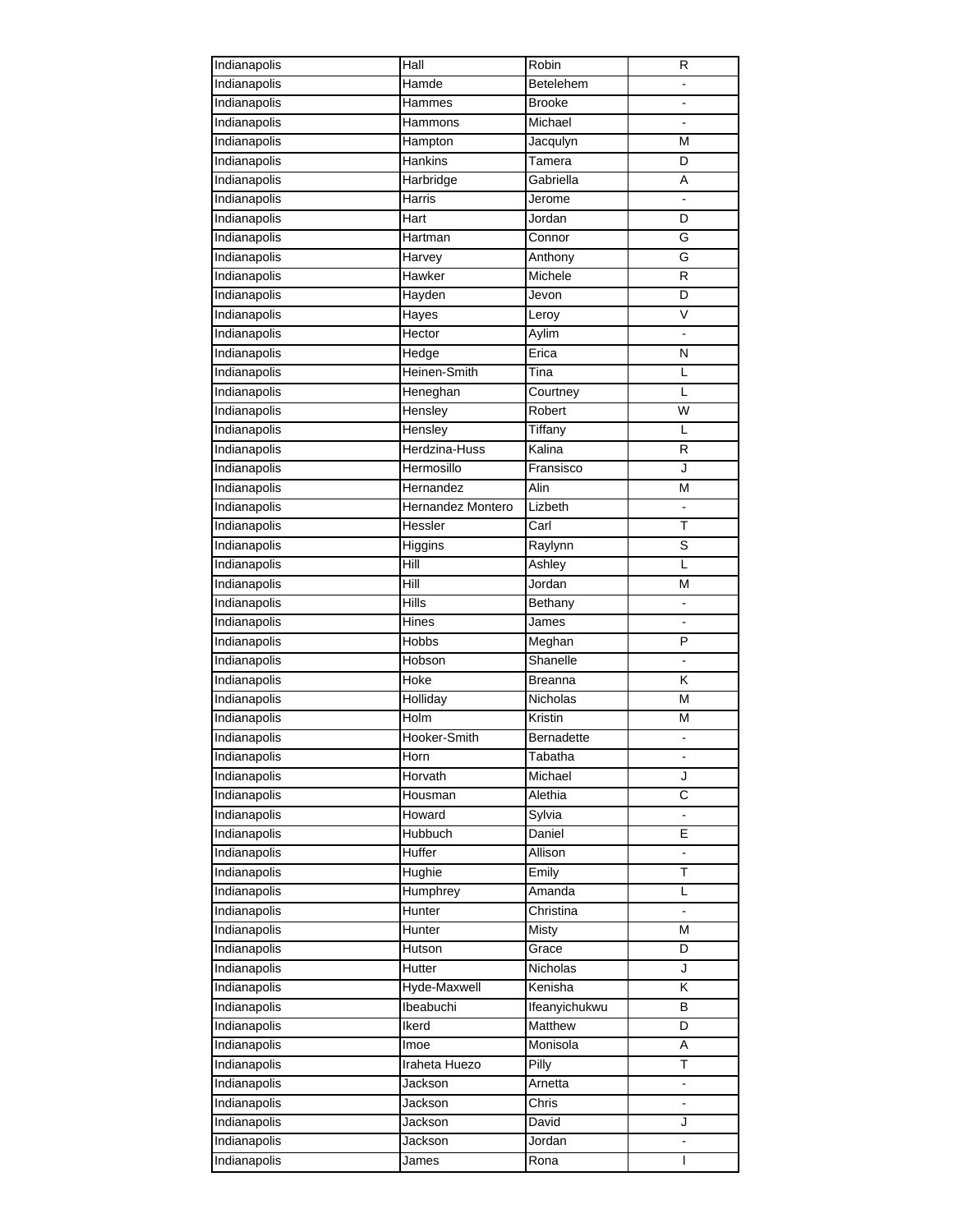| | | | |
|---|---|---|---|
| Indianapolis | Hall | Robin | R |
| Indianapolis | Hamde | Betelehem | - |
| Indianapolis | Hammes | Brooke | - |
| Indianapolis | Hammons | Michael | - |
| Indianapolis | Hampton | Jacqulyn | M |
| Indianapolis | Hankins | Tamera | D |
| Indianapolis | Harbridge | Gabriella | A |
| Indianapolis | Harris | Jerome | - |
| Indianapolis | Hart | Jordan | D |
| Indianapolis | Hartman | Connor | G |
| Indianapolis | Harvey | Anthony | G |
| Indianapolis | Hawker | Michele | R |
| Indianapolis | Hayden | Jevon | D |
| Indianapolis | Hayes | Leroy | V |
| Indianapolis | Hector | Aylim | - |
| Indianapolis | Hedge | Erica | N |
| Indianapolis | Heinen-Smith | Tina | L |
| Indianapolis | Heneghan | Courtney | L |
| Indianapolis | Hensley | Robert | W |
| Indianapolis | Hensley | Tiffany | L |
| Indianapolis | Herdzina-Huss | Kalina | R |
| Indianapolis | Hermosillo | Fransisco | J |
| Indianapolis | Hernandez | Alin | M |
| Indianapolis | Hernandez Montero | Lizbeth | - |
| Indianapolis | Hessler | Carl | T |
| Indianapolis | Higgins | Raylynn | S |
| Indianapolis | Hill | Ashley | L |
| Indianapolis | Hill | Jordan | M |
| Indianapolis | Hills | Bethany | - |
| Indianapolis | Hines | James | - |
| Indianapolis | Hobbs | Meghan | P |
| Indianapolis | Hobson | Shanelle | - |
| Indianapolis | Hoke | Breanna | K |
| Indianapolis | Holliday | Nicholas | M |
| Indianapolis | Holm | Kristin | M |
| Indianapolis | Hooker-Smith | Bernadette | - |
| Indianapolis | Horn | Tabatha | - |
| Indianapolis | Horvath | Michael | J |
| Indianapolis | Housman | Alethia | C |
| Indianapolis | Howard | Sylvia | - |
| Indianapolis | Hubbuch | Daniel | E |
| Indianapolis | Huffer | Allison | - |
| Indianapolis | Hughie | Emily | T |
| Indianapolis | Humphrey | Amanda | L |
| Indianapolis | Hunter | Christina | - |
| Indianapolis | Hunter | Misty | M |
| Indianapolis | Hutson | Grace | D |
| Indianapolis | Hutter | Nicholas | J |
| Indianapolis | Hyde-Maxwell | Kenisha | K |
| Indianapolis | Ibeabuchi | Ifeanyichukwu | B |
| Indianapolis | Ikerd | Matthew | D |
| Indianapolis | Imoe | Monisola | A |
| Indianapolis | Iraheta Huezo | Pilly | T |
| Indianapolis | Jackson | Arnetta | - |
| Indianapolis | Jackson | Chris | - |
| Indianapolis | Jackson | David | J |
| Indianapolis | Jackson | Jordan | - |
| Indianapolis | James | Rona | I |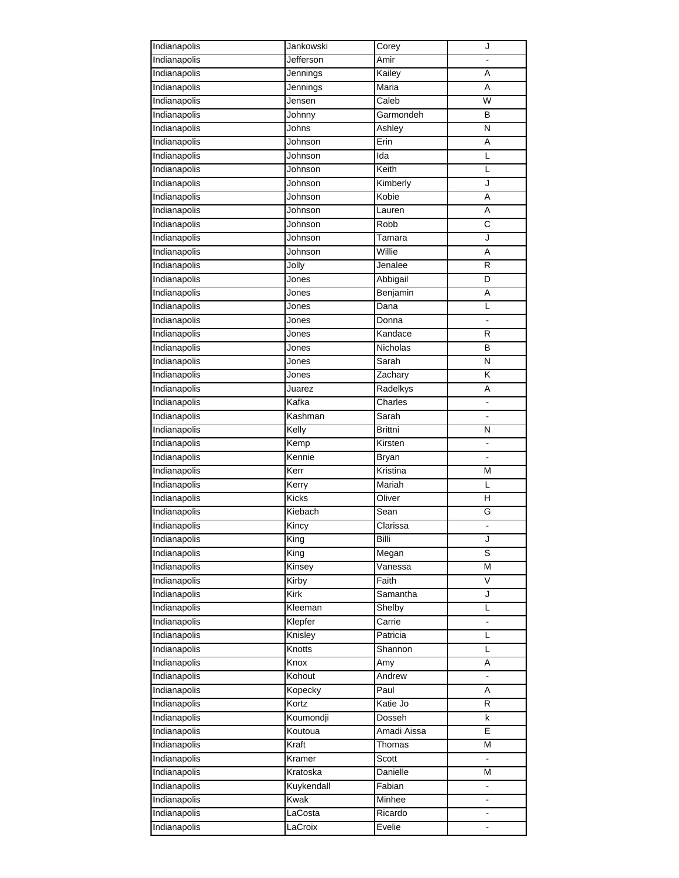| | | | |
|---|---|---|---|
| Indianapolis | Jankowski | Corey | J |
| Indianapolis | Jefferson | Amir | - |
| Indianapolis | Jennings | Kailey | A |
| Indianapolis | Jennings | Maria | A |
| Indianapolis | Jensen | Caleb | W |
| Indianapolis | Johnny | Garmondeh | B |
| Indianapolis | Johns | Ashley | N |
| Indianapolis | Johnson | Erin | A |
| Indianapolis | Johnson | Ida | L |
| Indianapolis | Johnson | Keith | L |
| Indianapolis | Johnson | Kimberly | J |
| Indianapolis | Johnson | Kobie | A |
| Indianapolis | Johnson | Lauren | A |
| Indianapolis | Johnson | Robb | C |
| Indianapolis | Johnson | Tamara | J |
| Indianapolis | Johnson | Willie | A |
| Indianapolis | Jolly | Jenalee | R |
| Indianapolis | Jones | Abbigail | D |
| Indianapolis | Jones | Benjamin | A |
| Indianapolis | Jones | Dana | L |
| Indianapolis | Jones | Donna | - |
| Indianapolis | Jones | Kandace | R |
| Indianapolis | Jones | Nicholas | B |
| Indianapolis | Jones | Sarah | N |
| Indianapolis | Jones | Zachary | K |
| Indianapolis | Juarez | Radelkys | A |
| Indianapolis | Kafka | Charles | - |
| Indianapolis | Kashman | Sarah | - |
| Indianapolis | Kelly | Brittni | N |
| Indianapolis | Kemp | Kirsten | - |
| Indianapolis | Kennie | Bryan | - |
| Indianapolis | Kerr | Kristina | M |
| Indianapolis | Kerry | Mariah | L |
| Indianapolis | Kicks | Oliver | H |
| Indianapolis | Kiebach | Sean | G |
| Indianapolis | Kincy | Clarissa | - |
| Indianapolis | King | Billi | J |
| Indianapolis | King | Megan | S |
| Indianapolis | Kinsey | Vanessa | M |
| Indianapolis | Kirby | Faith | V |
| Indianapolis | Kirk | Samantha | J |
| Indianapolis | Kleeman | Shelby | L |
| Indianapolis | Klepfer | Carrie | - |
| Indianapolis | Knisley | Patricia | L |
| Indianapolis | Knotts | Shannon | L |
| Indianapolis | Knox | Amy | A |
| Indianapolis | Kohout | Andrew | - |
| Indianapolis | Kopecky | Paul | A |
| Indianapolis | Kortz | Katie Jo | R |
| Indianapolis | Koumondji | Dosseh | k |
| Indianapolis | Koutoua | Amadi Aissa | E |
| Indianapolis | Kraft | Thomas | M |
| Indianapolis | Kramer | Scott | - |
| Indianapolis | Kratoska | Danielle | M |
| Indianapolis | Kuykendall | Fabian | - |
| Indianapolis | Kwak | Minhee | - |
| Indianapolis | LaCosta | Ricardo | - |
| Indianapolis | LaCroix | Evelie | - |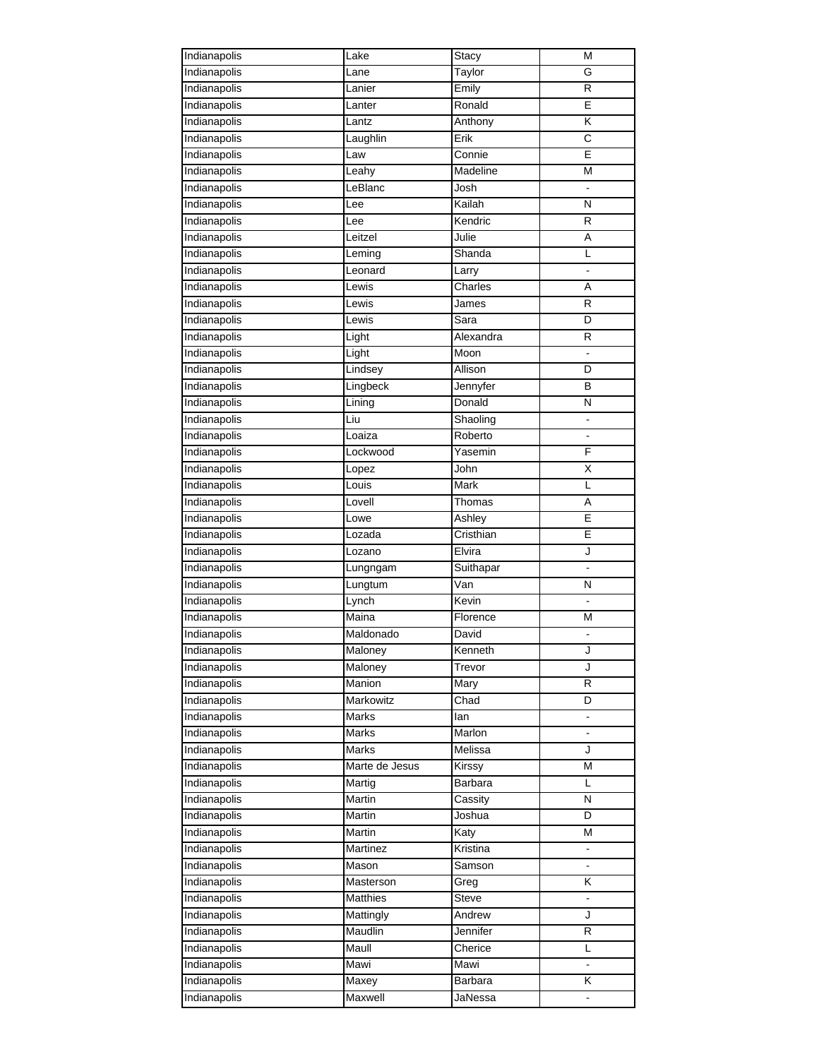| | | | |
|---|---|---|---|
| Indianapolis | Lake | Stacy | M |
| Indianapolis | Lane | Taylor | G |
| Indianapolis | Lanier | Emily | R |
| Indianapolis | Lanter | Ronald | E |
| Indianapolis | Lantz | Anthony | K |
| Indianapolis | Laughlin | Erik | C |
| Indianapolis | Law | Connie | E |
| Indianapolis | Leahy | Madeline | M |
| Indianapolis | LeBlanc | Josh | - |
| Indianapolis | Lee | Kailah | N |
| Indianapolis | Lee | Kendric | R |
| Indianapolis | Leitzel | Julie | A |
| Indianapolis | Leming | Shanda | L |
| Indianapolis | Leonard | Larry | - |
| Indianapolis | Lewis | Charles | A |
| Indianapolis | Lewis | James | R |
| Indianapolis | Lewis | Sara | D |
| Indianapolis | Light | Alexandra | R |
| Indianapolis | Light | Moon | - |
| Indianapolis | Lindsey | Allison | D |
| Indianapolis | Lingbeck | Jennyfer | B |
| Indianapolis | Lining | Donald | N |
| Indianapolis | Liu | Shaoling | - |
| Indianapolis | Loaiza | Roberto | - |
| Indianapolis | Lockwood | Yasemin | F |
| Indianapolis | Lopez | John | X |
| Indianapolis | Louis | Mark | L |
| Indianapolis | Lovell | Thomas | A |
| Indianapolis | Lowe | Ashley | E |
| Indianapolis | Lozada | Cristhian | E |
| Indianapolis | Lozano | Elvira | J |
| Indianapolis | Lungngam | Suithapar | - |
| Indianapolis | Lungtum | Van | N |
| Indianapolis | Lynch | Kevin | - |
| Indianapolis | Maina | Florence | M |
| Indianapolis | Maldonado | David | - |
| Indianapolis | Maloney | Kenneth | J |
| Indianapolis | Maloney | Trevor | J |
| Indianapolis | Manion | Mary | R |
| Indianapolis | Markowitz | Chad | D |
| Indianapolis | Marks | Ian | - |
| Indianapolis | Marks | Marlon | - |
| Indianapolis | Marks | Melissa | J |
| Indianapolis | Marte de Jesus | Kirssy | M |
| Indianapolis | Martig | Barbara | L |
| Indianapolis | Martin | Cassity | N |
| Indianapolis | Martin | Joshua | D |
| Indianapolis | Martin | Katy | M |
| Indianapolis | Martinez | Kristina | - |
| Indianapolis | Mason | Samson | - |
| Indianapolis | Masterson | Greg | K |
| Indianapolis | Matthies | Steve | - |
| Indianapolis | Mattingly | Andrew | J |
| Indianapolis | Maudlin | Jennifer | R |
| Indianapolis | Maull | Cherice | L |
| Indianapolis | Mawi | Mawi | - |
| Indianapolis | Maxey | Barbara | K |
| Indianapolis | Maxwell | JaNessa | - |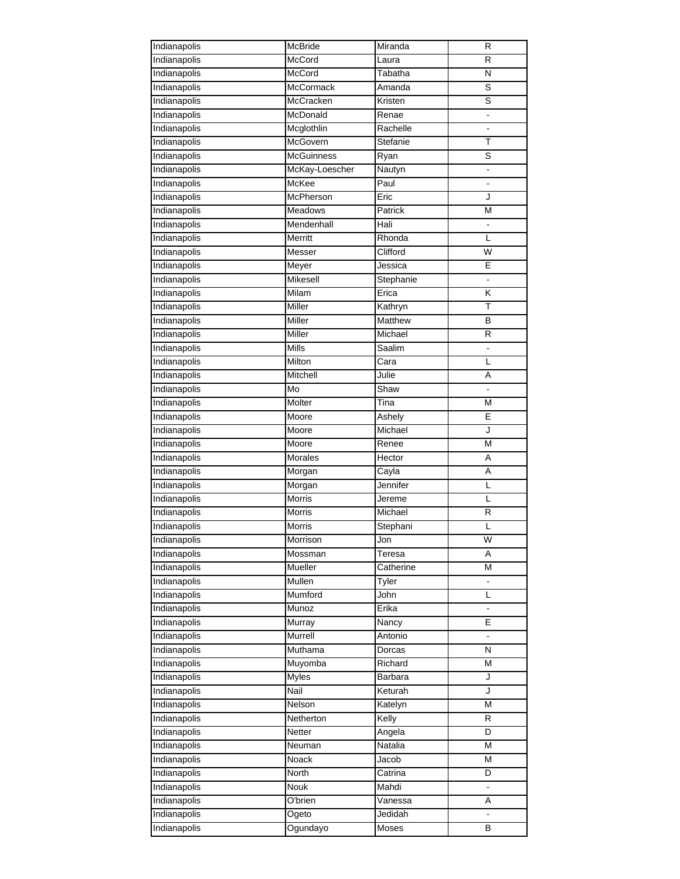| | | | |
|---|---|---|---|
| Indianapolis | McBride | Miranda | R |
| Indianapolis | McCord | Laura | R |
| Indianapolis | McCord | Tabatha | N |
| Indianapolis | McCormack | Amanda | S |
| Indianapolis | McCracken | Kristen | S |
| Indianapolis | McDonald | Renae | - |
| Indianapolis | Mcglothlin | Rachelle | - |
| Indianapolis | McGovern | Stefanie | T |
| Indianapolis | McGuinness | Ryan | S |
| Indianapolis | McKay-Loescher | Nautyn | - |
| Indianapolis | McKee | Paul | - |
| Indianapolis | McPherson | Eric | J |
| Indianapolis | Meadows | Patrick | M |
| Indianapolis | Mendenhall | Hali | - |
| Indianapolis | Merritt | Rhonda | L |
| Indianapolis | Messer | Clifford | W |
| Indianapolis | Meyer | Jessica | E |
| Indianapolis | Mikesell | Stephanie | - |
| Indianapolis | Milam | Erica | K |
| Indianapolis | Miller | Kathryn | T |
| Indianapolis | Miller | Matthew | B |
| Indianapolis | Miller | Michael | R |
| Indianapolis | Mills | Saalim | - |
| Indianapolis | Milton | Cara | L |
| Indianapolis | Mitchell | Julie | A |
| Indianapolis | Mo | Shaw | - |
| Indianapolis | Molter | Tina | M |
| Indianapolis | Moore | Ashely | E |
| Indianapolis | Moore | Michael | J |
| Indianapolis | Moore | Renee | M |
| Indianapolis | Morales | Hector | A |
| Indianapolis | Morgan | Cayla | A |
| Indianapolis | Morgan | Jennifer | L |
| Indianapolis | Morris | Jereme | L |
| Indianapolis | Morris | Michael | R |
| Indianapolis | Morris | Stephani | L |
| Indianapolis | Morrison | Jon | W |
| Indianapolis | Mossman | Teresa | A |
| Indianapolis | Mueller | Catherine | M |
| Indianapolis | Mullen | Tyler | - |
| Indianapolis | Mumford | John | L |
| Indianapolis | Munoz | Erika | - |
| Indianapolis | Murray | Nancy | E |
| Indianapolis | Murrell | Antonio | - |
| Indianapolis | Muthama | Dorcas | N |
| Indianapolis | Muyomba | Richard | M |
| Indianapolis | Myles | Barbara | J |
| Indianapolis | Nail | Keturah | J |
| Indianapolis | Nelson | Katelyn | M |
| Indianapolis | Netherton | Kelly | R |
| Indianapolis | Netter | Angela | D |
| Indianapolis | Neuman | Natalia | M |
| Indianapolis | Noack | Jacob | M |
| Indianapolis | North | Catrina | D |
| Indianapolis | Nouk | Mahdi | - |
| Indianapolis | O'brien | Vanessa | A |
| Indianapolis | Ogeto | Jedidah | - |
| Indianapolis | Ogundayo | Moses | B |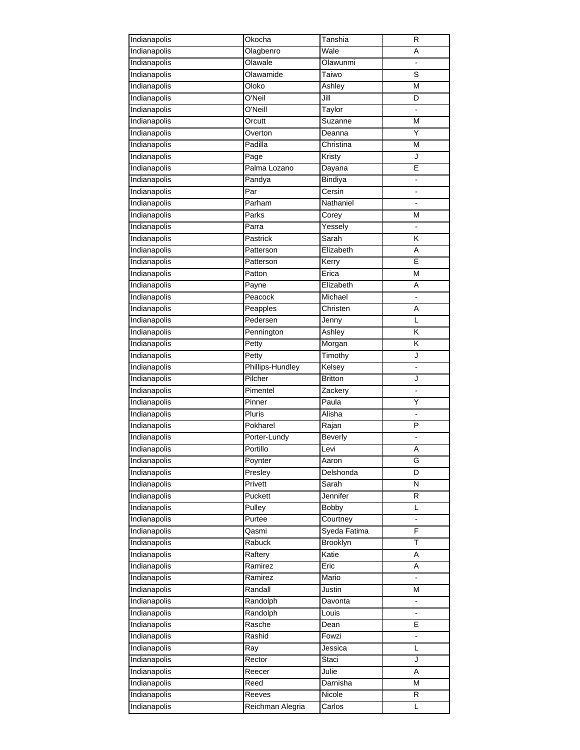| | | | |
|---|---|---|---|
| Indianapolis | Okocha | Tanshia | R |
| Indianapolis | Olagbenro | Wale | A |
| Indianapolis | Olawale | Olawunmi | - |
| Indianapolis | Olawamide | Taiwo | S |
| Indianapolis | Oloko | Ashley | M |
| Indianapolis | O'Neil | Jill | D |
| Indianapolis | O'Neill | Taylor | - |
| Indianapolis | Orcutt | Suzanne | M |
| Indianapolis | Overton | Deanna | Y |
| Indianapolis | Padilla | Christina | M |
| Indianapolis | Page | Kristy | J |
| Indianapolis | Palma Lozano | Dayana | E |
| Indianapolis | Pandya | Bindiya | - |
| Indianapolis | Par | Cersin | - |
| Indianapolis | Parham | Nathaniel | - |
| Indianapolis | Parks | Corey | M |
| Indianapolis | Parra | Yessely | - |
| Indianapolis | Pastrick | Sarah | K |
| Indianapolis | Patterson | Elizabeth | A |
| Indianapolis | Patterson | Kerry | E |
| Indianapolis | Patton | Erica | M |
| Indianapolis | Payne | Elizabeth | A |
| Indianapolis | Peacock | Michael | - |
| Indianapolis | Peapples | Christen | A |
| Indianapolis | Pedersen | Jenny | L |
| Indianapolis | Pennington | Ashley | K |
| Indianapolis | Petty | Morgan | K |
| Indianapolis | Petty | Timothy | J |
| Indianapolis | Phillips-Hundley | Kelsey | - |
| Indianapolis | Pilcher | Britton | J |
| Indianapolis | Pimentel | Zackery | - |
| Indianapolis | Pinner | Paula | Y |
| Indianapolis | Pluris | Alisha | - |
| Indianapolis | Pokharel | Rajan | P |
| Indianapolis | Porter-Lundy | Beverly | - |
| Indianapolis | Portillo | Levi | A |
| Indianapolis | Poynter | Aaron | G |
| Indianapolis | Presley | Delshonda | D |
| Indianapolis | Privett | Sarah | N |
| Indianapolis | Puckett | Jennifer | R |
| Indianapolis | Pulley | Bobby | L |
| Indianapolis | Purtee | Courtney | - |
| Indianapolis | Qasmi | Syeda Fatima | F |
| Indianapolis | Rabuck | Brooklyn | T |
| Indianapolis | Raftery | Katie | A |
| Indianapolis | Ramirez | Eric | A |
| Indianapolis | Ramirez | Mario | - |
| Indianapolis | Randall | Justin | M |
| Indianapolis | Randolph | Davonta | - |
| Indianapolis | Randolph | Louis | - |
| Indianapolis | Rasche | Dean | E |
| Indianapolis | Rashid | Fowzi | - |
| Indianapolis | Ray | Jessica | L |
| Indianapolis | Rector | Staci | J |
| Indianapolis | Reecer | Julie | A |
| Indianapolis | Reed | Darnisha | M |
| Indianapolis | Reeves | Nicole | R |
| Indianapolis | Reichman Alegria | Carlos | L |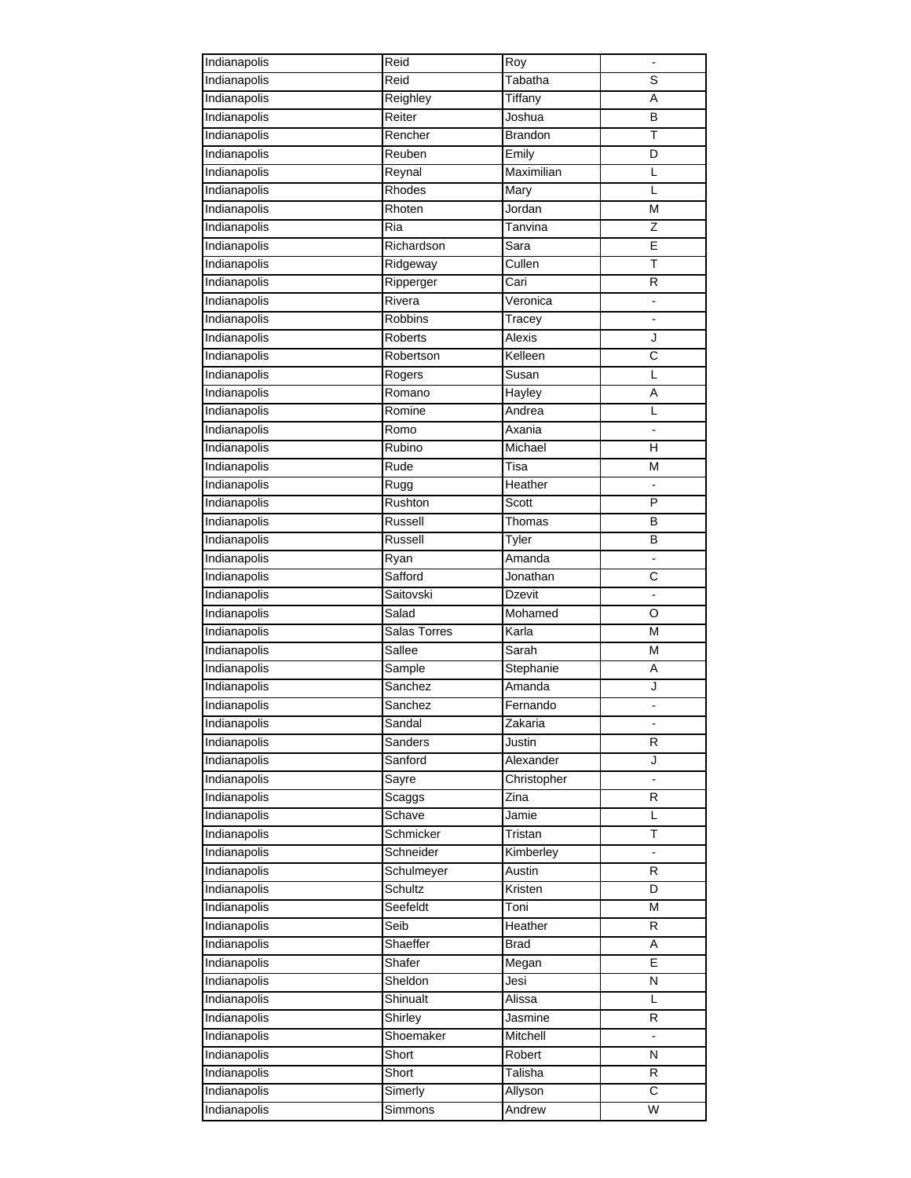| | | | |
|---|---|---|---|
| Indianapolis | Reid | Roy | - |
| Indianapolis | Reid | Tabatha | S |
| Indianapolis | Reighley | Tiffany | A |
| Indianapolis | Reiter | Joshua | B |
| Indianapolis | Rencher | Brandon | T |
| Indianapolis | Reuben | Emily | D |
| Indianapolis | Reynal | Maximilian | L |
| Indianapolis | Rhodes | Mary | L |
| Indianapolis | Rhoten | Jordan | M |
| Indianapolis | Ria | Tanvina | Z |
| Indianapolis | Richardson | Sara | E |
| Indianapolis | Ridgeway | Cullen | T |
| Indianapolis | Ripperger | Cari | R |
| Indianapolis | Rivera | Veronica | - |
| Indianapolis | Robbins | Tracey | - |
| Indianapolis | Roberts | Alexis | J |
| Indianapolis | Robertson | Kelleen | C |
| Indianapolis | Rogers | Susan | L |
| Indianapolis | Romano | Hayley | A |
| Indianapolis | Romine | Andrea | L |
| Indianapolis | Romo | Axania | - |
| Indianapolis | Rubino | Michael | H |
| Indianapolis | Rude | Tisa | M |
| Indianapolis | Rugg | Heather | - |
| Indianapolis | Rushton | Scott | P |
| Indianapolis | Russell | Thomas | B |
| Indianapolis | Russell | Tyler | B |
| Indianapolis | Ryan | Amanda | - |
| Indianapolis | Safford | Jonathan | C |
| Indianapolis | Saitovski | Dzevit | - |
| Indianapolis | Salad | Mohamed | O |
| Indianapolis | Salas Torres | Karla | M |
| Indianapolis | Sallee | Sarah | M |
| Indianapolis | Sample | Stephanie | A |
| Indianapolis | Sanchez | Amanda | J |
| Indianapolis | Sanchez | Fernando | - |
| Indianapolis | Sandal | Zakaria | - |
| Indianapolis | Sanders | Justin | R |
| Indianapolis | Sanford | Alexander | J |
| Indianapolis | Sayre | Christopher | - |
| Indianapolis | Scaggs | Zina | R |
| Indianapolis | Schave | Jamie | L |
| Indianapolis | Schmicker | Tristan | T |
| Indianapolis | Schneider | Kimberley | - |
| Indianapolis | Schulmeyer | Austin | R |
| Indianapolis | Schultz | Kristen | D |
| Indianapolis | Seefeldt | Toni | M |
| Indianapolis | Seib | Heather | R |
| Indianapolis | Shaeffer | Brad | A |
| Indianapolis | Shafer | Megan | E |
| Indianapolis | Sheldon | Jesi | N |
| Indianapolis | Shinualt | Alissa | L |
| Indianapolis | Shirley | Jasmine | R |
| Indianapolis | Shoemaker | Mitchell | - |
| Indianapolis | Short | Robert | N |
| Indianapolis | Short | Talisha | R |
| Indianapolis | Simerly | Allyson | C |
| Indianapolis | Simmons | Andrew | W |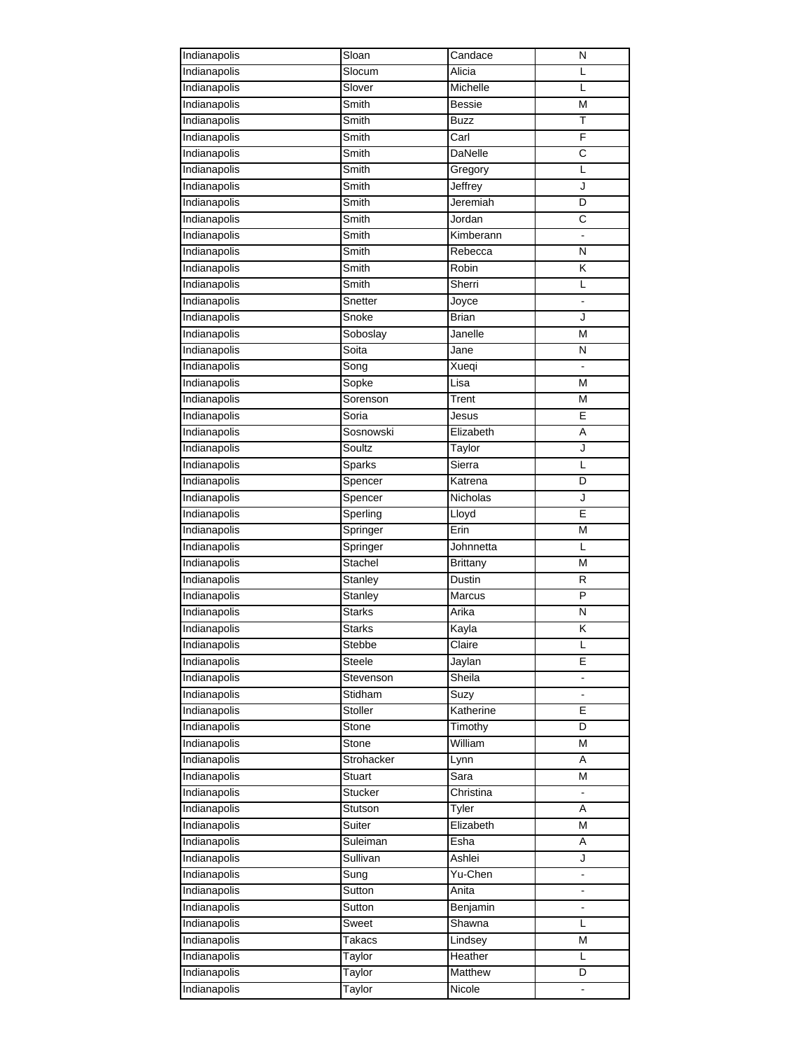| | | | |
|---|---|---|---|
| Indianapolis | Sloan | Candace | N |
| Indianapolis | Slocum | Alicia | L |
| Indianapolis | Slover | Michelle | L |
| Indianapolis | Smith | Bessie | M |
| Indianapolis | Smith | Buzz | T |
| Indianapolis | Smith | Carl | F |
| Indianapolis | Smith | DaNelle | C |
| Indianapolis | Smith | Gregory | L |
| Indianapolis | Smith | Jeffrey | J |
| Indianapolis | Smith | Jeremiah | D |
| Indianapolis | Smith | Jordan | C |
| Indianapolis | Smith | Kimberann | - |
| Indianapolis | Smith | Rebecca | N |
| Indianapolis | Smith | Robin | K |
| Indianapolis | Smith | Sherri | L |
| Indianapolis | Snetter | Joyce | - |
| Indianapolis | Snoke | Brian | J |
| Indianapolis | Soboslay | Janelle | M |
| Indianapolis | Soita | Jane | N |
| Indianapolis | Song | Xueqi | - |
| Indianapolis | Sopke | Lisa | M |
| Indianapolis | Sorenson | Trent | M |
| Indianapolis | Soria | Jesus | E |
| Indianapolis | Sosnowski | Elizabeth | A |
| Indianapolis | Soultz | Taylor | J |
| Indianapolis | Sparks | Sierra | L |
| Indianapolis | Spencer | Katrena | D |
| Indianapolis | Spencer | Nicholas | J |
| Indianapolis | Sperling | Lloyd | E |
| Indianapolis | Springer | Erin | M |
| Indianapolis | Springer | Johnnetta | L |
| Indianapolis | Stachel | Brittany | M |
| Indianapolis | Stanley | Dustin | R |
| Indianapolis | Stanley | Marcus | P |
| Indianapolis | Starks | Arika | N |
| Indianapolis | Starks | Kayla | K |
| Indianapolis | Stebbe | Claire | L |
| Indianapolis | Steele | Jaylan | E |
| Indianapolis | Stevenson | Sheila | - |
| Indianapolis | Stidham | Suzy | - |
| Indianapolis | Stoller | Katherine | E |
| Indianapolis | Stone | Timothy | D |
| Indianapolis | Stone | William | M |
| Indianapolis | Strohacker | Lynn | A |
| Indianapolis | Stuart | Sara | M |
| Indianapolis | Stucker | Christina | - |
| Indianapolis | Stutson | Tyler | A |
| Indianapolis | Suiter | Elizabeth | M |
| Indianapolis | Suleiman | Esha | A |
| Indianapolis | Sullivan | Ashlei | J |
| Indianapolis | Sung | Yu-Chen | - |
| Indianapolis | Sutton | Anita | - |
| Indianapolis | Sutton | Benjamin | - |
| Indianapolis | Sweet | Shawna | L |
| Indianapolis | Takacs | Lindsey | M |
| Indianapolis | Taylor | Heather | L |
| Indianapolis | Taylor | Matthew | D |
| Indianapolis | Taylor | Nicole | - |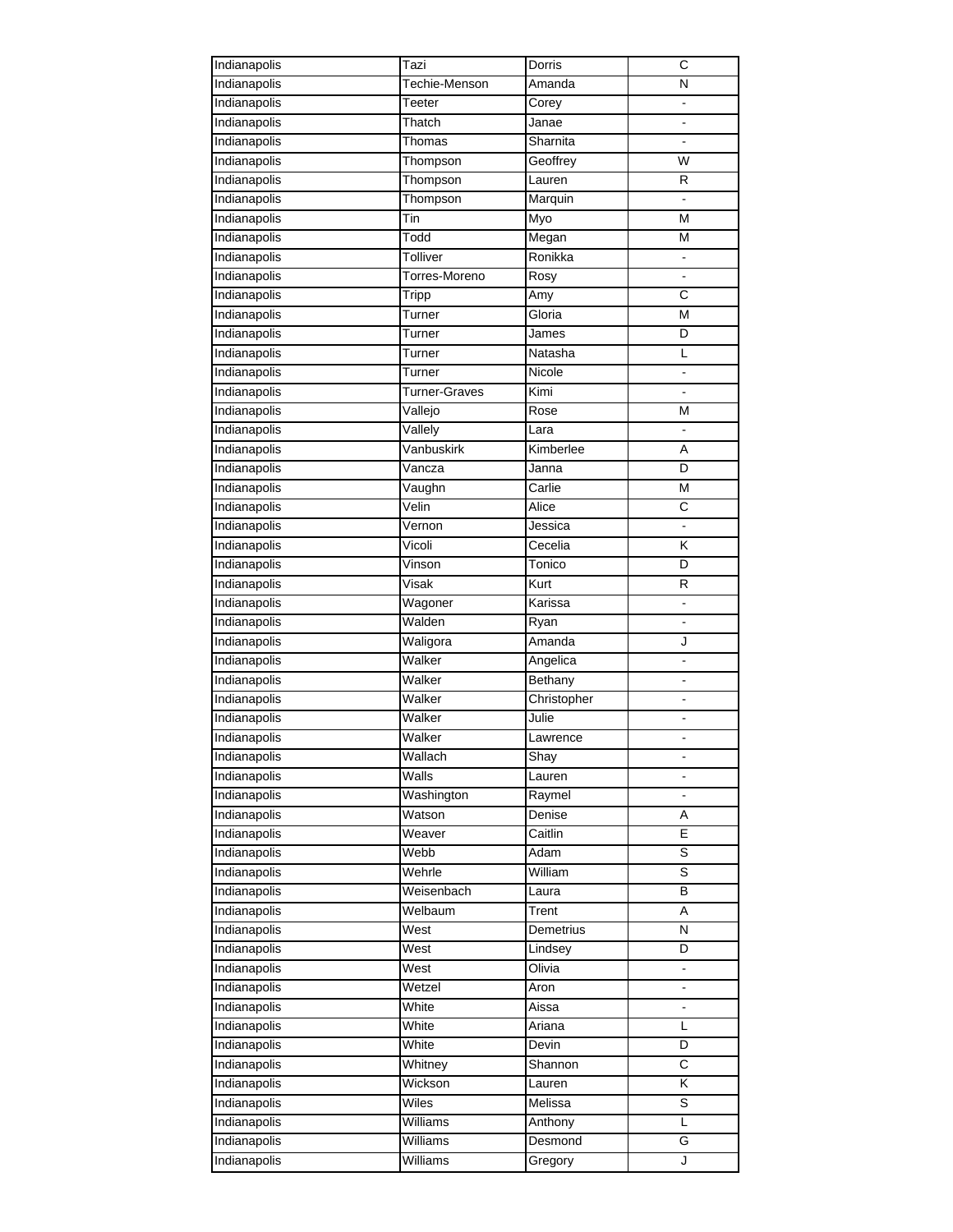| Indianapolis | Tazi | Dorris | C |
|---|---|---|---|
| Indianapolis | Techie-Menson | Amanda | N |
| Indianapolis | Teeter | Corey | - |
| Indianapolis | Thatch | Janae | - |
| Indianapolis | Thomas | Sharnita | - |
| Indianapolis | Thompson | Geoffrey | W |
| Indianapolis | Thompson | Lauren | R |
| Indianapolis | Thompson | Marquin | - |
| Indianapolis | Tin | Myo | M |
| Indianapolis | Todd | Megan | M |
| Indianapolis | Tolliver | Ronikka | - |
| Indianapolis | Torres-Moreno | Rosy | - |
| Indianapolis | Tripp | Amy | C |
| Indianapolis | Turner | Gloria | M |
| Indianapolis | Turner | James | D |
| Indianapolis | Turner | Natasha | L |
| Indianapolis | Turner | Nicole | - |
| Indianapolis | Turner-Graves | Kimi | - |
| Indianapolis | Vallejo | Rose | M |
| Indianapolis | Vallely | Lara | - |
| Indianapolis | Vanbuskirk | Kimberlee | A |
| Indianapolis | Vancza | Janna | D |
| Indianapolis | Vaughn | Carlie | M |
| Indianapolis | Velin | Alice | C |
| Indianapolis | Vernon | Jessica | - |
| Indianapolis | Vicoli | Cecelia | K |
| Indianapolis | Vinson | Tonico | D |
| Indianapolis | Visak | Kurt | R |
| Indianapolis | Wagoner | Karissa | - |
| Indianapolis | Walden | Ryan | - |
| Indianapolis | Waligora | Amanda | J |
| Indianapolis | Walker | Angelica | - |
| Indianapolis | Walker | Bethany | - |
| Indianapolis | Walker | Christopher | - |
| Indianapolis | Walker | Julie | - |
| Indianapolis | Walker | Lawrence | - |
| Indianapolis | Wallach | Shay | - |
| Indianapolis | Walls | Lauren | - |
| Indianapolis | Washington | Raymel | - |
| Indianapolis | Watson | Denise | A |
| Indianapolis | Weaver | Caitlin | E |
| Indianapolis | Webb | Adam | S |
| Indianapolis | Wehrle | William | S |
| Indianapolis | Weisenbach | Laura | B |
| Indianapolis | Welbaum | Trent | A |
| Indianapolis | West | Demetrius | N |
| Indianapolis | West | Lindsey | D |
| Indianapolis | West | Olivia | - |
| Indianapolis | Wetzel | Aron | - |
| Indianapolis | White | Aissa | - |
| Indianapolis | White | Ariana | L |
| Indianapolis | White | Devin | D |
| Indianapolis | Whitney | Shannon | C |
| Indianapolis | Wickson | Lauren | K |
| Indianapolis | Wiles | Melissa | S |
| Indianapolis | Williams | Anthony | L |
| Indianapolis | Williams | Desmond | G |
| Indianapolis | Williams | Gregory | J |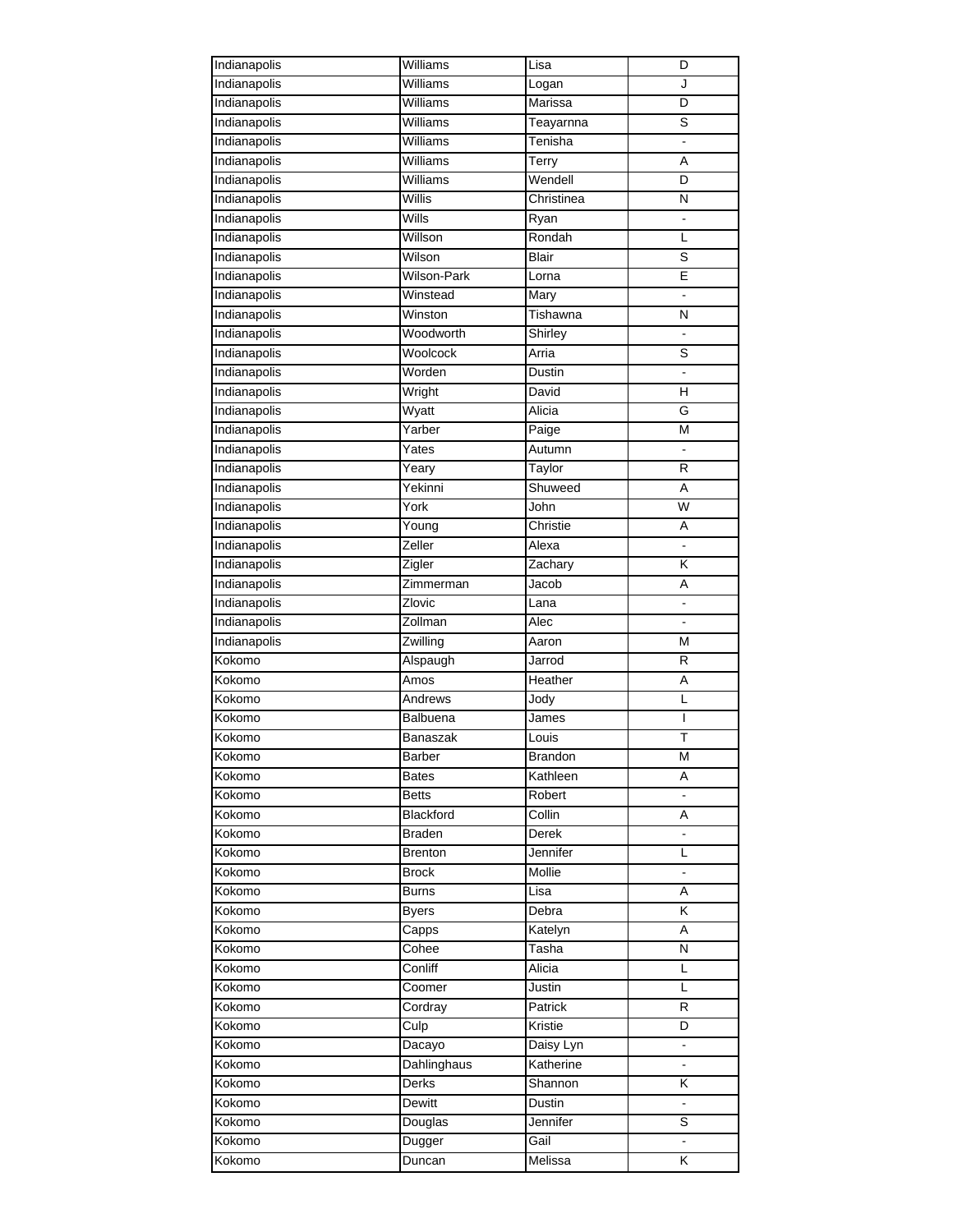| | | | |
|---|---|---|---|
| Indianapolis | Williams | Lisa | D |
| Indianapolis | Williams | Logan | J |
| Indianapolis | Williams | Marissa | D |
| Indianapolis | Williams | Teayarnna | S |
| Indianapolis | Williams | Tenisha | - |
| Indianapolis | Williams | Terry | A |
| Indianapolis | Williams | Wendell | D |
| Indianapolis | Willis | Christinea | N |
| Indianapolis | Wills | Ryan | - |
| Indianapolis | Willson | Rondah | L |
| Indianapolis | Wilson | Blair | S |
| Indianapolis | Wilson-Park | Lorna | E |
| Indianapolis | Winstead | Mary | - |
| Indianapolis | Winston | Tishawna | N |
| Indianapolis | Woodworth | Shirley | - |
| Indianapolis | Woolcock | Arria | S |
| Indianapolis | Worden | Dustin | - |
| Indianapolis | Wright | David | H |
| Indianapolis | Wyatt | Alicia | G |
| Indianapolis | Yarber | Paige | M |
| Indianapolis | Yates | Autumn | - |
| Indianapolis | Yeary | Taylor | R |
| Indianapolis | Yekinni | Shuweed | A |
| Indianapolis | York | John | W |
| Indianapolis | Young | Christie | A |
| Indianapolis | Zeller | Alexa | - |
| Indianapolis | Zigler | Zachary | K |
| Indianapolis | Zimmerman | Jacob | A |
| Indianapolis | Zlovic | Lana | - |
| Indianapolis | Zollman | Alec | - |
| Indianapolis | Zwilling | Aaron | M |
| Kokomo | Alspaugh | Jarrod | R |
| Kokomo | Amos | Heather | A |
| Kokomo | Andrews | Jody | L |
| Kokomo | Balbuena | James | I |
| Kokomo | Banaszak | Louis | T |
| Kokomo | Barber | Brandon | M |
| Kokomo | Bates | Kathleen | A |
| Kokomo | Betts | Robert | - |
| Kokomo | Blackford | Collin | A |
| Kokomo | Braden | Derek | - |
| Kokomo | Brenton | Jennifer | L |
| Kokomo | Brock | Mollie | - |
| Kokomo | Burns | Lisa | A |
| Kokomo | Byers | Debra | K |
| Kokomo | Capps | Katelyn | A |
| Kokomo | Cohee | Tasha | N |
| Kokomo | Conliff | Alicia | L |
| Kokomo | Coomer | Justin | L |
| Kokomo | Cordray | Patrick | R |
| Kokomo | Culp | Kristie | D |
| Kokomo | Dacayo | Daisy Lyn | - |
| Kokomo | Dahlinghaus | Katherine | - |
| Kokomo | Derks | Shannon | K |
| Kokomo | Dewitt | Dustin | - |
| Kokomo | Douglas | Jennifer | S |
| Kokomo | Dugger | Gail | - |
| Kokomo | Duncan | Melissa | K |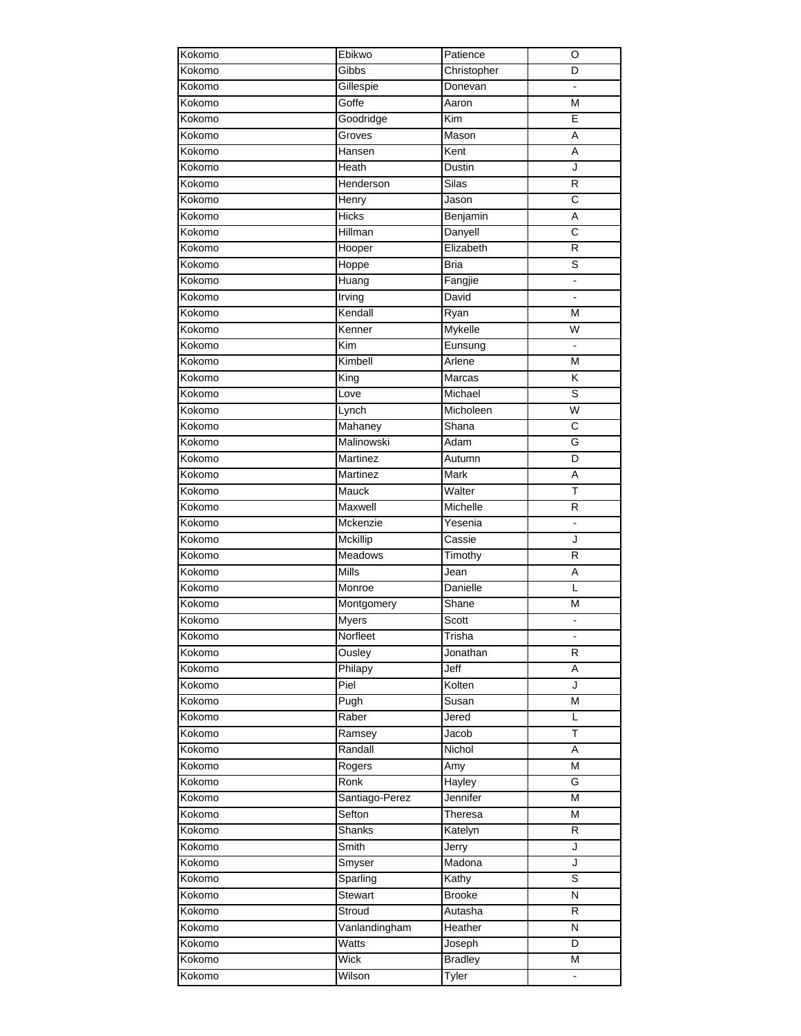| Kokomo | Ebikwo | Patience | O |
|---|---|---|---|
| Kokomo | Gibbs | Christopher | D |
| Kokomo | Gillespie | Donevan | - |
| Kokomo | Goffe | Aaron | M |
| Kokomo | Goodridge | Kim | E |
| Kokomo | Groves | Mason | A |
| Kokomo | Hansen | Kent | A |
| Kokomo | Heath | Dustin | J |
| Kokomo | Henderson | Silas | R |
| Kokomo | Henry | Jason | C |
| Kokomo | Hicks | Benjamin | A |
| Kokomo | Hillman | Danyell | C |
| Kokomo | Hooper | Elizabeth | R |
| Kokomo | Hoppe | Bria | S |
| Kokomo | Huang | Fangjie | - |
| Kokomo | Irving | David | - |
| Kokomo | Kendall | Ryan | M |
| Kokomo | Kenner | Mykelle | W |
| Kokomo | Kim | Eunsung | - |
| Kokomo | Kimbell | Arlene | M |
| Kokomo | King | Marcas | K |
| Kokomo | Love | Michael | S |
| Kokomo | Lynch | Micholeen | W |
| Kokomo | Mahaney | Shana | C |
| Kokomo | Malinowski | Adam | G |
| Kokomo | Martinez | Autumn | D |
| Kokomo | Martinez | Mark | A |
| Kokomo | Mauck | Walter | T |
| Kokomo | Maxwell | Michelle | R |
| Kokomo | Mckenzie | Yesenia | - |
| Kokomo | Mckillip | Cassie | J |
| Kokomo | Meadows | Timothy | R |
| Kokomo | Mills | Jean | A |
| Kokomo | Monroe | Danielle | L |
| Kokomo | Montgomery | Shane | M |
| Kokomo | Myers | Scott | - |
| Kokomo | Norfleet | Trisha | - |
| Kokomo | Ousley | Jonathan | R |
| Kokomo | Philapy | Jeff | A |
| Kokomo | Piel | Kolten | J |
| Kokomo | Pugh | Susan | M |
| Kokomo | Raber | Jered | L |
| Kokomo | Ramsey | Jacob | T |
| Kokomo | Randall | Nichol | A |
| Kokomo | Rogers | Amy | M |
| Kokomo | Ronk | Hayley | G |
| Kokomo | Santiago-Perez | Jennifer | M |
| Kokomo | Sefton | Theresa | M |
| Kokomo | Shanks | Katelyn | R |
| Kokomo | Smith | Jerry | J |
| Kokomo | Smyser | Madona | J |
| Kokomo | Sparling | Kathy | S |
| Kokomo | Stewart | Brooke | N |
| Kokomo | Stroud | Autasha | R |
| Kokomo | Vanlandingham | Heather | N |
| Kokomo | Watts | Joseph | D |
| Kokomo | Wick | Bradley | M |
| Kokomo | Wilson | Tyler | - |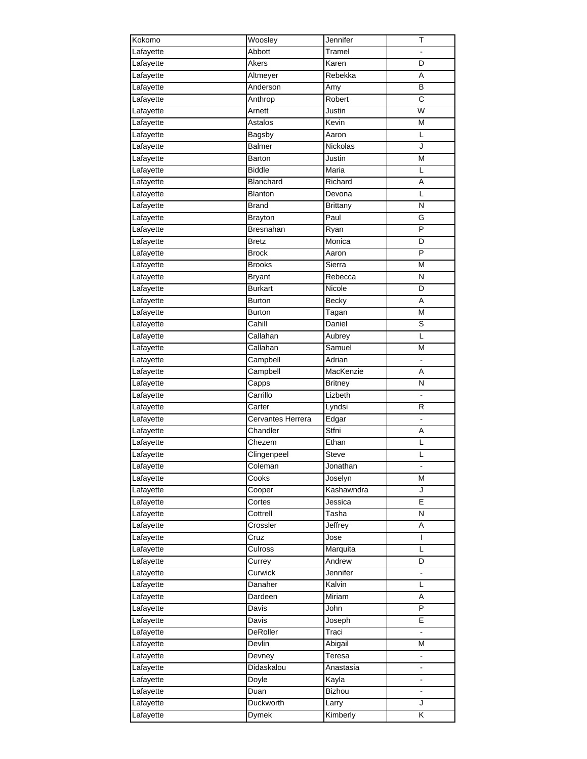| | | | |
|---|---|---|---|
| Kokomo | Woosley | Jennifer | T |
| Lafayette | Abbott | Tramel | - |
| Lafayette | Akers | Karen | D |
| Lafayette | Altmeyer | Rebekka | A |
| Lafayette | Anderson | Amy | B |
| Lafayette | Anthrop | Robert | C |
| Lafayette | Arnett | Justin | W |
| Lafayette | Astalos | Kevin | M |
| Lafayette | Bagsby | Aaron | L |
| Lafayette | Balmer | Nickolas | J |
| Lafayette | Barton | Justin | M |
| Lafayette | Biddle | Maria | L |
| Lafayette | Blanchard | Richard | A |
| Lafayette | Blanton | Devona | L |
| Lafayette | Brand | Brittany | N |
| Lafayette | Brayton | Paul | G |
| Lafayette | Bresnahan | Ryan | P |
| Lafayette | Bretz | Monica | D |
| Lafayette | Brock | Aaron | P |
| Lafayette | Brooks | Sierra | M |
| Lafayette | Bryant | Rebecca | N |
| Lafayette | Burkart | Nicole | D |
| Lafayette | Burton | Becky | A |
| Lafayette | Burton | Tagan | M |
| Lafayette | Cahill | Daniel | S |
| Lafayette | Callahan | Aubrey | L |
| Lafayette | Callahan | Samuel | M |
| Lafayette | Campbell | Adrian | - |
| Lafayette | Campbell | MacKenzie | A |
| Lafayette | Capps | Britney | N |
| Lafayette | Carrillo | Lizbeth | - |
| Lafayette | Carter | Lyndsi | R |
| Lafayette | Cervantes Herrera | Edgar | - |
| Lafayette | Chandler | Stfni | A |
| Lafayette | Chezem | Ethan | L |
| Lafayette | Clingenpeel | Steve | L |
| Lafayette | Coleman | Jonathan | - |
| Lafayette | Cooks | Joselyn | M |
| Lafayette | Cooper | Kashawndra | J |
| Lafayette | Cortes | Jessica | E |
| Lafayette | Cottrell | Tasha | N |
| Lafayette | Crossler | Jeffrey | A |
| Lafayette | Cruz | Jose | I |
| Lafayette | Culross | Marquita | L |
| Lafayette | Currey | Andrew | D |
| Lafayette | Curwick | Jennifer | - |
| Lafayette | Danaher | Kalvin | L |
| Lafayette | Dardeen | Miriam | A |
| Lafayette | Davis | John | P |
| Lafayette | Davis | Joseph | E |
| Lafayette | DeRoller | Traci | - |
| Lafayette | Devlin | Abigail | M |
| Lafayette | Devney | Teresa | - |
| Lafayette | Didaskalou | Anastasia | - |
| Lafayette | Doyle | Kayla | - |
| Lafayette | Duan | Bizhou | - |
| Lafayette | Duckworth | Larry | J |
| Lafayette | Dymek | Kimberly | K |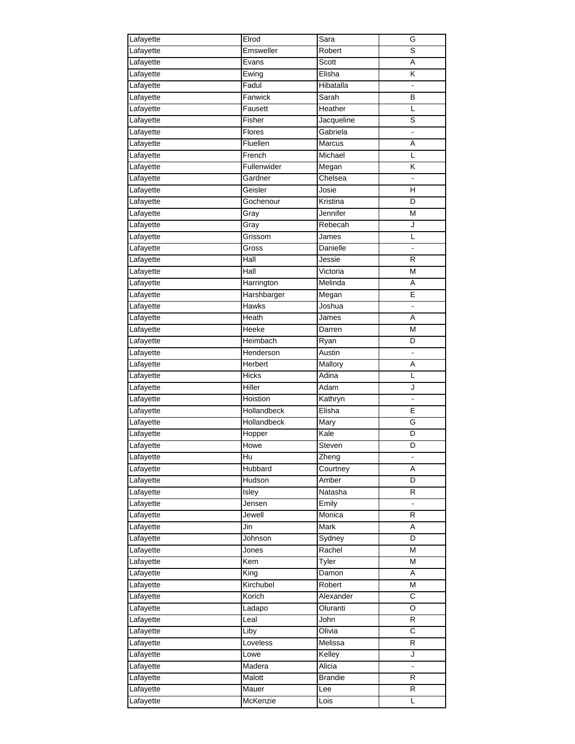| | | | |
|---|---|---|---|
| Lafayette | Elrod | Sara | G |
| Lafayette | Emsweller | Robert | S |
| Lafayette | Evans | Scott | A |
| Lafayette | Ewing | Elisha | K |
| Lafayette | Fadul | Hibatalla | - |
| Lafayette | Fanwick | Sarah | B |
| Lafayette | Fausett | Heather | L |
| Lafayette | Fisher | Jacqueline | S |
| Lafayette | Flores | Gabriela | - |
| Lafayette | Fluellen | Marcus | A |
| Lafayette | French | Michael | L |
| Lafayette | Fullenwider | Megan | K |
| Lafayette | Gardner | Chelsea | - |
| Lafayette | Geisler | Josie | H |
| Lafayette | Gochenour | Kristina | D |
| Lafayette | Gray | Jennifer | M |
| Lafayette | Gray | Rebecah | J |
| Lafayette | Grissom | James | L |
| Lafayette | Gross | Danielle | - |
| Lafayette | Hall | Jessie | R |
| Lafayette | Hall | Victoria | M |
| Lafayette | Harrington | Melinda | A |
| Lafayette | Harshbarger | Megan | E |
| Lafayette | Hawks | Joshua | - |
| Lafayette | Heath | James | A |
| Lafayette | Heeke | Darren | M |
| Lafayette | Heimbach | Ryan | D |
| Lafayette | Henderson | Austin | - |
| Lafayette | Herbert | Mallory | A |
| Lafayette | Hicks | Adina | L |
| Lafayette | Hiller | Adam | J |
| Lafayette | Hoistion | Kathryn | - |
| Lafayette | Hollandbeck | Elisha | E |
| Lafayette | Hollandbeck | Mary | G |
| Lafayette | Hopper | Kale | D |
| Lafayette | Howe | Steven | D |
| Lafayette | Hu | Zheng | - |
| Lafayette | Hubbard | Courtney | A |
| Lafayette | Hudson | Amber | D |
| Lafayette | Isley | Natasha | R |
| Lafayette | Jensen | Emily | - |
| Lafayette | Jewell | Monica | R |
| Lafayette | Jin | Mark | A |
| Lafayette | Johnson | Sydney | D |
| Lafayette | Jones | Rachel | M |
| Lafayette | Kem | Tyler | M |
| Lafayette | King | Damon | A |
| Lafayette | Kirchubel | Robert | M |
| Lafayette | Korich | Alexander | C |
| Lafayette | Ladapo | Oluranti | O |
| Lafayette | Leal | John | R |
| Lafayette | Liby | Olivia | C |
| Lafayette | Loveless | Melissa | R |
| Lafayette | Lowe | Kelley | J |
| Lafayette | Madera | Alicia | - |
| Lafayette | Malott | Brandie | R |
| Lafayette | Mauer | Lee | R |
| Lafayette | McKenzie | Lois | L |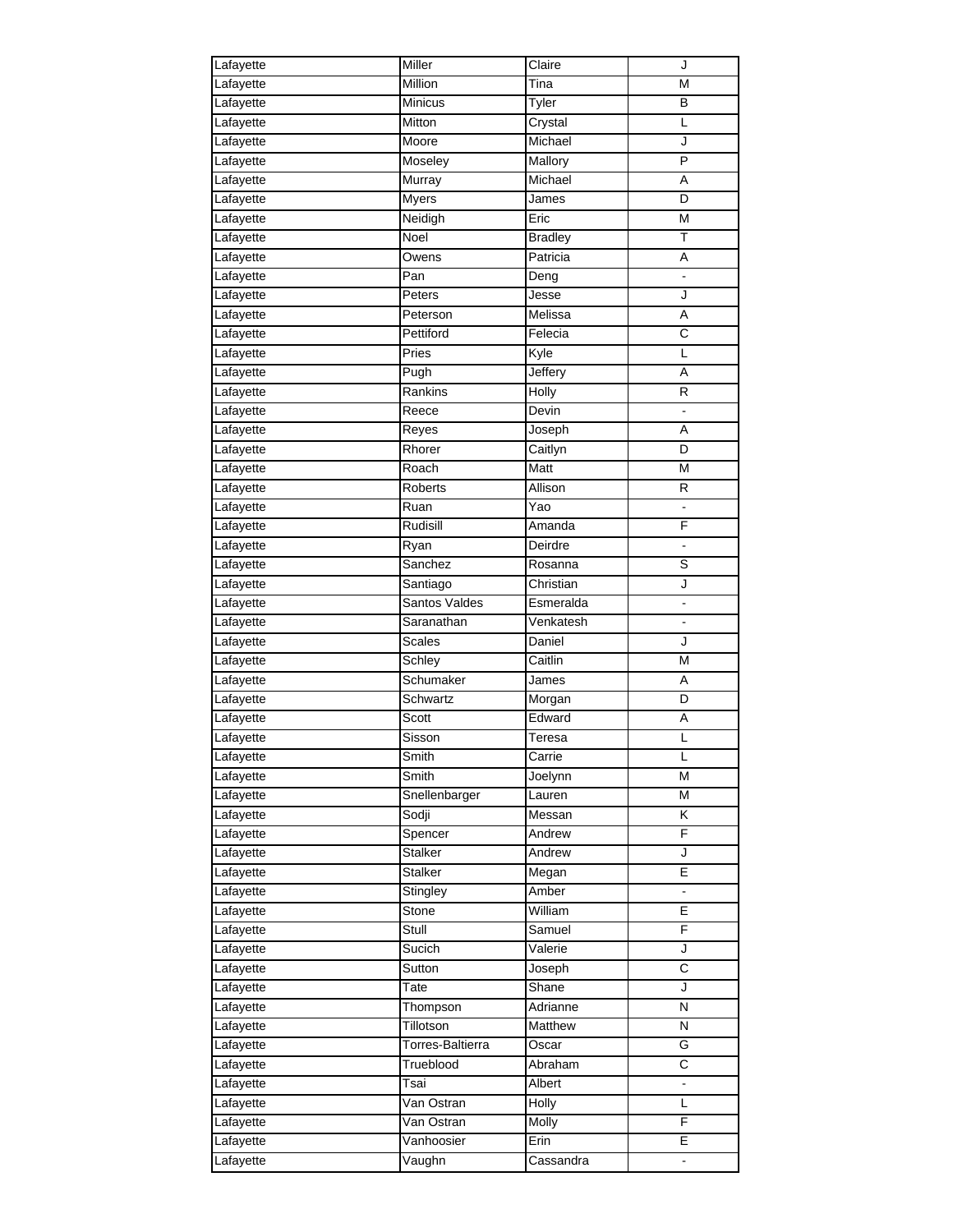| | | | |
|---|---|---|---|
| Lafayette | Miller | Claire | J |
| Lafayette | Million | Tina | M |
| Lafayette | Minicus | Tyler | B |
| Lafayette | Mitton | Crystal | L |
| Lafayette | Moore | Michael | J |
| Lafayette | Moseley | Mallory | P |
| Lafayette | Murray | Michael | A |
| Lafayette | Myers | James | D |
| Lafayette | Neidigh | Eric | M |
| Lafayette | Noel | Bradley | T |
| Lafayette | Owens | Patricia | A |
| Lafayette | Pan | Deng | - |
| Lafayette | Peters | Jesse | J |
| Lafayette | Peterson | Melissa | A |
| Lafayette | Pettiford | Felecia | C |
| Lafayette | Pries | Kyle | L |
| Lafayette | Pugh | Jeffery | A |
| Lafayette | Rankins | Holly | R |
| Lafayette | Reece | Devin | - |
| Lafayette | Reyes | Joseph | A |
| Lafayette | Rhorer | Caitlyn | D |
| Lafayette | Roach | Matt | M |
| Lafayette | Roberts | Allison | R |
| Lafayette | Ruan | Yao | - |
| Lafayette | Rudisill | Amanda | F |
| Lafayette | Ryan | Deirdre | - |
| Lafayette | Sanchez | Rosanna | S |
| Lafayette | Santiago | Christian | J |
| Lafayette | Santos Valdes | Esmeralda | - |
| Lafayette | Saranathan | Venkatesh | - |
| Lafayette | Scales | Daniel | J |
| Lafayette | Schley | Caitlin | M |
| Lafayette | Schumaker | James | A |
| Lafayette | Schwartz | Morgan | D |
| Lafayette | Scott | Edward | A |
| Lafayette | Sisson | Teresa | L |
| Lafayette | Smith | Carrie | L |
| Lafayette | Smith | Joelynn | M |
| Lafayette | Snellenbarger | Lauren | M |
| Lafayette | Sodji | Messan | K |
| Lafayette | Spencer | Andrew | F |
| Lafayette | Stalker | Andrew | J |
| Lafayette | Stalker | Megan | E |
| Lafayette | Stingley | Amber | - |
| Lafayette | Stone | William | E |
| Lafayette | Stull | Samuel | F |
| Lafayette | Sucich | Valerie | J |
| Lafayette | Sutton | Joseph | C |
| Lafayette | Tate | Shane | J |
| Lafayette | Thompson | Adrianne | N |
| Lafayette | Tillotson | Matthew | N |
| Lafayette | Torres-Baltierra | Oscar | G |
| Lafayette | Trueblood | Abraham | C |
| Lafayette | Tsai | Albert | - |
| Lafayette | Van Ostran | Holly | L |
| Lafayette | Van Ostran | Molly | F |
| Lafayette | Vanhoosier | Erin | E |
| Lafayette | Vaughn | Cassandra | - |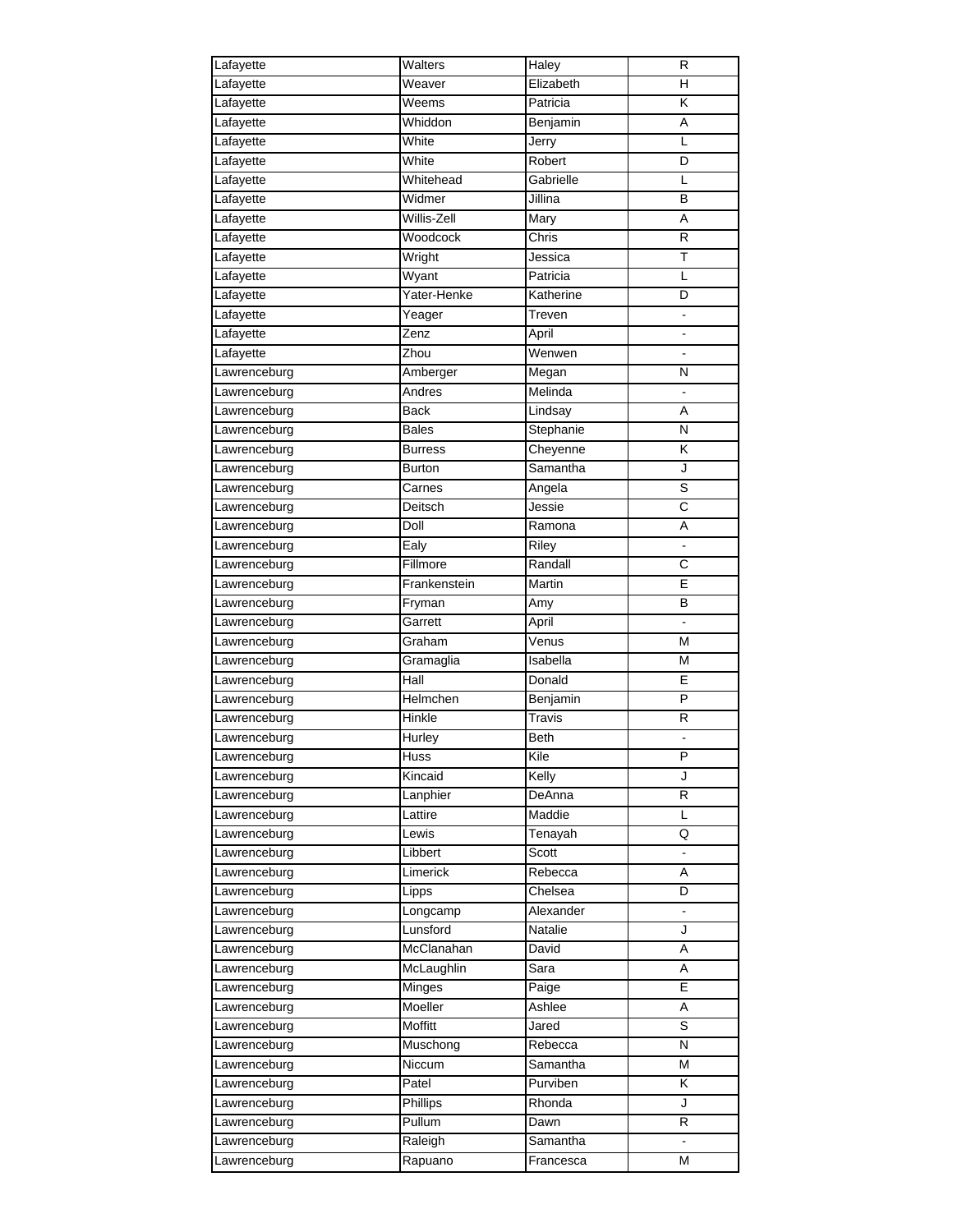| | | | |
|---|---|---|---|
| Lafayette | Walters | Haley | R |
| Lafayette | Weaver | Elizabeth | H |
| Lafayette | Weems | Patricia | K |
| Lafayette | Whiddon | Benjamin | A |
| Lafayette | White | Jerry | L |
| Lafayette | White | Robert | D |
| Lafayette | Whitehead | Gabrielle | L |
| Lafayette | Widmer | Jillina | B |
| Lafayette | Willis-Zell | Mary | A |
| Lafayette | Woodcock | Chris | R |
| Lafayette | Wright | Jessica | T |
| Lafayette | Wyant | Patricia | L |
| Lafayette | Yater-Henke | Katherine | D |
| Lafayette | Yeager | Treven | - |
| Lafayette | Zenz | April | - |
| Lafayette | Zhou | Wenwen | - |
| Lawrenceburg | Amberger | Megan | N |
| Lawrenceburg | Andres | Melinda | - |
| Lawrenceburg | Back | Lindsay | A |
| Lawrenceburg | Bales | Stephanie | N |
| Lawrenceburg | Burress | Cheyenne | K |
| Lawrenceburg | Burton | Samantha | J |
| Lawrenceburg | Carnes | Angela | S |
| Lawrenceburg | Deitsch | Jessie | C |
| Lawrenceburg | Doll | Ramona | A |
| Lawrenceburg | Ealy | Riley | - |
| Lawrenceburg | Fillmore | Randall | C |
| Lawrenceburg | Frankenstein | Martin | E |
| Lawrenceburg | Fryman | Amy | B |
| Lawrenceburg | Garrett | April | - |
| Lawrenceburg | Graham | Venus | M |
| Lawrenceburg | Gramaglia | Isabella | M |
| Lawrenceburg | Hall | Donald | E |
| Lawrenceburg | Helmchen | Benjamin | P |
| Lawrenceburg | Hinkle | Travis | R |
| Lawrenceburg | Hurley | Beth | - |
| Lawrenceburg | Huss | Kile | P |
| Lawrenceburg | Kincaid | Kelly | J |
| Lawrenceburg | Lanphier | DeAnna | R |
| Lawrenceburg | Lattire | Maddie | L |
| Lawrenceburg | Lewis | Tenayah | Q |
| Lawrenceburg | Libbert | Scott | - |
| Lawrenceburg | Limerick | Rebecca | A |
| Lawrenceburg | Lipps | Chelsea | D |
| Lawrenceburg | Longcamp | Alexander | - |
| Lawrenceburg | Lunsford | Natalie | J |
| Lawrenceburg | McClanahan | David | A |
| Lawrenceburg | McLaughlin | Sara | A |
| Lawrenceburg | Minges | Paige | E |
| Lawrenceburg | Moeller | Ashlee | A |
| Lawrenceburg | Moffitt | Jared | S |
| Lawrenceburg | Muschong | Rebecca | N |
| Lawrenceburg | Niccum | Samantha | M |
| Lawrenceburg | Patel | Purviben | K |
| Lawrenceburg | Phillips | Rhonda | J |
| Lawrenceburg | Pullum | Dawn | R |
| Lawrenceburg | Raleigh | Samantha | - |
| Lawrenceburg | Rapuano | Francesca | M |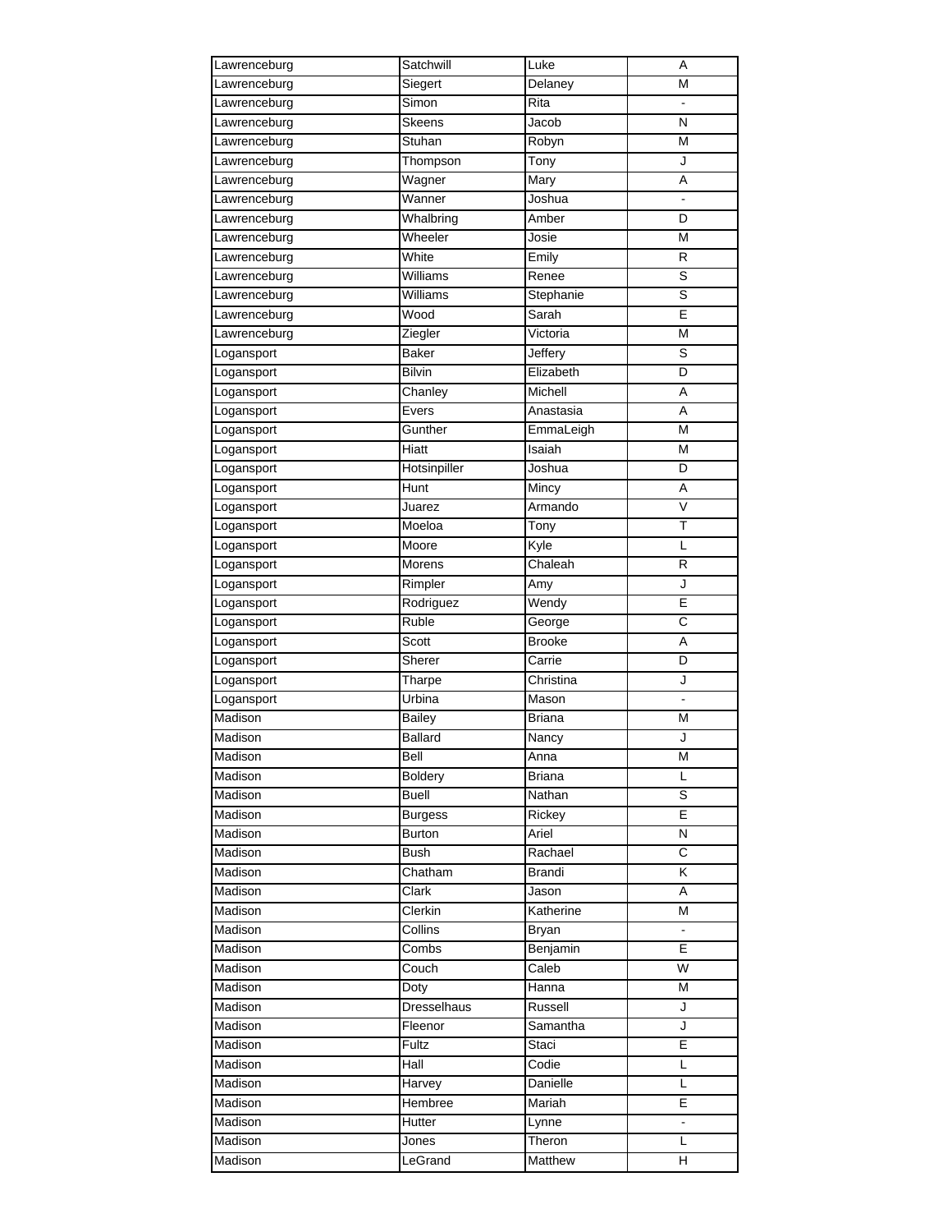| | | | |
|---|---|---|---|
| Lawrenceburg | Satchwill | Luke | A |
| Lawrenceburg | Siegert | Delaney | M |
| Lawrenceburg | Simon | Rita | - |
| Lawrenceburg | Skeens | Jacob | N |
| Lawrenceburg | Stuhan | Robyn | M |
| Lawrenceburg | Thompson | Tony | J |
| Lawrenceburg | Wagner | Mary | A |
| Lawrenceburg | Wanner | Joshua | - |
| Lawrenceburg | Whalbring | Amber | D |
| Lawrenceburg | Wheeler | Josie | M |
| Lawrenceburg | White | Emily | R |
| Lawrenceburg | Williams | Renee | S |
| Lawrenceburg | Williams | Stephanie | S |
| Lawrenceburg | Wood | Sarah | E |
| Lawrenceburg | Ziegler | Victoria | M |
| Logansport | Baker | Jeffery | S |
| Logansport | Bilvin | Elizabeth | D |
| Logansport | Chanley | Michell | A |
| Logansport | Evers | Anastasia | A |
| Logansport | Gunther | EmmaLeigh | M |
| Logansport | Hiatt | Isaiah | M |
| Logansport | Hotsinpiller | Joshua | D |
| Logansport | Hunt | Mincy | A |
| Logansport | Juarez | Armando | V |
| Logansport | Moeloa | Tony | T |
| Logansport | Moore | Kyle | L |
| Logansport | Morens | Chaleah | R |
| Logansport | Rimpler | Amy | J |
| Logansport | Rodriguez | Wendy | E |
| Logansport | Ruble | George | C |
| Logansport | Scott | Brooke | A |
| Logansport | Sherer | Carrie | D |
| Logansport | Tharpe | Christina | J |
| Logansport | Urbina | Mason | - |
| Madison | Bailey | Briana | M |
| Madison | Ballard | Nancy | J |
| Madison | Bell | Anna | M |
| Madison | Boldery | Briana | L |
| Madison | Buell | Nathan | S |
| Madison | Burgess | Rickey | E |
| Madison | Burton | Ariel | N |
| Madison | Bush | Rachael | C |
| Madison | Chatham | Brandi | K |
| Madison | Clark | Jason | A |
| Madison | Clerkin | Katherine | M |
| Madison | Collins | Bryan | - |
| Madison | Combs | Benjamin | E |
| Madison | Couch | Caleb | W |
| Madison | Doty | Hanna | M |
| Madison | Dresselhaus | Russell | J |
| Madison | Fleenor | Samantha | J |
| Madison | Fultz | Staci | E |
| Madison | Hall | Codie | L |
| Madison | Harvey | Danielle | L |
| Madison | Hembree | Mariah | E |
| Madison | Hutter | Lynne | - |
| Madison | Jones | Theron | L |
| Madison | LeGrand | Matthew | H |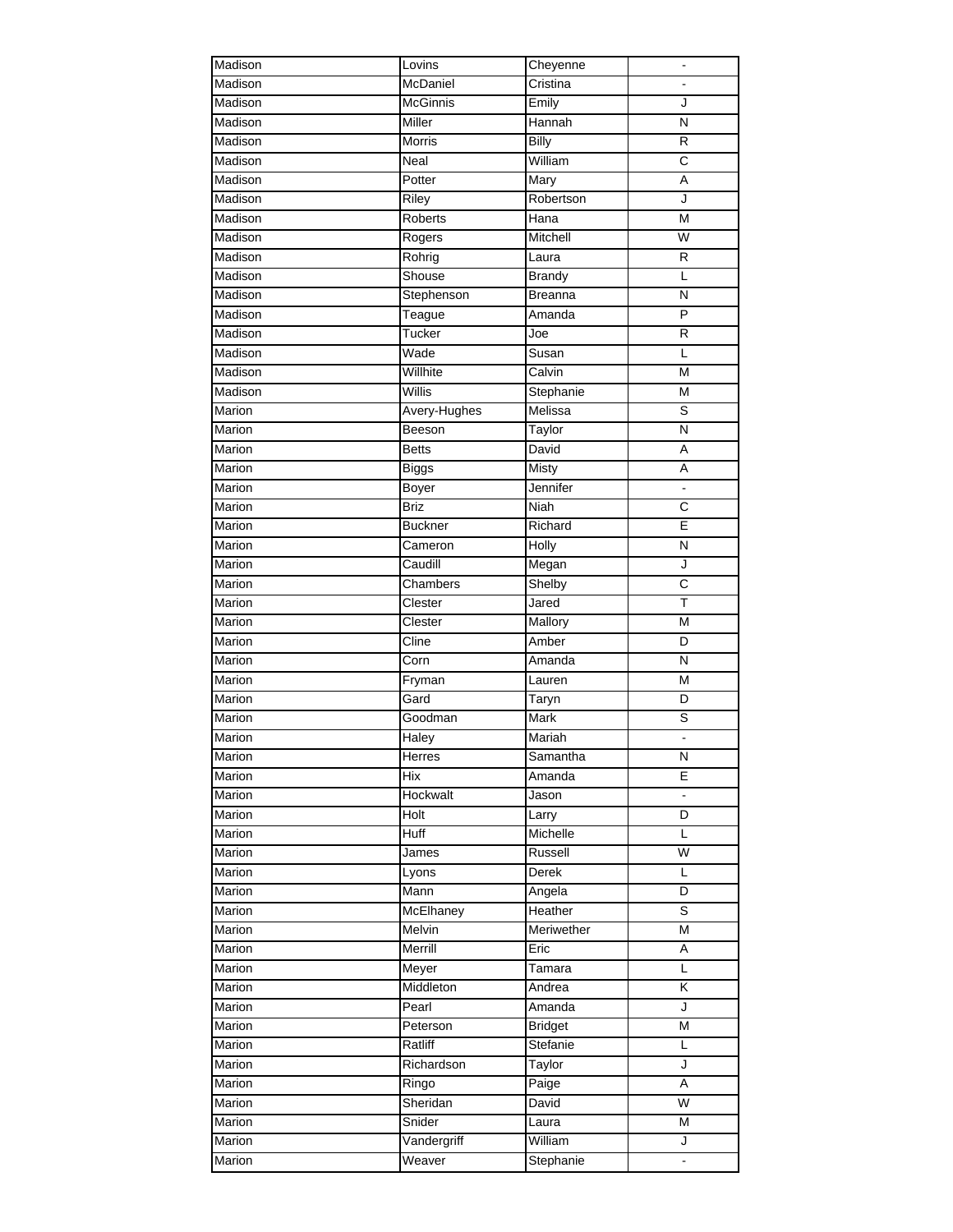| | | | |
|---|---|---|---|
| Madison | Lovins | Cheyenne | - |
| Madison | McDaniel | Cristina | - |
| Madison | McGinnis | Emily | J |
| Madison | Miller | Hannah | N |
| Madison | Morris | Billy | R |
| Madison | Neal | William | C |
| Madison | Potter | Mary | A |
| Madison | Riley | Robertson | J |
| Madison | Roberts | Hana | M |
| Madison | Rogers | Mitchell | W |
| Madison | Rohrig | Laura | R |
| Madison | Shouse | Brandy | L |
| Madison | Stephenson | Breanna | N |
| Madison | Teague | Amanda | P |
| Madison | Tucker | Joe | R |
| Madison | Wade | Susan | L |
| Madison | Willhite | Calvin | M |
| Madison | Willis | Stephanie | M |
| Marion | Avery-Hughes | Melissa | S |
| Marion | Beeson | Taylor | N |
| Marion | Betts | David | A |
| Marion | Biggs | Misty | A |
| Marion | Boyer | Jennifer | - |
| Marion | Briz | Niah | C |
| Marion | Buckner | Richard | E |
| Marion | Cameron | Holly | N |
| Marion | Caudill | Megan | J |
| Marion | Chambers | Shelby | C |
| Marion | Clester | Jared | T |
| Marion | Clester | Mallory | M |
| Marion | Cline | Amber | D |
| Marion | Corn | Amanda | N |
| Marion | Fryman | Lauren | M |
| Marion | Gard | Taryn | D |
| Marion | Goodman | Mark | S |
| Marion | Haley | Mariah | - |
| Marion | Herres | Samantha | N |
| Marion | Hix | Amanda | E |
| Marion | Hockwalt | Jason | - |
| Marion | Holt | Larry | D |
| Marion | Huff | Michelle | L |
| Marion | James | Russell | W |
| Marion | Lyons | Derek | L |
| Marion | Mann | Angela | D |
| Marion | McElhaney | Heather | S |
| Marion | Melvin | Meriwether | M |
| Marion | Merrill | Eric | A |
| Marion | Meyer | Tamara | L |
| Marion | Middleton | Andrea | K |
| Marion | Pearl | Amanda | J |
| Marion | Peterson | Bridget | M |
| Marion | Ratliff | Stefanie | L |
| Marion | Richardson | Taylor | J |
| Marion | Ringo | Paige | A |
| Marion | Sheridan | David | W |
| Marion | Snider | Laura | M |
| Marion | Vandergriff | William | J |
| Marion | Weaver | Stephanie | - |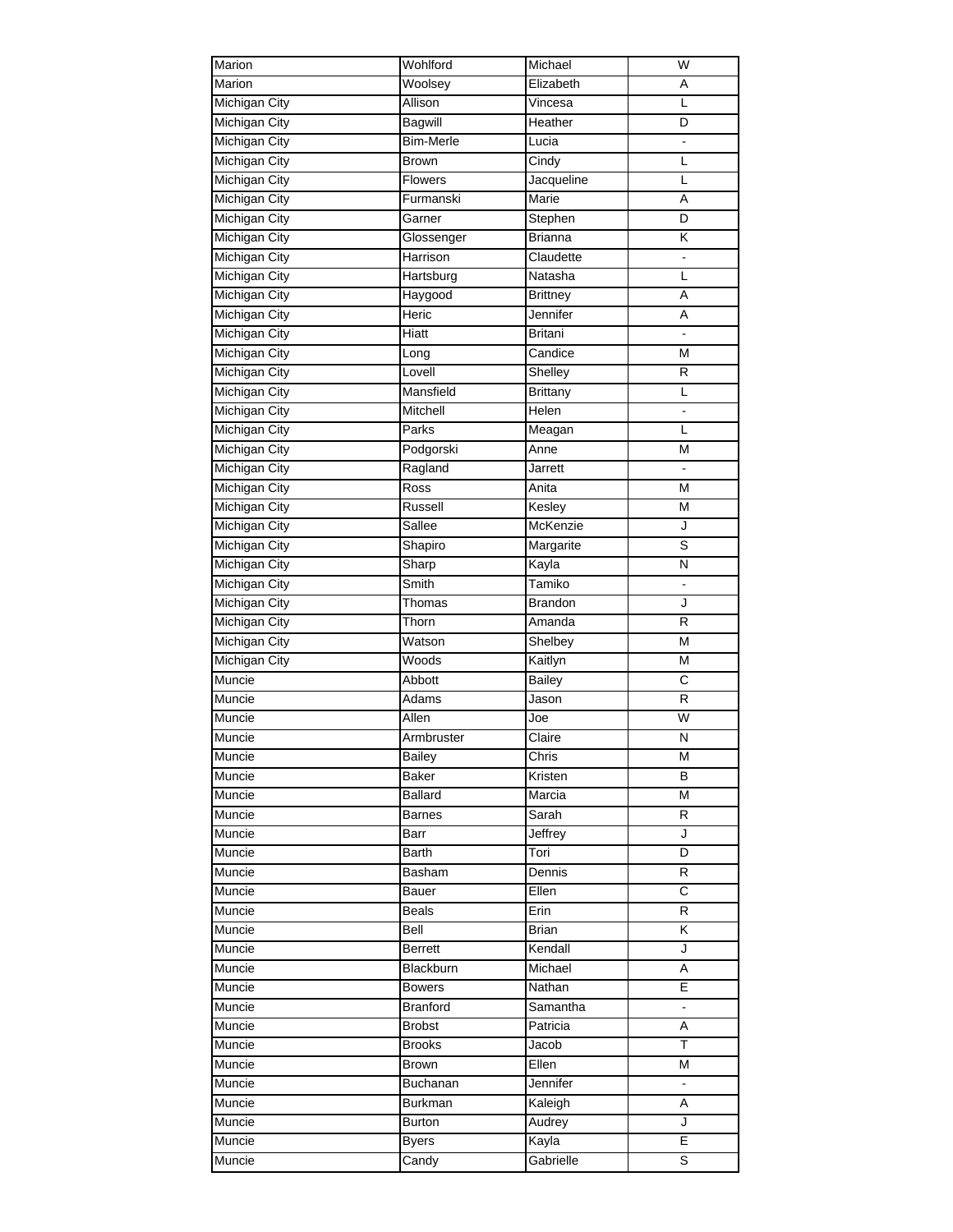| | | | |
|---|---|---|---|
| Marion | Wohlford | Michael | W |
| Marion | Woolsey | Elizabeth | A |
| Michigan City | Allison | Vincesa | L |
| Michigan City | Bagwill | Heather | D |
| Michigan City | Bim-Merle | Lucia | - |
| Michigan City | Brown | Cindy | L |
| Michigan City | Flowers | Jacqueline | L |
| Michigan City | Furmanski | Marie | A |
| Michigan City | Garner | Stephen | D |
| Michigan City | Glossenger | Brianna | K |
| Michigan City | Harrison | Claudette | - |
| Michigan City | Hartsburg | Natasha | L |
| Michigan City | Haygood | Brittney | A |
| Michigan City | Heric | Jennifer | A |
| Michigan City | Hiatt | Britani | - |
| Michigan City | Long | Candice | M |
| Michigan City | Lovell | Shelley | R |
| Michigan City | Mansfield | Brittany | L |
| Michigan City | Mitchell | Helen | - |
| Michigan City | Parks | Meagan | L |
| Michigan City | Podgorski | Anne | M |
| Michigan City | Ragland | Jarrett | - |
| Michigan City | Ross | Anita | M |
| Michigan City | Russell | Kesley | M |
| Michigan City | Sallee | McKenzie | J |
| Michigan City | Shapiro | Margarite | S |
| Michigan City | Sharp | Kayla | N |
| Michigan City | Smith | Tamiko | - |
| Michigan City | Thomas | Brandon | J |
| Michigan City | Thorn | Amanda | R |
| Michigan City | Watson | Shelbey | M |
| Michigan City | Woods | Kaitlyn | M |
| Muncie | Abbott | Bailey | C |
| Muncie | Adams | Jason | R |
| Muncie | Allen | Joe | W |
| Muncie | Armbruster | Claire | N |
| Muncie | Bailey | Chris | M |
| Muncie | Baker | Kristen | B |
| Muncie | Ballard | Marcia | M |
| Muncie | Barnes | Sarah | R |
| Muncie | Barr | Jeffrey | J |
| Muncie | Barth | Tori | D |
| Muncie | Basham | Dennis | R |
| Muncie | Bauer | Ellen | C |
| Muncie | Beals | Erin | R |
| Muncie | Bell | Brian | K |
| Muncie | Berrett | Kendall | J |
| Muncie | Blackburn | Michael | A |
| Muncie | Bowers | Nathan | E |
| Muncie | Branford | Samantha | - |
| Muncie | Brobst | Patricia | A |
| Muncie | Brooks | Jacob | T |
| Muncie | Brown | Ellen | M |
| Muncie | Buchanan | Jennifer | - |
| Muncie | Burkman | Kaleigh | A |
| Muncie | Burton | Audrey | J |
| Muncie | Byers | Kayla | E |
| Muncie | Candy | Gabrielle | S |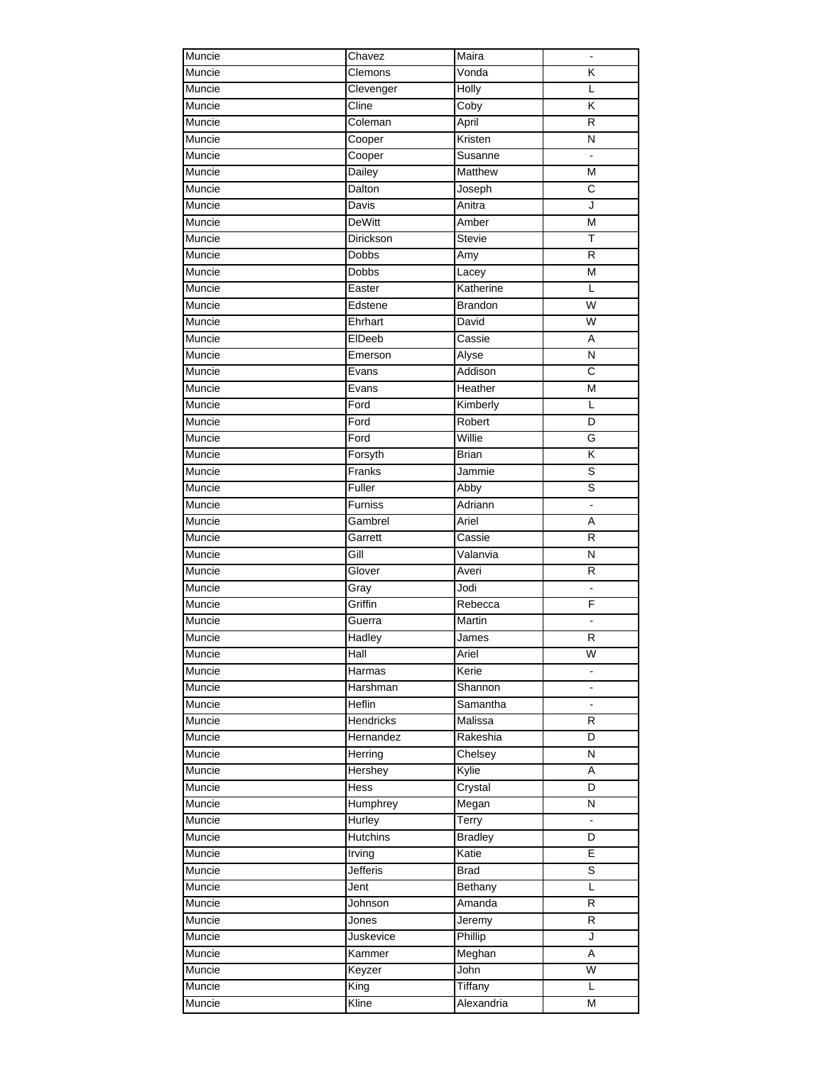| | | | |
|---|---|---|---|
| Muncie | Chavez | Maira | - |
| Muncie | Clemons | Vonda | K |
| Muncie | Clevenger | Holly | L |
| Muncie | Cline | Coby | K |
| Muncie | Coleman | April | R |
| Muncie | Cooper | Kristen | N |
| Muncie | Cooper | Susanne | - |
| Muncie | Dailey | Matthew | M |
| Muncie | Dalton | Joseph | C |
| Muncie | Davis | Anitra | J |
| Muncie | DeWitt | Amber | M |
| Muncie | Dirickson | Stevie | T |
| Muncie | Dobbs | Amy | R |
| Muncie | Dobbs | Lacey | M |
| Muncie | Easter | Katherine | L |
| Muncie | Edstene | Brandon | W |
| Muncie | Ehrhart | David | W |
| Muncie | ElDeeb | Cassie | A |
| Muncie | Emerson | Alyse | N |
| Muncie | Evans | Addison | C |
| Muncie | Evans | Heather | M |
| Muncie | Ford | Kimberly | L |
| Muncie | Ford | Robert | D |
| Muncie | Ford | Willie | G |
| Muncie | Forsyth | Brian | K |
| Muncie | Franks | Jammie | S |
| Muncie | Fuller | Abby | S |
| Muncie | Furniss | Adriann | - |
| Muncie | Gambrel | Ariel | A |
| Muncie | Garrett | Cassie | R |
| Muncie | Gill | Valanvia | N |
| Muncie | Glover | Averi | R |
| Muncie | Gray | Jodi | - |
| Muncie | Griffin | Rebecca | F |
| Muncie | Guerra | Martin | - |
| Muncie | Hadley | James | R |
| Muncie | Hall | Ariel | W |
| Muncie | Harmas | Kerie | - |
| Muncie | Harshman | Shannon | - |
| Muncie | Heflin | Samantha | - |
| Muncie | Hendricks | Malissa | R |
| Muncie | Hernandez | Rakeshia | D |
| Muncie | Herring | Chelsey | N |
| Muncie | Hershey | Kylie | A |
| Muncie | Hess | Crystal | D |
| Muncie | Humphrey | Megan | N |
| Muncie | Hurley | Terry | - |
| Muncie | Hutchins | Bradley | D |
| Muncie | Irving | Katie | E |
| Muncie | Jefferis | Brad | S |
| Muncie | Jent | Bethany | L |
| Muncie | Johnson | Amanda | R |
| Muncie | Jones | Jeremy | R |
| Muncie | Juskevice | Phillip | J |
| Muncie | Kammer | Meghan | A |
| Muncie | Keyzer | John | W |
| Muncie | King | Tiffany | L |
| Muncie | Kline | Alexandria | M |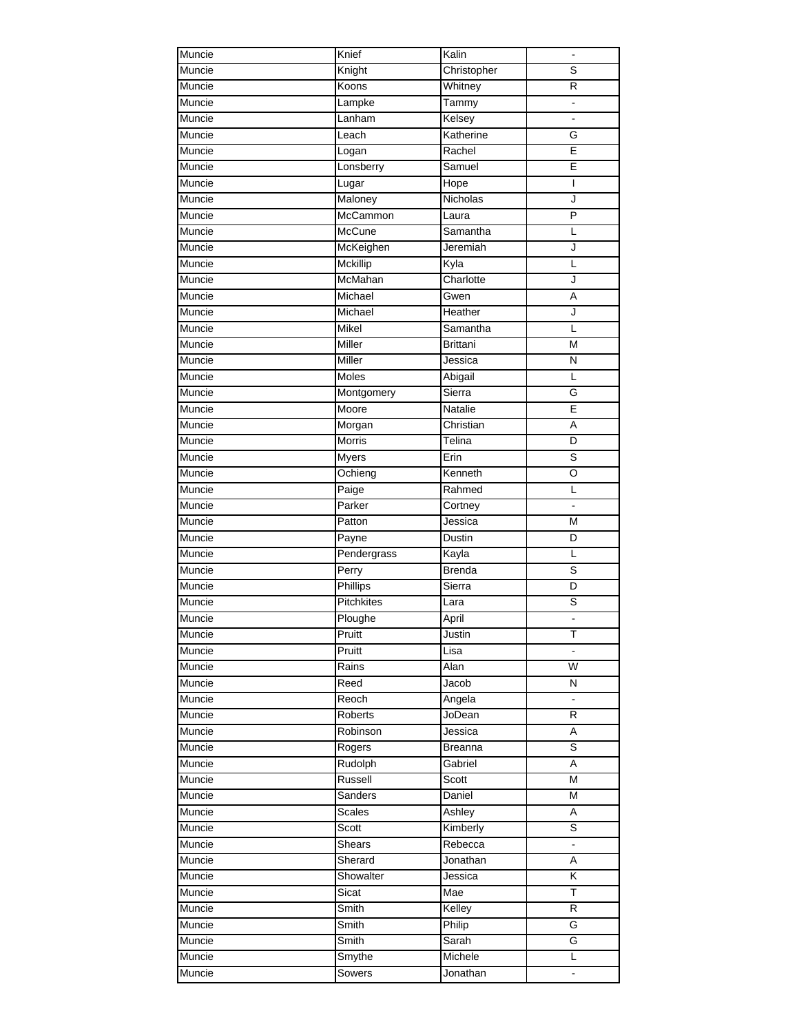| | | | |
|---|---|---|---|
| Muncie | Knief | Kalin | - |
| Muncie | Knight | Christopher | S |
| Muncie | Koons | Whitney | R |
| Muncie | Lampke | Tammy | - |
| Muncie | Lanham | Kelsey | - |
| Muncie | Leach | Katherine | G |
| Muncie | Logan | Rachel | E |
| Muncie | Lonsberry | Samuel | E |
| Muncie | Lugar | Hope | I |
| Muncie | Maloney | Nicholas | J |
| Muncie | McCammon | Laura | P |
| Muncie | McCune | Samantha | L |
| Muncie | McKeighen | Jeremiah | J |
| Muncie | Mckillip | Kyla | L |
| Muncie | McMahan | Charlotte | J |
| Muncie | Michael | Gwen | A |
| Muncie | Michael | Heather | J |
| Muncie | Mikel | Samantha | L |
| Muncie | Miller | Brittani | M |
| Muncie | Miller | Jessica | N |
| Muncie | Moles | Abigail | L |
| Muncie | Montgomery | Sierra | G |
| Muncie | Moore | Natalie | E |
| Muncie | Morgan | Christian | A |
| Muncie | Morris | Telina | D |
| Muncie | Myers | Erin | S |
| Muncie | Ochieng | Kenneth | O |
| Muncie | Paige | Rahmed | L |
| Muncie | Parker | Cortney | - |
| Muncie | Patton | Jessica | M |
| Muncie | Payne | Dustin | D |
| Muncie | Pendergrass | Kayla | L |
| Muncie | Perry | Brenda | S |
| Muncie | Phillips | Sierra | D |
| Muncie | Pitchkites | Lara | S |
| Muncie | Ploughe | April | - |
| Muncie | Pruitt | Justin | T |
| Muncie | Pruitt | Lisa | - |
| Muncie | Rains | Alan | W |
| Muncie | Reed | Jacob | N |
| Muncie | Reoch | Angela | - |
| Muncie | Roberts | JoDean | R |
| Muncie | Robinson | Jessica | A |
| Muncie | Rogers | Breanna | S |
| Muncie | Rudolph | Gabriel | A |
| Muncie | Russell | Scott | M |
| Muncie | Sanders | Daniel | M |
| Muncie | Scales | Ashley | A |
| Muncie | Scott | Kimberly | S |
| Muncie | Shears | Rebecca | - |
| Muncie | Sherard | Jonathan | A |
| Muncie | Showalter | Jessica | K |
| Muncie | Sicat | Mae | T |
| Muncie | Smith | Kelley | R |
| Muncie | Smith | Philip | G |
| Muncie | Smith | Sarah | G |
| Muncie | Smythe | Michele | L |
| Muncie | Sowers | Jonathan | - |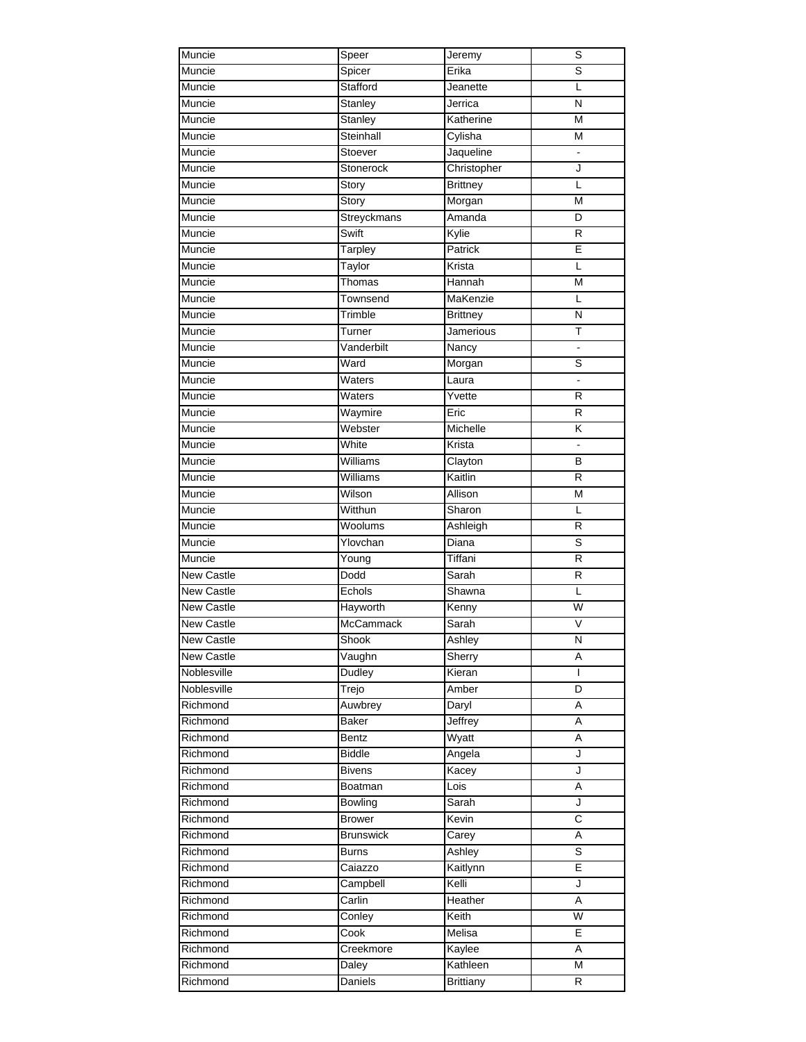| | | | |
|---|---|---|---|
| Muncie | Speer | Jeremy | S |
| Muncie | Spicer | Erika | S |
| Muncie | Stafford | Jeanette | L |
| Muncie | Stanley | Jerrica | N |
| Muncie | Stanley | Katherine | M |
| Muncie | Steinhall | Cylisha | M |
| Muncie | Stoever | Jaqueline | - |
| Muncie | Stonerock | Christopher | J |
| Muncie | Story | Brittney | L |
| Muncie | Story | Morgan | M |
| Muncie | Streyckmans | Amanda | D |
| Muncie | Swift | Kylie | R |
| Muncie | Tarpley | Patrick | E |
| Muncie | Taylor | Krista | L |
| Muncie | Thomas | Hannah | M |
| Muncie | Townsend | MaKenzie | L |
| Muncie | Trimble | Brittney | N |
| Muncie | Turner | Jamerious | T |
| Muncie | Vanderbilt | Nancy | - |
| Muncie | Ward | Morgan | S |
| Muncie | Waters | Laura | - |
| Muncie | Waters | Yvette | R |
| Muncie | Waymire | Eric | R |
| Muncie | Webster | Michelle | K |
| Muncie | White | Krista | - |
| Muncie | Williams | Clayton | B |
| Muncie | Williams | Kaitlin | R |
| Muncie | Wilson | Allison | M |
| Muncie | Witthun | Sharon | L |
| Muncie | Woolums | Ashleigh | R |
| Muncie | Ylovchan | Diana | S |
| Muncie | Young | Tiffani | R |
| New Castle | Dodd | Sarah | R |
| New Castle | Echols | Shawna | L |
| New Castle | Hayworth | Kenny | W |
| New Castle | McCammack | Sarah | V |
| New Castle | Shook | Ashley | N |
| New Castle | Vaughn | Sherry | A |
| Noblesville | Dudley | Kieran | I |
| Noblesville | Trejo | Amber | D |
| Richmond | Auwbrey | Daryl | A |
| Richmond | Baker | Jeffrey | A |
| Richmond | Bentz | Wyatt | A |
| Richmond | Biddle | Angela | J |
| Richmond | Bivens | Kacey | J |
| Richmond | Boatman | Lois | A |
| Richmond | Bowling | Sarah | J |
| Richmond | Brower | Kevin | C |
| Richmond | Brunswick | Carey | A |
| Richmond | Burns | Ashley | S |
| Richmond | Caiazzo | Kaitlynn | E |
| Richmond | Campbell | Kelli | J |
| Richmond | Carlin | Heather | A |
| Richmond | Conley | Keith | W |
| Richmond | Cook | Melisa | E |
| Richmond | Creekmore | Kaylee | A |
| Richmond | Daley | Kathleen | M |
| Richmond | Daniels | Brittiany | R |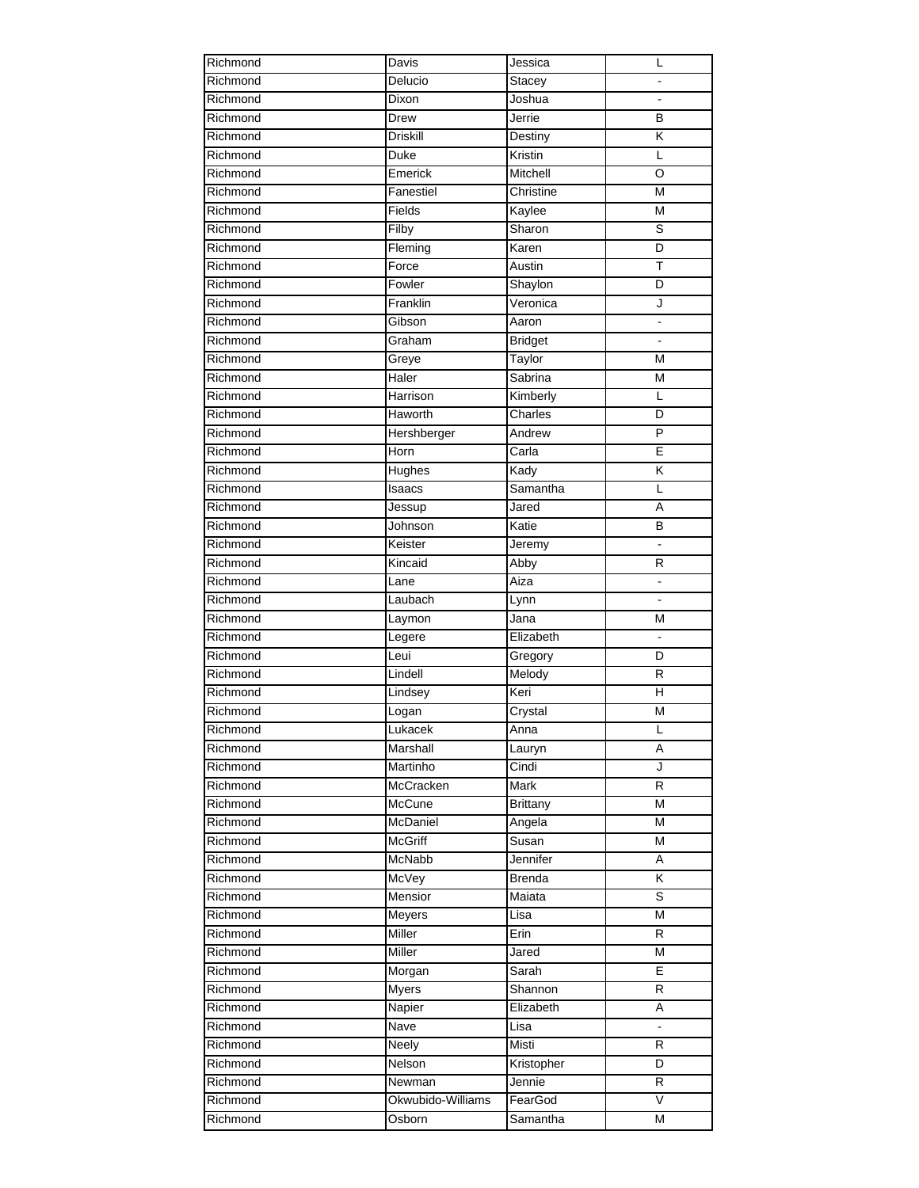| | | | |
|---|---|---|---|
| Richmond | Davis | Jessica | L |
| Richmond | Delucio | Stacey | - |
| Richmond | Dixon | Joshua | - |
| Richmond | Drew | Jerrie | B |
| Richmond | Driskill | Destiny | K |
| Richmond | Duke | Kristin | L |
| Richmond | Emerick | Mitchell | O |
| Richmond | Fanestiel | Christine | M |
| Richmond | Fields | Kaylee | M |
| Richmond | Filby | Sharon | S |
| Richmond | Fleming | Karen | D |
| Richmond | Force | Austin | T |
| Richmond | Fowler | Shaylon | D |
| Richmond | Franklin | Veronica | J |
| Richmond | Gibson | Aaron | - |
| Richmond | Graham | Bridget | - |
| Richmond | Greye | Taylor | M |
| Richmond | Haler | Sabrina | M |
| Richmond | Harrison | Kimberly | L |
| Richmond | Haworth | Charles | D |
| Richmond | Hershberger | Andrew | P |
| Richmond | Horn | Carla | E |
| Richmond | Hughes | Kady | K |
| Richmond | Isaacs | Samantha | L |
| Richmond | Jessup | Jared | A |
| Richmond | Johnson | Katie | B |
| Richmond | Keister | Jeremy | - |
| Richmond | Kincaid | Abby | R |
| Richmond | Lane | Aiza | - |
| Richmond | Laubach | Lynn | - |
| Richmond | Laymon | Jana | M |
| Richmond | Legere | Elizabeth | - |
| Richmond | Leui | Gregory | D |
| Richmond | Lindell | Melody | R |
| Richmond | Lindsey | Keri | H |
| Richmond | Logan | Crystal | M |
| Richmond | Lukacek | Anna | L |
| Richmond | Marshall | Lauryn | A |
| Richmond | Martinho | Cindi | J |
| Richmond | McCracken | Mark | R |
| Richmond | McCune | Brittany | M |
| Richmond | McDaniel | Angela | M |
| Richmond | McGriff | Susan | M |
| Richmond | McNabb | Jennifer | A |
| Richmond | McVey | Brenda | K |
| Richmond | Mensior | Maiata | S |
| Richmond | Meyers | Lisa | M |
| Richmond | Miller | Erin | R |
| Richmond | Miller | Jared | M |
| Richmond | Morgan | Sarah | E |
| Richmond | Myers | Shannon | R |
| Richmond | Napier | Elizabeth | A |
| Richmond | Nave | Lisa | - |
| Richmond | Neely | Misti | R |
| Richmond | Nelson | Kristopher | D |
| Richmond | Newman | Jennie | R |
| Richmond | Okwubido-Williams | FearGod | V |
| Richmond | Osborn | Samantha | M |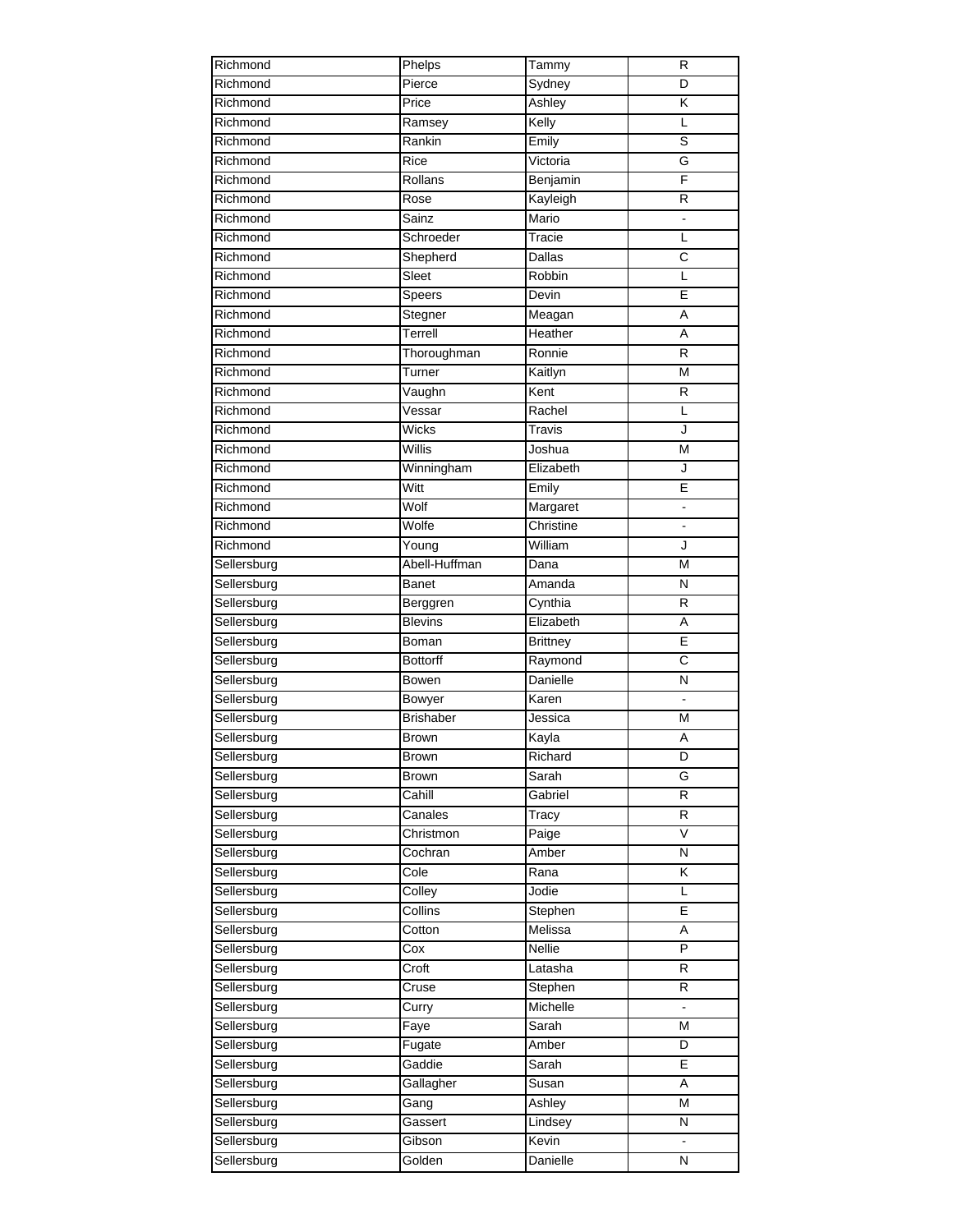| | | | |
|---|---|---|---|
| Richmond | Phelps | Tammy | R |
| Richmond | Pierce | Sydney | D |
| Richmond | Price | Ashley | K |
| Richmond | Ramsey | Kelly | L |
| Richmond | Rankin | Emily | S |
| Richmond | Rice | Victoria | G |
| Richmond | Rollans | Benjamin | F |
| Richmond | Rose | Kayleigh | R |
| Richmond | Sainz | Mario | - |
| Richmond | Schroeder | Tracie | L |
| Richmond | Shepherd | Dallas | C |
| Richmond | Sleet | Robbin | L |
| Richmond | Speers | Devin | E |
| Richmond | Stegner | Meagan | A |
| Richmond | Terrell | Heather | A |
| Richmond | Thoroughman | Ronnie | R |
| Richmond | Turner | Kaitlyn | M |
| Richmond | Vaughn | Kent | R |
| Richmond | Vessar | Rachel | L |
| Richmond | Wicks | Travis | J |
| Richmond | Willis | Joshua | M |
| Richmond | Winningham | Elizabeth | J |
| Richmond | Witt | Emily | E |
| Richmond | Wolf | Margaret | - |
| Richmond | Wolfe | Christine | - |
| Richmond | Young | William | J |
| Sellersburg | Abell-Huffman | Dana | M |
| Sellersburg | Banet | Amanda | N |
| Sellersburg | Berggren | Cynthia | R |
| Sellersburg | Blevins | Elizabeth | A |
| Sellersburg | Boman | Brittney | E |
| Sellersburg | Bottorff | Raymond | C |
| Sellersburg | Bowen | Danielle | N |
| Sellersburg | Bowyer | Karen | - |
| Sellersburg | Brishaber | Jessica | M |
| Sellersburg | Brown | Kayla | A |
| Sellersburg | Brown | Richard | D |
| Sellersburg | Brown | Sarah | G |
| Sellersburg | Cahill | Gabriel | R |
| Sellersburg | Canales | Tracy | R |
| Sellersburg | Christmon | Paige | V |
| Sellersburg | Cochran | Amber | N |
| Sellersburg | Cole | Rana | K |
| Sellersburg | Colley | Jodie | L |
| Sellersburg | Collins | Stephen | E |
| Sellersburg | Cotton | Melissa | A |
| Sellersburg | Cox | Nellie | P |
| Sellersburg | Croft | Latasha | R |
| Sellersburg | Cruse | Stephen | R |
| Sellersburg | Curry | Michelle | - |
| Sellersburg | Faye | Sarah | M |
| Sellersburg | Fugate | Amber | D |
| Sellersburg | Gaddie | Sarah | E |
| Sellersburg | Gallagher | Susan | A |
| Sellersburg | Gang | Ashley | M |
| Sellersburg | Gassert | Lindsey | N |
| Sellersburg | Gibson | Kevin | - |
| Sellersburg | Golden | Danielle | N |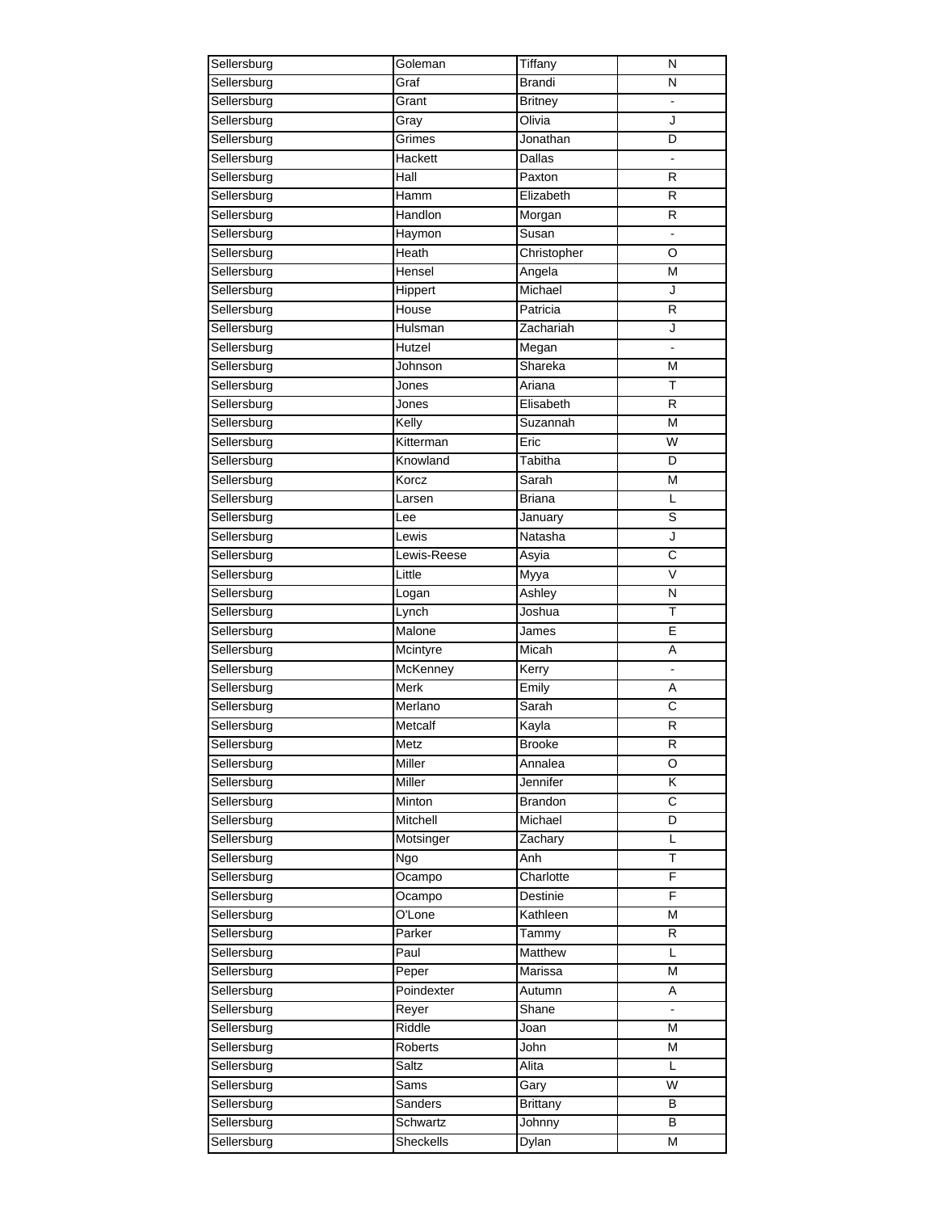| | | | |
|---|---|---|---|
| Sellersburg | Goleman | Tiffany | N |
| Sellersburg | Graf | Brandi | N |
| Sellersburg | Grant | Britney | - |
| Sellersburg | Gray | Olivia | J |
| Sellersburg | Grimes | Jonathan | D |
| Sellersburg | Hackett | Dallas | - |
| Sellersburg | Hall | Paxton | R |
| Sellersburg | Hamm | Elizabeth | R |
| Sellersburg | Handlon | Morgan | R |
| Sellersburg | Haymon | Susan | - |
| Sellersburg | Heath | Christopher | O |
| Sellersburg | Hensel | Angela | M |
| Sellersburg | Hippert | Michael | J |
| Sellersburg | House | Patricia | R |
| Sellersburg | Hulsman | Zachariah | J |
| Sellersburg | Hutzel | Megan | - |
| Sellersburg | Johnson | Shareka | M |
| Sellersburg | Jones | Ariana | T |
| Sellersburg | Jones | Elisabeth | R |
| Sellersburg | Kelly | Suzannah | M |
| Sellersburg | Kitterman | Eric | W |
| Sellersburg | Knowland | Tabitha | D |
| Sellersburg | Korcz | Sarah | M |
| Sellersburg | Larsen | Briana | L |
| Sellersburg | Lee | January | S |
| Sellersburg | Lewis | Natasha | J |
| Sellersburg | Lewis-Reese | Asyia | C |
| Sellersburg | Little | Myya | V |
| Sellersburg | Logan | Ashley | N |
| Sellersburg | Lynch | Joshua | T |
| Sellersburg | Malone | James | E |
| Sellersburg | Mcintyre | Micah | A |
| Sellersburg | McKenney | Kerry | - |
| Sellersburg | Merk | Emily | A |
| Sellersburg | Merlano | Sarah | C |
| Sellersburg | Metcalf | Kayla | R |
| Sellersburg | Metz | Brooke | R |
| Sellersburg | Miller | Annalea | O |
| Sellersburg | Miller | Jennifer | K |
| Sellersburg | Minton | Brandon | C |
| Sellersburg | Mitchell | Michael | D |
| Sellersburg | Motsinger | Zachary | L |
| Sellersburg | Ngo | Anh | T |
| Sellersburg | Ocampo | Charlotte | F |
| Sellersburg | Ocampo | Destinie | F |
| Sellersburg | O'Lone | Kathleen | M |
| Sellersburg | Parker | Tammy | R |
| Sellersburg | Paul | Matthew | L |
| Sellersburg | Peper | Marissa | M |
| Sellersburg | Poindexter | Autumn | A |
| Sellersburg | Reyer | Shane | - |
| Sellersburg | Riddle | Joan | M |
| Sellersburg | Roberts | John | M |
| Sellersburg | Saltz | Alita | L |
| Sellersburg | Sams | Gary | W |
| Sellersburg | Sanders | Brittany | B |
| Sellersburg | Schwartz | Johnny | B |
| Sellersburg | Sheckells | Dylan | M |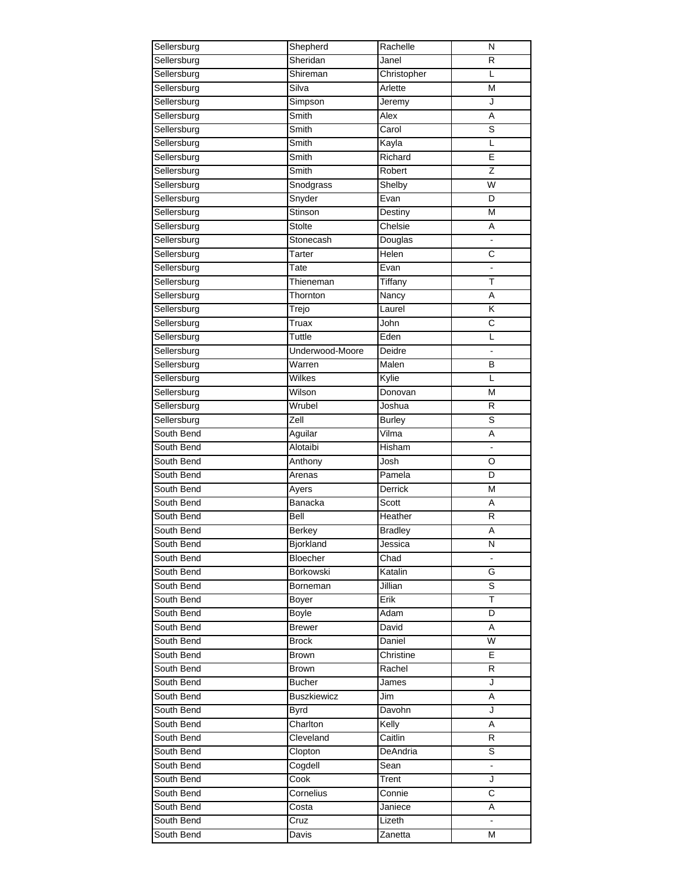| | | | |
|---|---|---|---|
| Sellersburg | Shepherd | Rachelle | N |
| Sellersburg | Sheridan | Janel | R |
| Sellersburg | Shireman | Christopher | L |
| Sellersburg | Silva | Arlette | M |
| Sellersburg | Simpson | Jeremy | J |
| Sellersburg | Smith | Alex | A |
| Sellersburg | Smith | Carol | S |
| Sellersburg | Smith | Kayla | L |
| Sellersburg | Smith | Richard | E |
| Sellersburg | Smith | Robert | Z |
| Sellersburg | Snodgrass | Shelby | W |
| Sellersburg | Snyder | Evan | D |
| Sellersburg | Stinson | Destiny | M |
| Sellersburg | Stolte | Chelsie | A |
| Sellersburg | Stonecash | Douglas | - |
| Sellersburg | Tarter | Helen | C |
| Sellersburg | Tate | Evan | - |
| Sellersburg | Thieneman | Tiffany | T |
| Sellersburg | Thornton | Nancy | A |
| Sellersburg | Trejo | Laurel | K |
| Sellersburg | Truax | John | C |
| Sellersburg | Tuttle | Eden | L |
| Sellersburg | Underwood-Moore | Deidre | - |
| Sellersburg | Warren | Malen | B |
| Sellersburg | Wilkes | Kylie | L |
| Sellersburg | Wilson | Donovan | M |
| Sellersburg | Wrubel | Joshua | R |
| Sellersburg | Zell | Burley | S |
| South Bend | Aguilar | Vilma | A |
| South Bend | Alotaibi | Hisham | - |
| South Bend | Anthony | Josh | O |
| South Bend | Arenas | Pamela | D |
| South Bend | Ayers | Derrick | M |
| South Bend | Banacka | Scott | A |
| South Bend | Bell | Heather | R |
| South Bend | Berkey | Bradley | A |
| South Bend | Bjorkland | Jessica | N |
| South Bend | Bloecher | Chad | - |
| South Bend | Borkowski | Katalin | G |
| South Bend | Borneman | Jillian | S |
| South Bend | Boyer | Erik | T |
| South Bend | Boyle | Adam | D |
| South Bend | Brewer | David | A |
| South Bend | Brock | Daniel | W |
| South Bend | Brown | Christine | E |
| South Bend | Brown | Rachel | R |
| South Bend | Bucher | James | J |
| South Bend | Buszkiewicz | Jim | A |
| South Bend | Byrd | Davohn | J |
| South Bend | Charlton | Kelly | A |
| South Bend | Cleveland | Caitlin | R |
| South Bend | Clopton | DeAndria | S |
| South Bend | Cogdell | Sean | - |
| South Bend | Cook | Trent | J |
| South Bend | Cornelius | Connie | C |
| South Bend | Costa | Janiece | A |
| South Bend | Cruz | Lizeth | - |
| South Bend | Davis | Zanetta | M |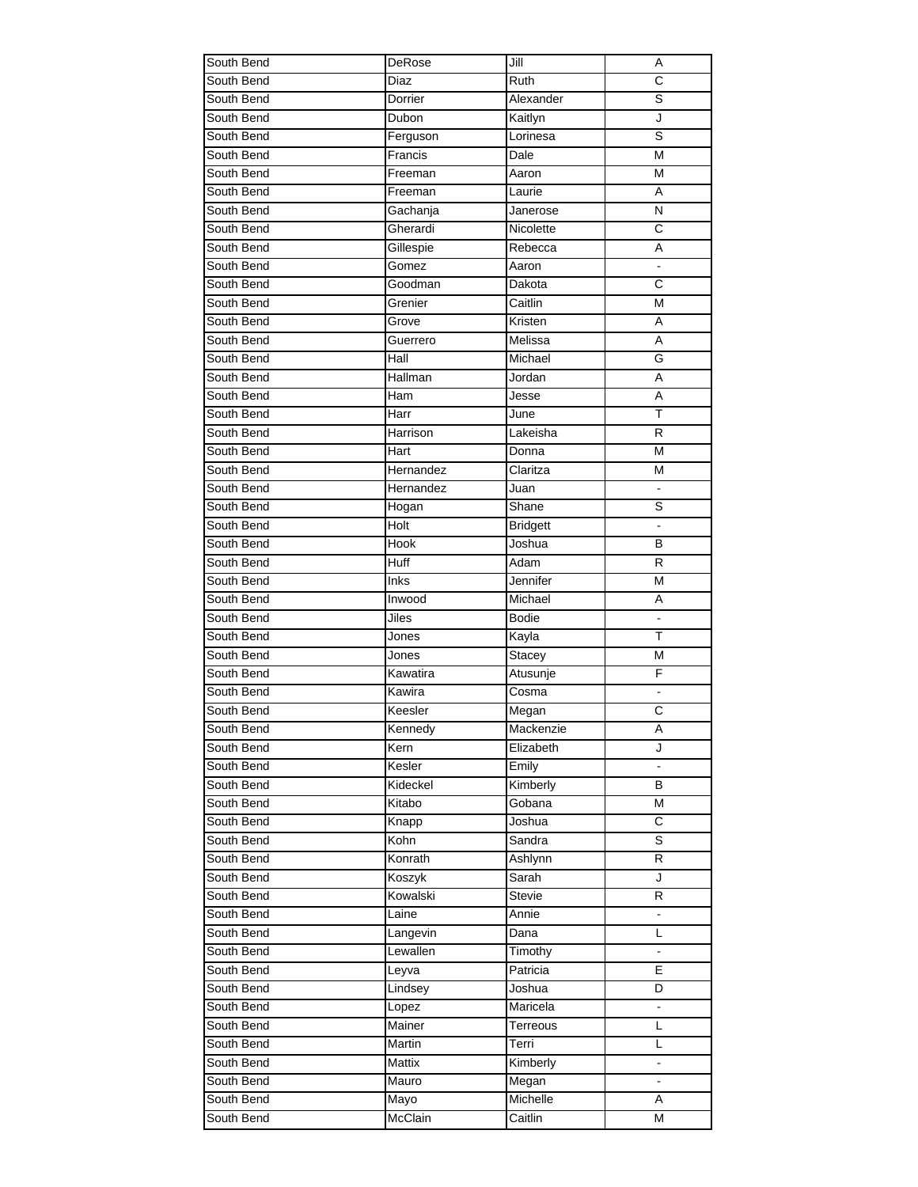| | | | |
|---|---|---|---|
| South Bend | DeRose | Jill | A |
| South Bend | Diaz | Ruth | C |
| South Bend | Dorrier | Alexander | S |
| South Bend | Dubon | Kaitlyn | J |
| South Bend | Ferguson | Lorinesa | S |
| South Bend | Francis | Dale | M |
| South Bend | Freeman | Aaron | M |
| South Bend | Freeman | Laurie | A |
| South Bend | Gachanja | Janerose | N |
| South Bend | Gherardi | Nicolette | C |
| South Bend | Gillespie | Rebecca | A |
| South Bend | Gomez | Aaron | - |
| South Bend | Goodman | Dakota | C |
| South Bend | Grenier | Caitlin | M |
| South Bend | Grove | Kristen | A |
| South Bend | Guerrero | Melissa | A |
| South Bend | Hall | Michael | G |
| South Bend | Hallman | Jordan | A |
| South Bend | Ham | Jesse | A |
| South Bend | Harr | June | T |
| South Bend | Harrison | Lakeisha | R |
| South Bend | Hart | Donna | M |
| South Bend | Hernandez | Claritza | M |
| South Bend | Hernandez | Juan | - |
| South Bend | Hogan | Shane | S |
| South Bend | Holt | Bridgett | - |
| South Bend | Hook | Joshua | B |
| South Bend | Huff | Adam | R |
| South Bend | Inks | Jennifer | M |
| South Bend | Inwood | Michael | A |
| South Bend | Jiles | Bodie | - |
| South Bend | Jones | Kayla | T |
| South Bend | Jones | Stacey | M |
| South Bend | Kawatira | Atusunje | F |
| South Bend | Kawira | Cosma | - |
| South Bend | Keesler | Megan | C |
| South Bend | Kennedy | Mackenzie | A |
| South Bend | Kern | Elizabeth | J |
| South Bend | Kesler | Emily | - |
| South Bend | Kideckel | Kimberly | B |
| South Bend | Kitabo | Gobana | M |
| South Bend | Knapp | Joshua | C |
| South Bend | Kohn | Sandra | S |
| South Bend | Konrath | Ashlynn | R |
| South Bend | Koszyk | Sarah | J |
| South Bend | Kowalski | Stevie | R |
| South Bend | Laine | Annie | - |
| South Bend | Langevin | Dana | L |
| South Bend | Lewallen | Timothy | - |
| South Bend | Leyva | Patricia | E |
| South Bend | Lindsey | Joshua | D |
| South Bend | Lopez | Maricela | - |
| South Bend | Mainer | Terreous | L |
| South Bend | Martin | Terri | L |
| South Bend | Mattix | Kimberly | - |
| South Bend | Mauro | Megan | - |
| South Bend | Mayo | Michelle | A |
| South Bend | McClain | Caitlin | M |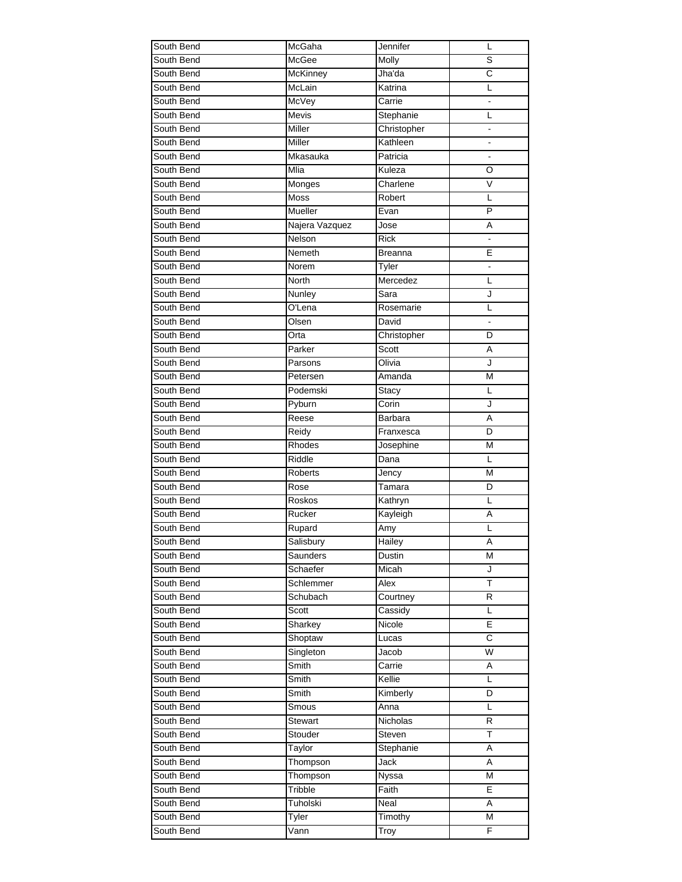| | | | |
|---|---|---|---|
| South Bend | McGaha | Jennifer | L |
| South Bend | McGee | Molly | S |
| South Bend | McKinney | Jha'da | C |
| South Bend | McLain | Katrina | L |
| South Bend | McVey | Carrie | - |
| South Bend | Mevis | Stephanie | L |
| South Bend | Miller | Christopher | - |
| South Bend | Miller | Kathleen | - |
| South Bend | Mkasauka | Patricia | - |
| South Bend | Mlia | Kuleza | O |
| South Bend | Monges | Charlene | V |
| South Bend | Moss | Robert | L |
| South Bend | Mueller | Evan | P |
| South Bend | Najera Vazquez | Jose | A |
| South Bend | Nelson | Rick | - |
| South Bend | Nemeth | Breanna | E |
| South Bend | Norem | Tyler | - |
| South Bend | North | Mercedez | L |
| South Bend | Nunley | Sara | J |
| South Bend | O'Lena | Rosemarie | L |
| South Bend | Olsen | David | - |
| South Bend | Orta | Christopher | D |
| South Bend | Parker | Scott | A |
| South Bend | Parsons | Olivia | J |
| South Bend | Petersen | Amanda | M |
| South Bend | Podemski | Stacy | L |
| South Bend | Pyburn | Corin | J |
| South Bend | Reese | Barbara | A |
| South Bend | Reidy | Franxesca | D |
| South Bend | Rhodes | Josephine | M |
| South Bend | Riddle | Dana | L |
| South Bend | Roberts | Jency | M |
| South Bend | Rose | Tamara | D |
| South Bend | Roskos | Kathryn | L |
| South Bend | Rucker | Kayleigh | A |
| South Bend | Rupard | Amy | L |
| South Bend | Salisbury | Hailey | A |
| South Bend | Saunders | Dustin | M |
| South Bend | Schaefer | Micah | J |
| South Bend | Schlemmer | Alex | T |
| South Bend | Schubach | Courtney | R |
| South Bend | Scott | Cassidy | L |
| South Bend | Sharkey | Nicole | E |
| South Bend | Shoptaw | Lucas | C |
| South Bend | Singleton | Jacob | W |
| South Bend | Smith | Carrie | A |
| South Bend | Smith | Kellie | L |
| South Bend | Smith | Kimberly | D |
| South Bend | Smous | Anna | L |
| South Bend | Stewart | Nicholas | R |
| South Bend | Stouder | Steven | T |
| South Bend | Taylor | Stephanie | A |
| South Bend | Thompson | Jack | A |
| South Bend | Thompson | Nyssa | M |
| South Bend | Tribble | Faith | E |
| South Bend | Tuholski | Neal | A |
| South Bend | Tyler | Timothy | M |
| South Bend | Vann | Troy | F |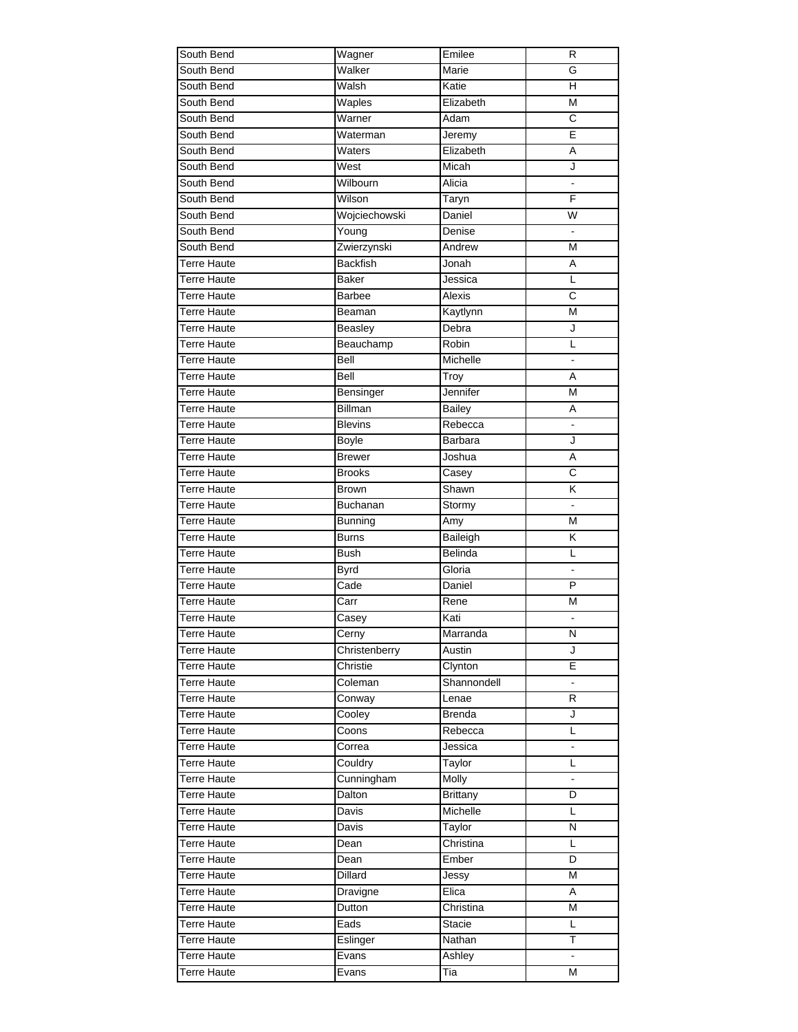| | | | |
|---|---|---|---|
| South Bend | Wagner | Emilee | R |
| South Bend | Walker | Marie | G |
| South Bend | Walsh | Katie | H |
| South Bend | Waples | Elizabeth | M |
| South Bend | Warner | Adam | C |
| South Bend | Waterman | Jeremy | E |
| South Bend | Waters | Elizabeth | A |
| South Bend | West | Micah | J |
| South Bend | Wilbourn | Alicia | - |
| South Bend | Wilson | Taryn | F |
| South Bend | Wojciechowski | Daniel | W |
| South Bend | Young | Denise | - |
| South Bend | Zwierzynski | Andrew | M |
| Terre Haute | Backfish | Jonah | A |
| Terre Haute | Baker | Jessica | L |
| Terre Haute | Barbee | Alexis | C |
| Terre Haute | Beaman | Kaytlynn | M |
| Terre Haute | Beasley | Debra | J |
| Terre Haute | Beauchamp | Robin | L |
| Terre Haute | Bell | Michelle | - |
| Terre Haute | Bell | Troy | A |
| Terre Haute | Bensinger | Jennifer | M |
| Terre Haute | Billman | Bailey | A |
| Terre Haute | Blevins | Rebecca | - |
| Terre Haute | Boyle | Barbara | J |
| Terre Haute | Brewer | Joshua | A |
| Terre Haute | Brooks | Casey | C |
| Terre Haute | Brown | Shawn | K |
| Terre Haute | Buchanan | Stormy | - |
| Terre Haute | Bunning | Amy | M |
| Terre Haute | Burns | Baileigh | K |
| Terre Haute | Bush | Belinda | L |
| Terre Haute | Byrd | Gloria | - |
| Terre Haute | Cade | Daniel | P |
| Terre Haute | Carr | Rene | M |
| Terre Haute | Casey | Kati | - |
| Terre Haute | Cerny | Marranda | N |
| Terre Haute | Christenberry | Austin | J |
| Terre Haute | Christie | Clynton | E |
| Terre Haute | Coleman | Shannondell | - |
| Terre Haute | Conway | Lenae | R |
| Terre Haute | Cooley | Brenda | J |
| Terre Haute | Coons | Rebecca | L |
| Terre Haute | Correa | Jessica | - |
| Terre Haute | Couldry | Taylor | L |
| Terre Haute | Cunningham | Molly | - |
| Terre Haute | Dalton | Brittany | D |
| Terre Haute | Davis | Michelle | L |
| Terre Haute | Davis | Taylor | N |
| Terre Haute | Dean | Christina | L |
| Terre Haute | Dean | Ember | D |
| Terre Haute | Dillard | Jessy | M |
| Terre Haute | Dravigne | Elica | A |
| Terre Haute | Dutton | Christina | M |
| Terre Haute | Eads | Stacie | L |
| Terre Haute | Eslinger | Nathan | T |
| Terre Haute | Evans | Ashley | - |
| Terre Haute | Evans | Tia | M |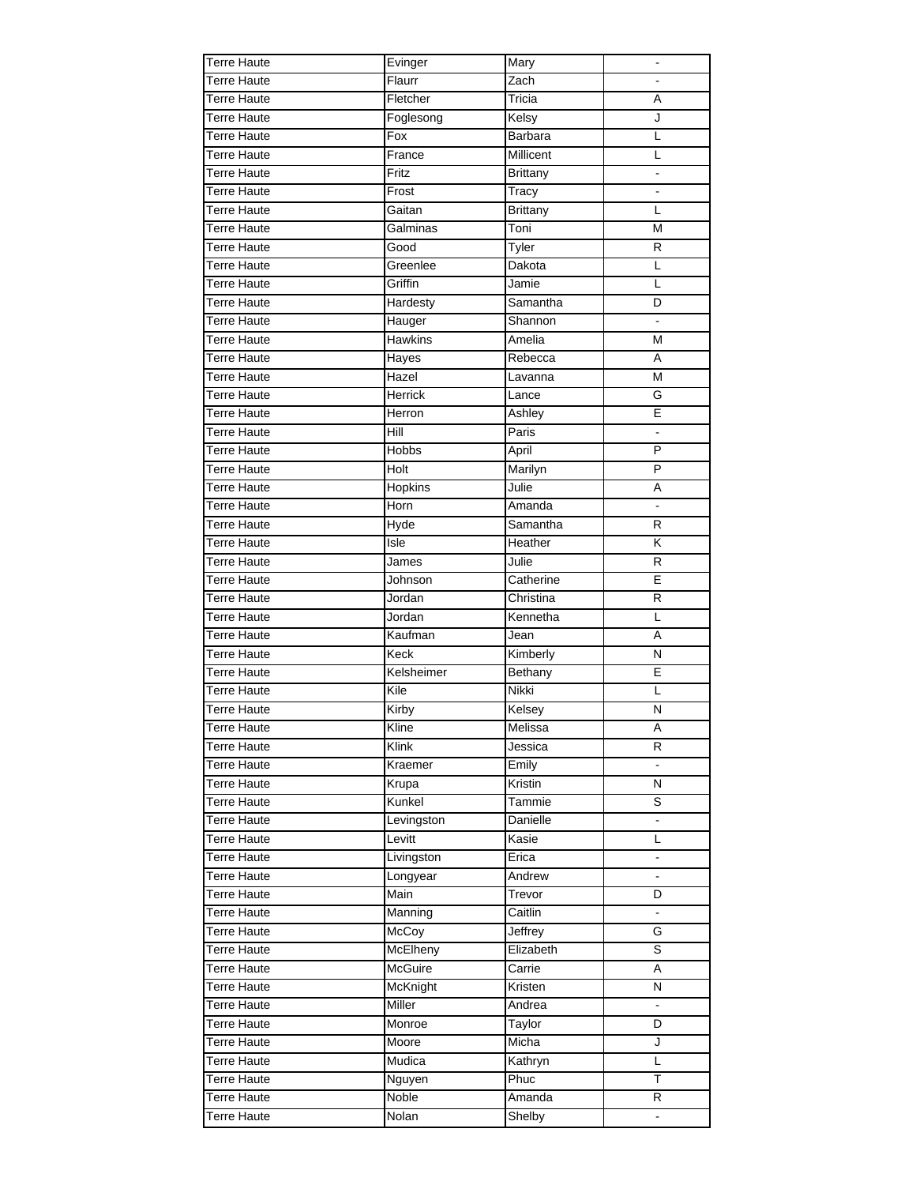| | | | |
|---|---|---|---|
| Terre Haute | Evinger | Mary | - |
| Terre Haute | Flaurr | Zach | - |
| Terre Haute | Fletcher | Tricia | A |
| Terre Haute | Foglesong | Kelsy | J |
| Terre Haute | Fox | Barbara | L |
| Terre Haute | France | Millicent | L |
| Terre Haute | Fritz | Brittany | - |
| Terre Haute | Frost | Tracy | - |
| Terre Haute | Gaitan | Brittany | L |
| Terre Haute | Galminas | Toni | M |
| Terre Haute | Good | Tyler | R |
| Terre Haute | Greenlee | Dakota | L |
| Terre Haute | Griffin | Jamie | L |
| Terre Haute | Hardesty | Samantha | D |
| Terre Haute | Hauger | Shannon | - |
| Terre Haute | Hawkins | Amelia | M |
| Terre Haute | Hayes | Rebecca | A |
| Terre Haute | Hazel | Lavanna | M |
| Terre Haute | Herrick | Lance | G |
| Terre Haute | Herron | Ashley | E |
| Terre Haute | Hill | Paris | - |
| Terre Haute | Hobbs | April | P |
| Terre Haute | Holt | Marilyn | P |
| Terre Haute | Hopkins | Julie | A |
| Terre Haute | Horn | Amanda | - |
| Terre Haute | Hyde | Samantha | R |
| Terre Haute | Isle | Heather | K |
| Terre Haute | James | Julie | R |
| Terre Haute | Johnson | Catherine | E |
| Terre Haute | Jordan | Christina | R |
| Terre Haute | Jordan | Kennetha | L |
| Terre Haute | Kaufman | Jean | A |
| Terre Haute | Keck | Kimberly | N |
| Terre Haute | Kelsheimer | Bethany | E |
| Terre Haute | Kile | Nikki | L |
| Terre Haute | Kirby | Kelsey | N |
| Terre Haute | Kline | Melissa | A |
| Terre Haute | Klink | Jessica | R |
| Terre Haute | Kraemer | Emily | - |
| Terre Haute | Krupa | Kristin | N |
| Terre Haute | Kunkel | Tammie | S |
| Terre Haute | Levingston | Danielle | - |
| Terre Haute | Levitt | Kasie | L |
| Terre Haute | Livingston | Erica | - |
| Terre Haute | Longyear | Andrew | - |
| Terre Haute | Main | Trevor | D |
| Terre Haute | Manning | Caitlin | - |
| Terre Haute | McCoy | Jeffrey | G |
| Terre Haute | McElheny | Elizabeth | S |
| Terre Haute | McGuire | Carrie | A |
| Terre Haute | McKnight | Kristen | N |
| Terre Haute | Miller | Andrea | - |
| Terre Haute | Monroe | Taylor | D |
| Terre Haute | Moore | Micha | J |
| Terre Haute | Mudica | Kathryn | L |
| Terre Haute | Nguyen | Phuc | T |
| Terre Haute | Noble | Amanda | R |
| Terre Haute | Nolan | Shelby | - |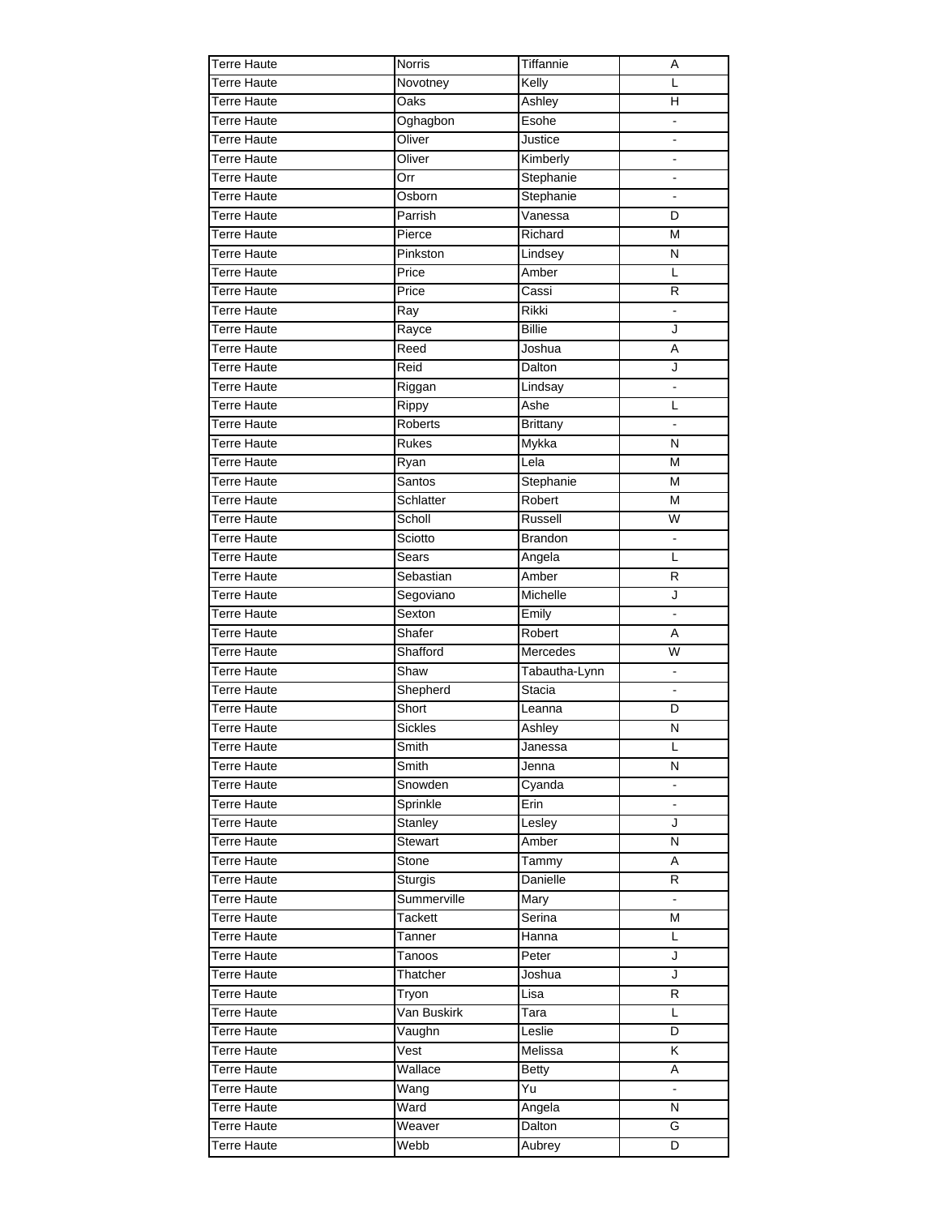| | | | |
|---|---|---|---|
| Terre Haute | Norris | Tiffannie | A |
| Terre Haute | Novotney | Kelly | L |
| Terre Haute | Oaks | Ashley | H |
| Terre Haute | Oghagbon | Esohe | - |
| Terre Haute | Oliver | Justice | - |
| Terre Haute | Oliver | Kimberly | - |
| Terre Haute | Orr | Stephanie | - |
| Terre Haute | Osborn | Stephanie | - |
| Terre Haute | Parrish | Vanessa | D |
| Terre Haute | Pierce | Richard | M |
| Terre Haute | Pinkston | Lindsey | N |
| Terre Haute | Price | Amber | L |
| Terre Haute | Price | Cassi | R |
| Terre Haute | Ray | Rikki | - |
| Terre Haute | Rayce | Billie | J |
| Terre Haute | Reed | Joshua | A |
| Terre Haute | Reid | Dalton | J |
| Terre Haute | Riggan | Lindsay | - |
| Terre Haute | Rippy | Ashe | L |
| Terre Haute | Roberts | Brittany | - |
| Terre Haute | Rukes | Mykka | N |
| Terre Haute | Ryan | Lela | M |
| Terre Haute | Santos | Stephanie | M |
| Terre Haute | Schlatter | Robert | M |
| Terre Haute | Scholl | Russell | W |
| Terre Haute | Sciotto | Brandon | - |
| Terre Haute | Sears | Angela | L |
| Terre Haute | Sebastian | Amber | R |
| Terre Haute | Segoviano | Michelle | J |
| Terre Haute | Sexton | Emily | - |
| Terre Haute | Shafer | Robert | A |
| Terre Haute | Shafford | Mercedes | W |
| Terre Haute | Shaw | Tabautha-Lynn | - |
| Terre Haute | Shepherd | Stacia | - |
| Terre Haute | Short | Leanna | D |
| Terre Haute | Sickles | Ashley | N |
| Terre Haute | Smith | Janessa | L |
| Terre Haute | Smith | Jenna | N |
| Terre Haute | Snowden | Cyanda | - |
| Terre Haute | Sprinkle | Erin | - |
| Terre Haute | Stanley | Lesley | J |
| Terre Haute | Stewart | Amber | N |
| Terre Haute | Stone | Tammy | A |
| Terre Haute | Sturgis | Danielle | R |
| Terre Haute | Summerville | Mary | - |
| Terre Haute | Tackett | Serina | M |
| Terre Haute | Tanner | Hanna | L |
| Terre Haute | Tanoos | Peter | J |
| Terre Haute | Thatcher | Joshua | J |
| Terre Haute | Tryon | Lisa | R |
| Terre Haute | Van Buskirk | Tara | L |
| Terre Haute | Vaughn | Leslie | D |
| Terre Haute | Vest | Melissa | K |
| Terre Haute | Wallace | Betty | A |
| Terre Haute | Wang | Yu | - |
| Terre Haute | Ward | Angela | N |
| Terre Haute | Weaver | Dalton | G |
| Terre Haute | Webb | Aubrey | D |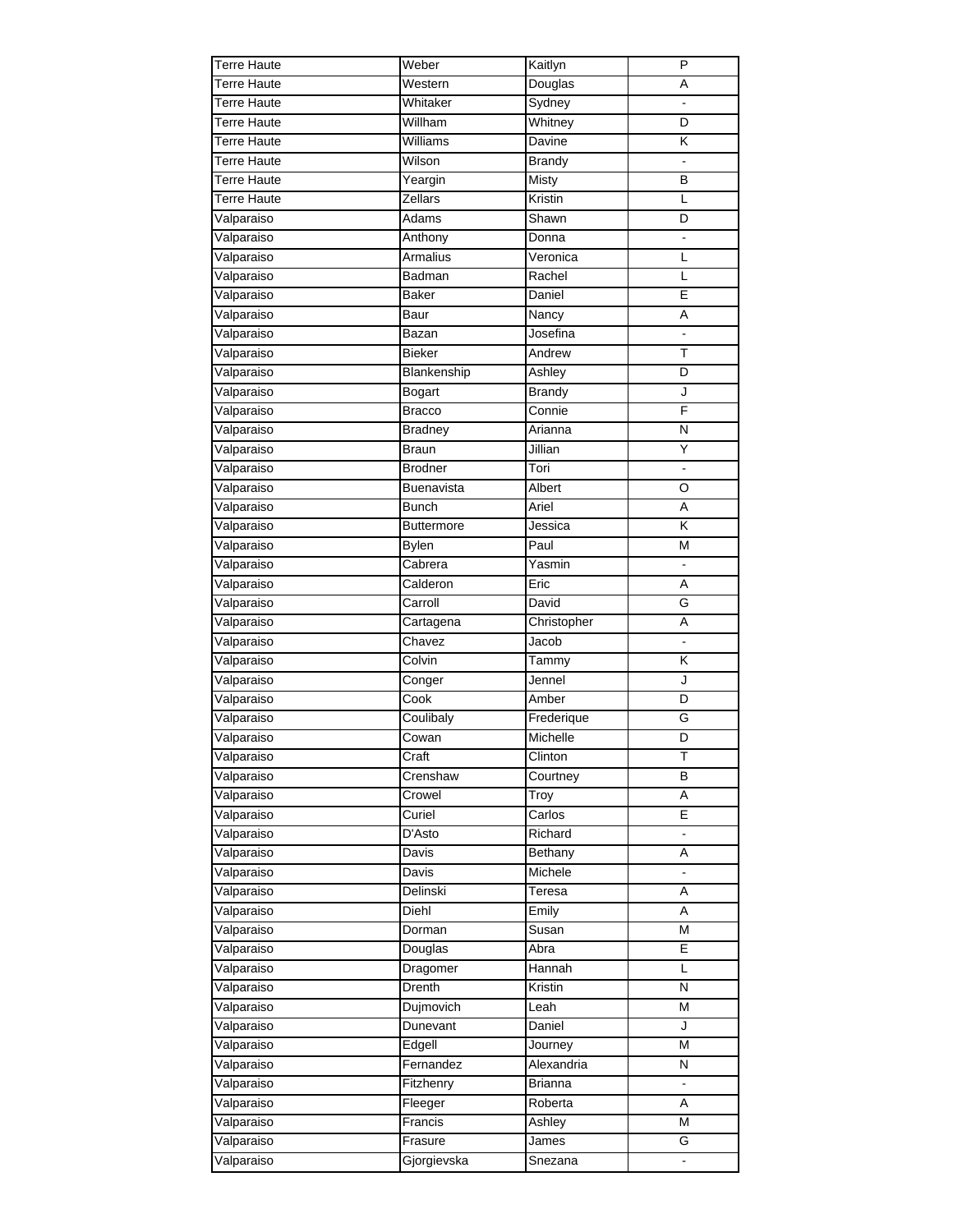| | | | |
|---|---|---|---|
| Terre Haute | Weber | Kaitlyn | P |
| Terre Haute | Western | Douglas | A |
| Terre Haute | Whitaker | Sydney | - |
| Terre Haute | Willham | Whitney | D |
| Terre Haute | Williams | Davine | K |
| Terre Haute | Wilson | Brandy | - |
| Terre Haute | Yeargin | Misty | B |
| Terre Haute | Zellars | Kristin | L |
| Valparaiso | Adams | Shawn | D |
| Valparaiso | Anthony | Donna | - |
| Valparaiso | Armalius | Veronica | L |
| Valparaiso | Badman | Rachel | L |
| Valparaiso | Baker | Daniel | E |
| Valparaiso | Baur | Nancy | A |
| Valparaiso | Bazan | Josefina | - |
| Valparaiso | Bieker | Andrew | T |
| Valparaiso | Blankenship | Ashley | D |
| Valparaiso | Bogart | Brandy | J |
| Valparaiso | Bracco | Connie | F |
| Valparaiso | Bradney | Arianna | N |
| Valparaiso | Braun | Jillian | Y |
| Valparaiso | Brodner | Tori | - |
| Valparaiso | Buenavista | Albert | O |
| Valparaiso | Bunch | Ariel | A |
| Valparaiso | Buttermore | Jessica | K |
| Valparaiso | Bylen | Paul | M |
| Valparaiso | Cabrera | Yasmin | - |
| Valparaiso | Calderon | Eric | A |
| Valparaiso | Carroll | David | G |
| Valparaiso | Cartagena | Christopher | A |
| Valparaiso | Chavez | Jacob | - |
| Valparaiso | Colvin | Tammy | K |
| Valparaiso | Conger | Jennel | J |
| Valparaiso | Cook | Amber | D |
| Valparaiso | Coulibaly | Frederique | G |
| Valparaiso | Cowan | Michelle | D |
| Valparaiso | Craft | Clinton | T |
| Valparaiso | Crenshaw | Courtney | B |
| Valparaiso | Crowel | Troy | A |
| Valparaiso | Curiel | Carlos | E |
| Valparaiso | D'Asto | Richard | - |
| Valparaiso | Davis | Bethany | A |
| Valparaiso | Davis | Michele | - |
| Valparaiso | Delinski | Teresa | A |
| Valparaiso | Diehl | Emily | A |
| Valparaiso | Dorman | Susan | M |
| Valparaiso | Douglas | Abra | E |
| Valparaiso | Dragomer | Hannah | L |
| Valparaiso | Drenth | Kristin | N |
| Valparaiso | Dujmovich | Leah | M |
| Valparaiso | Dunevant | Daniel | J |
| Valparaiso | Edgell | Journey | M |
| Valparaiso | Fernandez | Alexandria | N |
| Valparaiso | Fitzhenry | Brianna | - |
| Valparaiso | Fleeger | Roberta | A |
| Valparaiso | Francis | Ashley | M |
| Valparaiso | Frasure | James | G |
| Valparaiso | Gjorgievska | Snezana | - |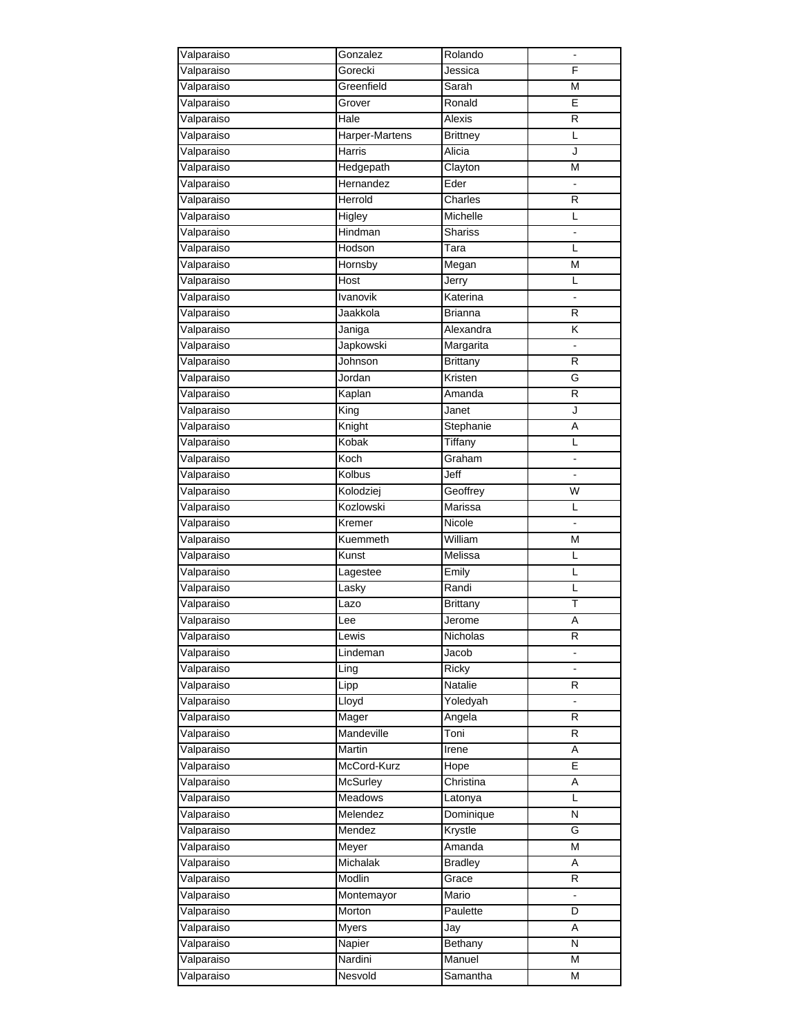| | | | |
|---|---|---|---|
| Valparaiso | Gonzalez | Rolando | - |
| Valparaiso | Gorecki | Jessica | F |
| Valparaiso | Greenfield | Sarah | M |
| Valparaiso | Grover | Ronald | E |
| Valparaiso | Hale | Alexis | R |
| Valparaiso | Harper-Martens | Brittney | L |
| Valparaiso | Harris | Alicia | J |
| Valparaiso | Hedgepath | Clayton | M |
| Valparaiso | Hernandez | Eder | - |
| Valparaiso | Herrold | Charles | R |
| Valparaiso | Higley | Michelle | L |
| Valparaiso | Hindman | Shariss | - |
| Valparaiso | Hodson | Tara | L |
| Valparaiso | Hornsby | Megan | M |
| Valparaiso | Host | Jerry | L |
| Valparaiso | Ivanovik | Katerina | - |
| Valparaiso | Jaakkola | Brianna | R |
| Valparaiso | Janiga | Alexandra | K |
| Valparaiso | Japkowski | Margarita | - |
| Valparaiso | Johnson | Brittany | R |
| Valparaiso | Jordan | Kristen | G |
| Valparaiso | Kaplan | Amanda | R |
| Valparaiso | King | Janet | J |
| Valparaiso | Knight | Stephanie | A |
| Valparaiso | Kobak | Tiffany | L |
| Valparaiso | Koch | Graham | - |
| Valparaiso | Kolbus | Jeff | - |
| Valparaiso | Kolodziej | Geoffrey | W |
| Valparaiso | Kozlowski | Marissa | L |
| Valparaiso | Kremer | Nicole | - |
| Valparaiso | Kuemmeth | William | M |
| Valparaiso | Kunst | Melissa | L |
| Valparaiso | Lagestee | Emily | L |
| Valparaiso | Lasky | Randi | L |
| Valparaiso | Lazo | Brittany | T |
| Valparaiso | Lee | Jerome | A |
| Valparaiso | Lewis | Nicholas | R |
| Valparaiso | Lindeman | Jacob | - |
| Valparaiso | Ling | Ricky | - |
| Valparaiso | Lipp | Natalie | R |
| Valparaiso | Lloyd | Yoledyah | - |
| Valparaiso | Mager | Angela | R |
| Valparaiso | Mandeville | Toni | R |
| Valparaiso | Martin | Irene | A |
| Valparaiso | McCord-Kurz | Hope | E |
| Valparaiso | McSurley | Christina | A |
| Valparaiso | Meadows | Latonya | L |
| Valparaiso | Melendez | Dominique | N |
| Valparaiso | Mendez | Krystle | G |
| Valparaiso | Meyer | Amanda | M |
| Valparaiso | Michalak | Bradley | A |
| Valparaiso | Modlin | Grace | R |
| Valparaiso | Montemayor | Mario | - |
| Valparaiso | Morton | Paulette | D |
| Valparaiso | Myers | Jay | A |
| Valparaiso | Napier | Bethany | N |
| Valparaiso | Nardini | Manuel | M |
| Valparaiso | Nesvold | Samantha | M |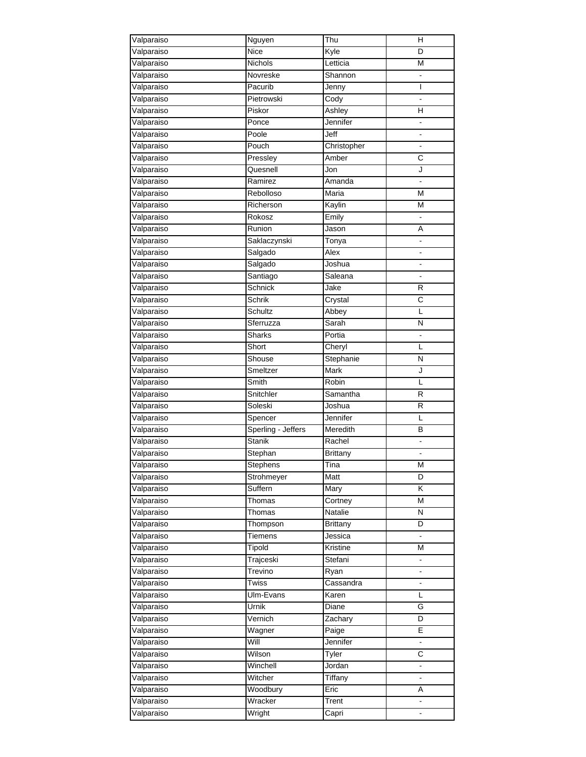| | | | |
|---|---|---|---|
| Valparaiso | Nguyen | Thu | H |
| Valparaiso | Nice | Kyle | D |
| Valparaiso | Nichols | Letticia | M |
| Valparaiso | Novreske | Shannon | - |
| Valparaiso | Pacurib | Jenny | I |
| Valparaiso | Pietrowski | Cody | - |
| Valparaiso | Piskor | Ashley | H |
| Valparaiso | Ponce | Jennifer | - |
| Valparaiso | Poole | Jeff | - |
| Valparaiso | Pouch | Christopher | - |
| Valparaiso | Pressley | Amber | C |
| Valparaiso | Quesnell | Jon | J |
| Valparaiso | Ramirez | Amanda | - |
| Valparaiso | Rebolloso | Maria | M |
| Valparaiso | Richerson | Kaylin | M |
| Valparaiso | Rokosz | Emily | - |
| Valparaiso | Runion | Jason | A |
| Valparaiso | Saklaczynski | Tonya | - |
| Valparaiso | Salgado | Alex | - |
| Valparaiso | Salgado | Joshua | - |
| Valparaiso | Santiago | Saleana | - |
| Valparaiso | Schnick | Jake | R |
| Valparaiso | Schrik | Crystal | C |
| Valparaiso | Schultz | Abbey | L |
| Valparaiso | Sferruzza | Sarah | N |
| Valparaiso | Sharks | Portia | - |
| Valparaiso | Short | Cheryl | L |
| Valparaiso | Shouse | Stephanie | N |
| Valparaiso | Smeltzer | Mark | J |
| Valparaiso | Smith | Robin | L |
| Valparaiso | Snitchler | Samantha | R |
| Valparaiso | Soleski | Joshua | R |
| Valparaiso | Spencer | Jennifer | L |
| Valparaiso | Sperling - Jeffers | Meredith | B |
| Valparaiso | Stanik | Rachel | - |
| Valparaiso | Stephan | Brittany | - |
| Valparaiso | Stephens | Tina | M |
| Valparaiso | Strohmeyer | Matt | D |
| Valparaiso | Suffern | Mary | K |
| Valparaiso | Thomas | Cortney | M |
| Valparaiso | Thomas | Natalie | N |
| Valparaiso | Thompson | Brittany | D |
| Valparaiso | Tiemens | Jessica | - |
| Valparaiso | Tipold | Kristine | M |
| Valparaiso | Trajceski | Stefani | - |
| Valparaiso | Trevino | Ryan | - |
| Valparaiso | Twiss | Cassandra | - |
| Valparaiso | Ulm-Evans | Karen | L |
| Valparaiso | Urnik | Diane | G |
| Valparaiso | Vernich | Zachary | D |
| Valparaiso | Wagner | Paige | E |
| Valparaiso | Will | Jennifer | - |
| Valparaiso | Wilson | Tyler | C |
| Valparaiso | Winchell | Jordan | - |
| Valparaiso | Witcher | Tiffany | - |
| Valparaiso | Woodbury | Eric | A |
| Valparaiso | Wracker | Trent | - |
| Valparaiso | Wright | Capri | - |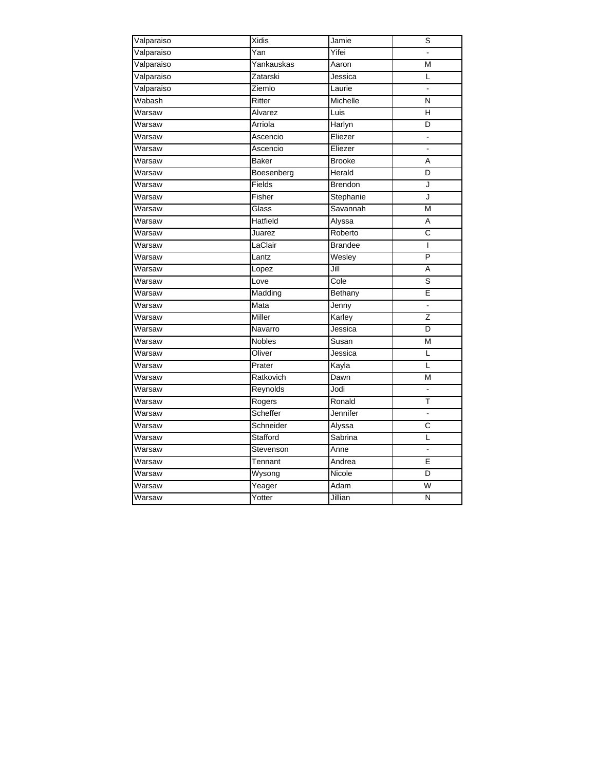| | | | |
|---|---|---|---|
| Valparaiso | Xidis | Jamie | S |
| Valparaiso | Yan | Yifei | - |
| Valparaiso | Yankauskas | Aaron | M |
| Valparaiso | Zatarski | Jessica | L |
| Valparaiso | Ziemlo | Laurie | - |
| Wabash | Ritter | Michelle | N |
| Warsaw | Alvarez | Luis | H |
| Warsaw | Arriola | Harlyn | D |
| Warsaw | Ascencio | Eliezer | - |
| Warsaw | Ascencio | Eliezer | - |
| Warsaw | Baker | Brooke | A |
| Warsaw | Boesenberg | Herald | D |
| Warsaw | Fields | Brendon | J |
| Warsaw | Fisher | Stephanie | J |
| Warsaw | Glass | Savannah | M |
| Warsaw | Hatfield | Alyssa | A |
| Warsaw | Juarez | Roberto | C |
| Warsaw | LaClair | Brandee | I |
| Warsaw | Lantz | Wesley | P |
| Warsaw | Lopez | Jill | A |
| Warsaw | Love | Cole | S |
| Warsaw | Madding | Bethany | E |
| Warsaw | Mata | Jenny | - |
| Warsaw | Miller | Karley | Z |
| Warsaw | Navarro | Jessica | D |
| Warsaw | Nobles | Susan | M |
| Warsaw | Oliver | Jessica | L |
| Warsaw | Prater | Kayla | L |
| Warsaw | Ratkovich | Dawn | M |
| Warsaw | Reynolds | Jodi | - |
| Warsaw | Rogers | Ronald | T |
| Warsaw | Scheffer | Jennifer | - |
| Warsaw | Schneider | Alyssa | C |
| Warsaw | Stafford | Sabrina | L |
| Warsaw | Stevenson | Anne | - |
| Warsaw | Tennant | Andrea | E |
| Warsaw | Wysong | Nicole | D |
| Warsaw | Yeager | Adam | W |
| Warsaw | Yotter | Jillian | N |